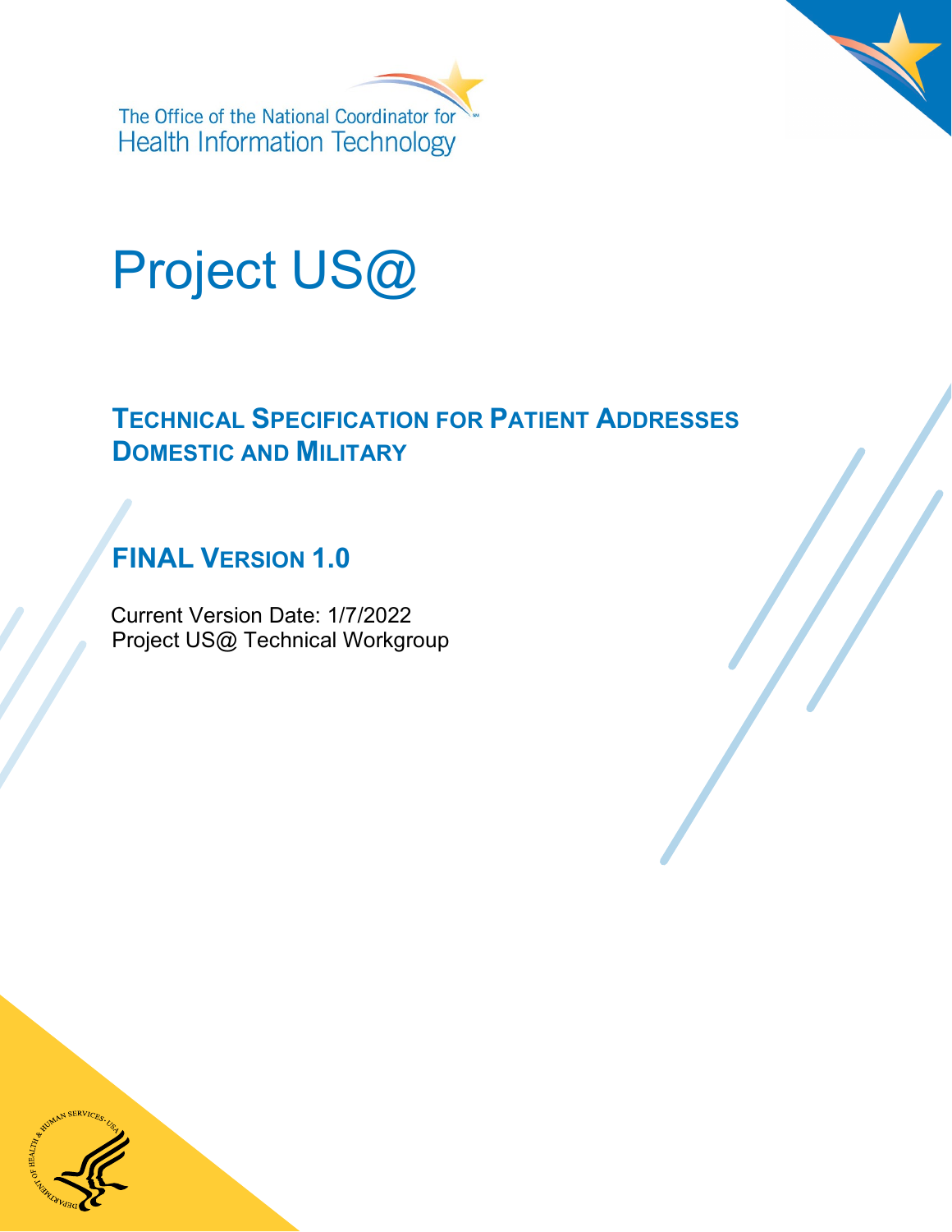The Office of the National Coordinator for Health Information Technology

# Project US@

## TECHNICAL SPECIFICATION FOR PATIENT ADDRESSES DOMESTIC AND MILITARY

### FINAL VERSION 1.0

Current Version Date: 1/7/2022

Project US@ Technical Workgroup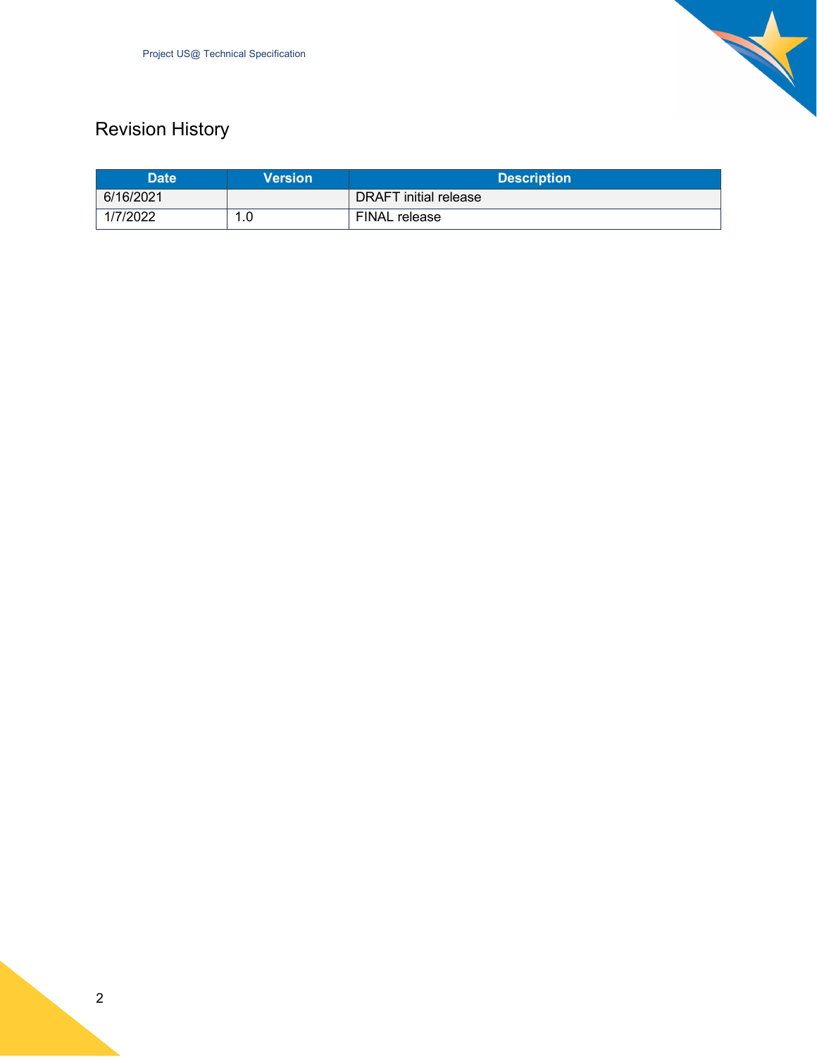# Revision History

| Date | Version | Description |
| --- | --- | --- |
| 6/16/2021 | | DRAFT initial release |
| 1/7/2022 | 1.0 | FINAL release |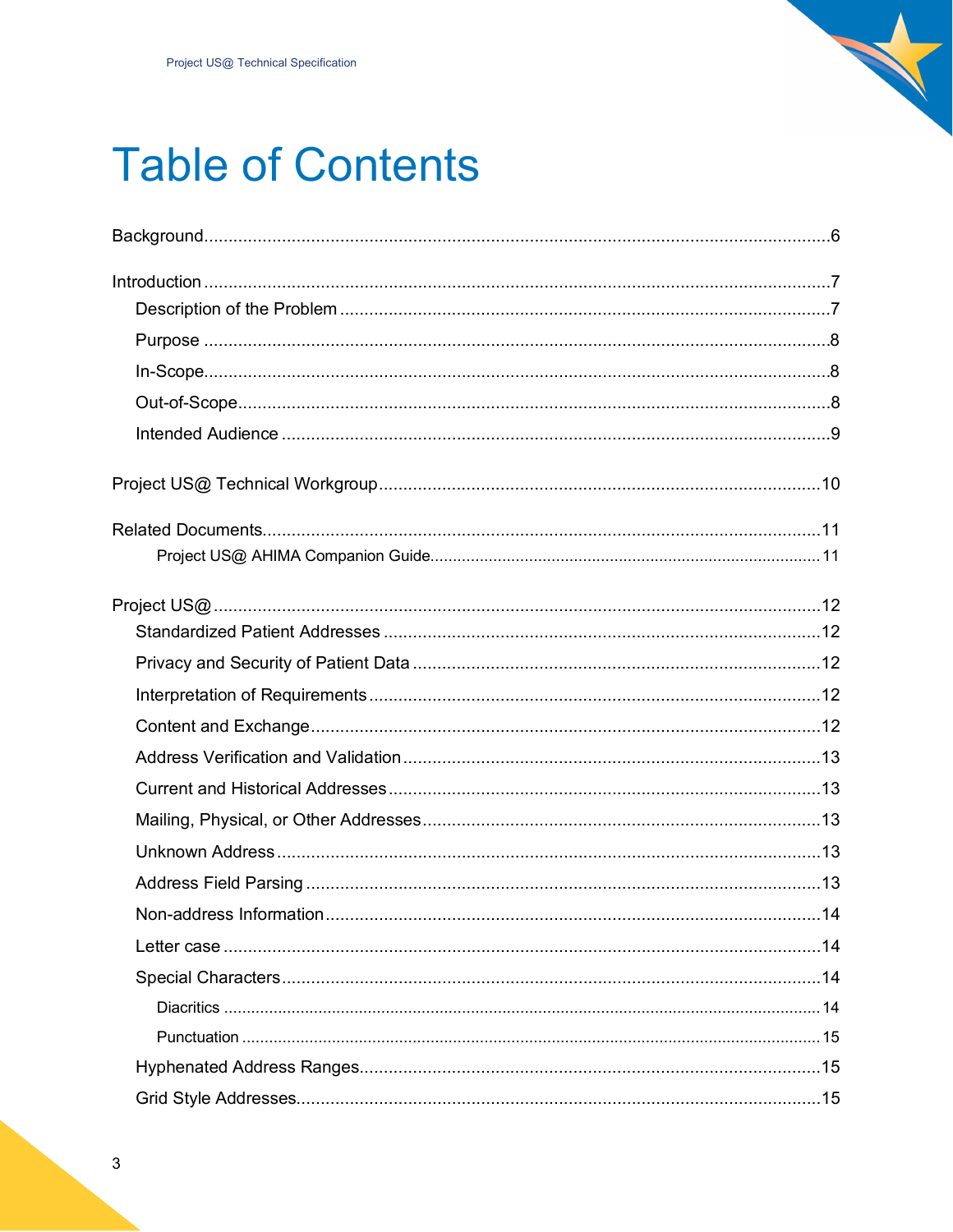# Table of Contents

Background ........................................................................................................................ 6

Introduction ........................................................................................................................ 7

- Description of the Problem ............................................................................................ 7
- Purpose ........................................................................................................................ 8
- In-Scope ........................................................................................................................ 8
- Out-of-Scope ................................................................................................................. 8
- Intended Audience ......................................................................................................... 9

Project US@ Technical Workgroup .................................................................................. 10

Related Documents ......................................................................................................... 11

- Project US@ AHIMA Companion Guide ............................................................................. 11

Project US@ ...................................................................................................................... 12

- Standardized Patient Addresses .................................................................................... 12
- Privacy and Security of Patient Data ............................................................................. 12
- Interpretation of Requirements ..................................................................................... 12
- Content and Exchange .................................................................................................. 12
- Address Verification and Validation .............................................................................. 13
- Current and Historical Addresses .................................................................................. 13
- Mailing, Physical, or Other Addresses ........................................................................... 13
- Unknown Address ......................................................................................................... 13
- Address Field Parsing ................................................................................................... 13
- Non-address Information .............................................................................................. 14
- Letter case .................................................................................................................... 14
- Special Characters ........................................................................................................ 14
  - Diacritics ................................................................................................................. 14
  - Punctuation ............................................................................................................. 15
- Hyphenated Address Ranges ......................................................................................... 15
- Grid Style Addresses ..................................................................................................... 15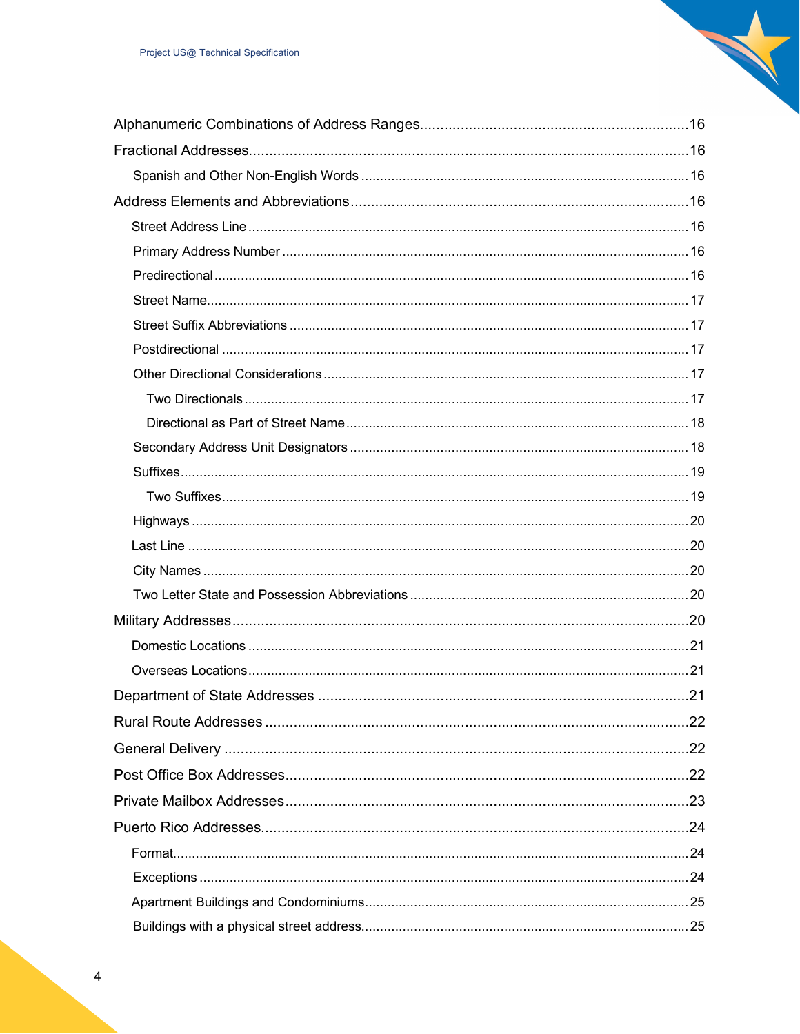Alphanumeric Combinations of Address Ranges.....16

Fractional Addresses.....16

- Spanish and Other Non-English Words.....16

Address Elements and Abbreviations.....16

- Street Address Line.....16
- Primary Address Number.....16
- Predirectional.....16
- Street Name.....17
- Street Suffix Abbreviations.....17
- Postdirectional.....17
- Other Directional Considerations.....17
  - Two Directionals.....17
  - Directional as Part of Street Name.....18
- Secondary Address Unit Designators.....18
- Suffixes.....19
  - Two Suffixes.....19
- Highways.....20
- Last Line.....20
- City Names.....20
- Two Letter State and Possession Abbreviations.....20

Military Addresses.....20

- Domestic Locations.....21
- Overseas Locations.....21

Department of State Addresses.....21

Rural Route Addresses.....22

General Delivery.....22

Post Office Box Addresses.....22

Private Mailbox Addresses.....23

Puerto Rico Addresses.....24

- Format.....24
- Exceptions.....24
- Apartment Buildings and Condominiums.....25
- Buildings with a physical street address.....25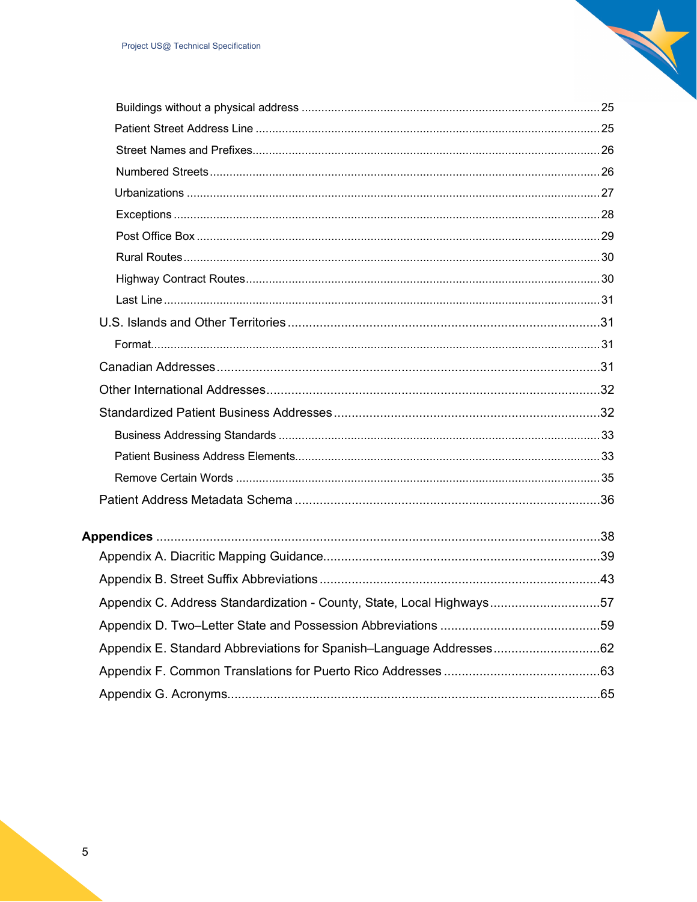- Buildings without a physical address ... 25
- Patient Street Address Line ... 25
- Street Names and Prefixes ... 26
- Numbered Streets ... 26
- Urbanizations ... 27
- Exceptions ... 28
- Post Office Box ... 29
- Rural Routes ... 30
- Highway Contract Routes ... 30
- Last Line ... 31

U.S. Islands and Other Territories ... 31

- Format ... 31

Canadian Addresses ... 31

Other International Addresses ... 32

Standardized Patient Business Addresses ... 32

- Business Addressing Standards ... 33
- Patient Business Address Elements ... 33
- Remove Certain Words ... 35

Patient Address Metadata Schema ... 36

**Appendices** ... 38

Appendix A. Diacritic Mapping Guidance ... 39

Appendix B. Street Suffix Abbreviations ... 43

Appendix C. Address Standardization - County, State, Local Highways ... 57

Appendix D. Two–Letter State and Possession Abbreviations ... 59

Appendix E. Standard Abbreviations for Spanish–Language Addresses ... 62

Appendix F. Common Translations for Puerto Rico Addresses ... 63

Appendix G. Acronyms ... 65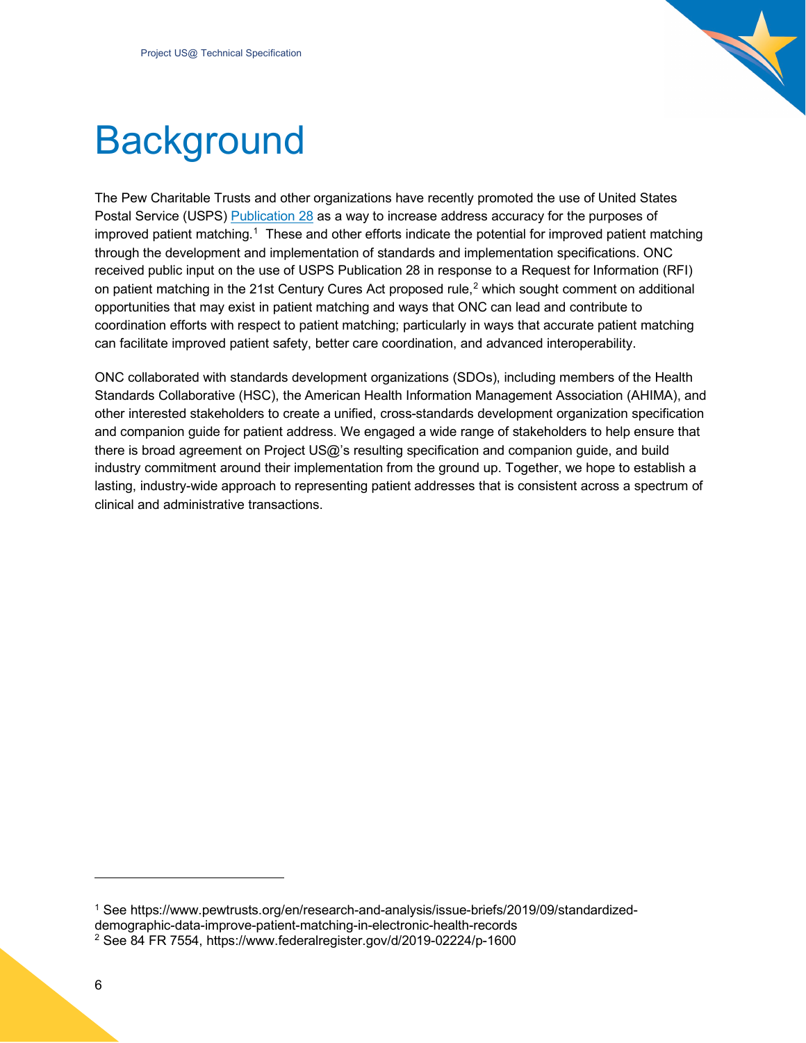# Background

The Pew Charitable Trusts and other organizations have recently promoted the use of United States Postal Service (USPS) Publication 28 as a way to increase address accuracy for the purposes of improved patient matching.[1] These and other efforts indicate the potential for improved patient matching through the development and implementation of standards and implementation specifications. ONC received public input on the use of USPS Publication 28 in response to a Request for Information (RFI) on patient matching in the 21st Century Cures Act proposed rule,[2] which sought comment on additional opportunities that may exist in patient matching and ways that ONC can lead and contribute to coordination efforts with respect to patient matching; particularly in ways that accurate patient matching can facilitate improved patient safety, better care coordination, and advanced interoperability.

ONC collaborated with standards development organizations (SDOs), including members of the Health Standards Collaborative (HSC), the American Health Information Management Association (AHIMA), and other interested stakeholders to create a unified, cross-standards development organization specification and companion guide for patient address. We engaged a wide range of stakeholders to help ensure that there is broad agreement on Project US@'s resulting specification and companion guide, and build industry commitment around their implementation from the ground up. Together, we hope to establish a lasting, industry-wide approach to representing patient addresses that is consistent across a spectrum of clinical and administrative transactions.

---

[1] See https://www.pewtrusts.org/en/research-and-analysis/issue-briefs/2019/09/standardized-demographic-data-improve-patient-matching-in-electronic-health-records

[2] See 84 FR 7554, https://www.federalregister.gov/d/2019-02224/p-1600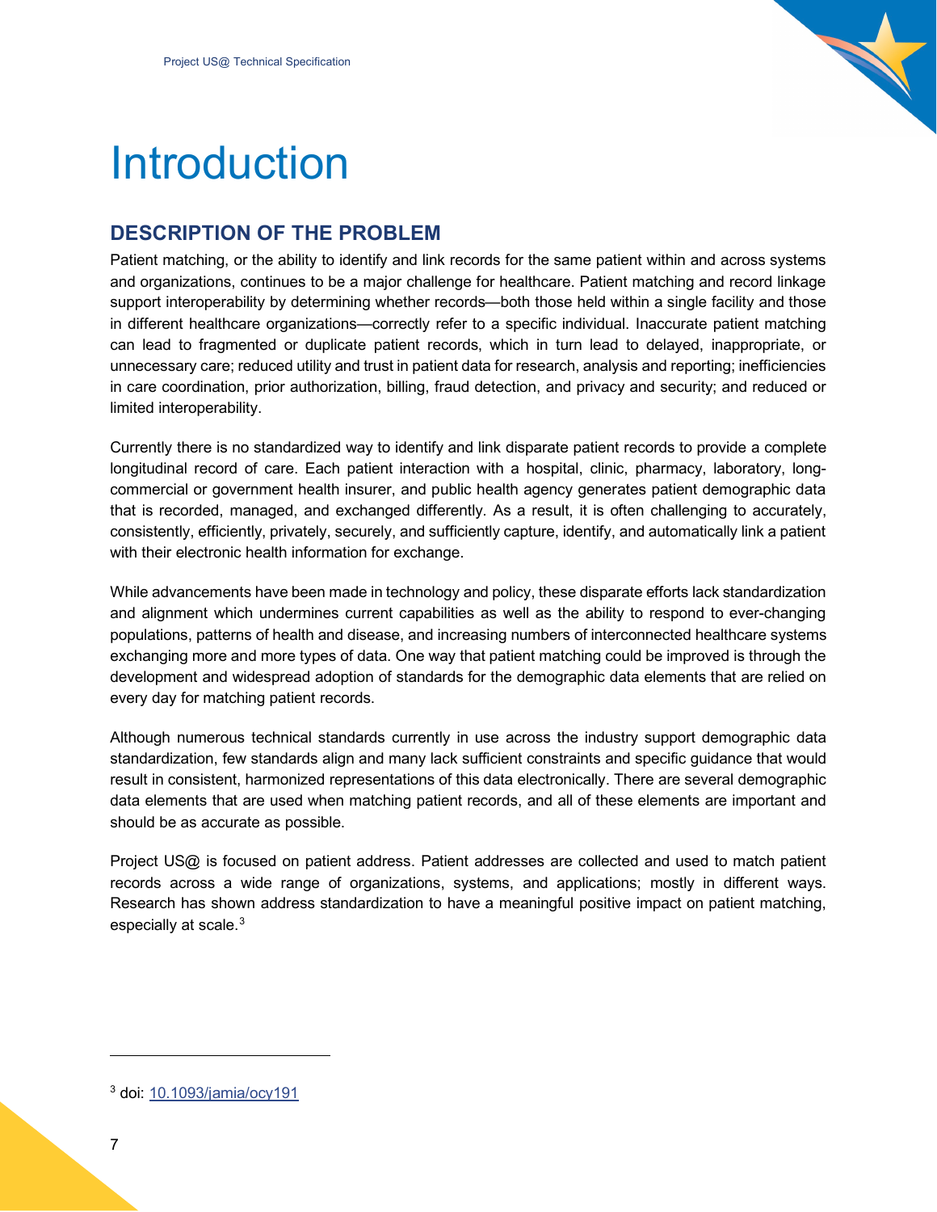# Introduction

## DESCRIPTION OF THE PROBLEM

Patient matching, or the ability to identify and link records for the same patient within and across systems and organizations, continues to be a major challenge for healthcare. Patient matching and record linkage support interoperability by determining whether records—both those held within a single facility and those in different healthcare organizations—correctly refer to a specific individual. Inaccurate patient matching can lead to fragmented or duplicate patient records, which in turn lead to delayed, inappropriate, or unnecessary care; reduced utility and trust in patient data for research, analysis and reporting; inefficiencies in care coordination, prior authorization, billing, fraud detection, and privacy and security; and reduced or limited interoperability.

Currently there is no standardized way to identify and link disparate patient records to provide a complete longitudinal record of care. Each patient interaction with a hospital, clinic, pharmacy, laboratory, long-commercial or government health insurer, and public health agency generates patient demographic data that is recorded, managed, and exchanged differently. As a result, it is often challenging to accurately, consistently, efficiently, privately, securely, and sufficiently capture, identify, and automatically link a patient with their electronic health information for exchange.

While advancements have been made in technology and policy, these disparate efforts lack standardization and alignment which undermines current capabilities as well as the ability to respond to ever-changing populations, patterns of health and disease, and increasing numbers of interconnected healthcare systems exchanging more and more types of data. One way that patient matching could be improved is through the development and widespread adoption of standards for the demographic data elements that are relied on every day for matching patient records.

Although numerous technical standards currently in use across the industry support demographic data standardization, few standards align and many lack sufficient constraints and specific guidance that would result in consistent, harmonized representations of this data electronically. There are several demographic data elements that are used when matching patient records, and all of these elements are important and should be as accurate as possible.

Project US@ is focused on patient address. Patient addresses are collected and used to match patient records across a wide range of organizations, systems, and applications; mostly in different ways. Research has shown address standardization to have a meaningful positive impact on patient matching, especially at scale.[3]

---

[3] doi: 10.1093/jamia/ocy191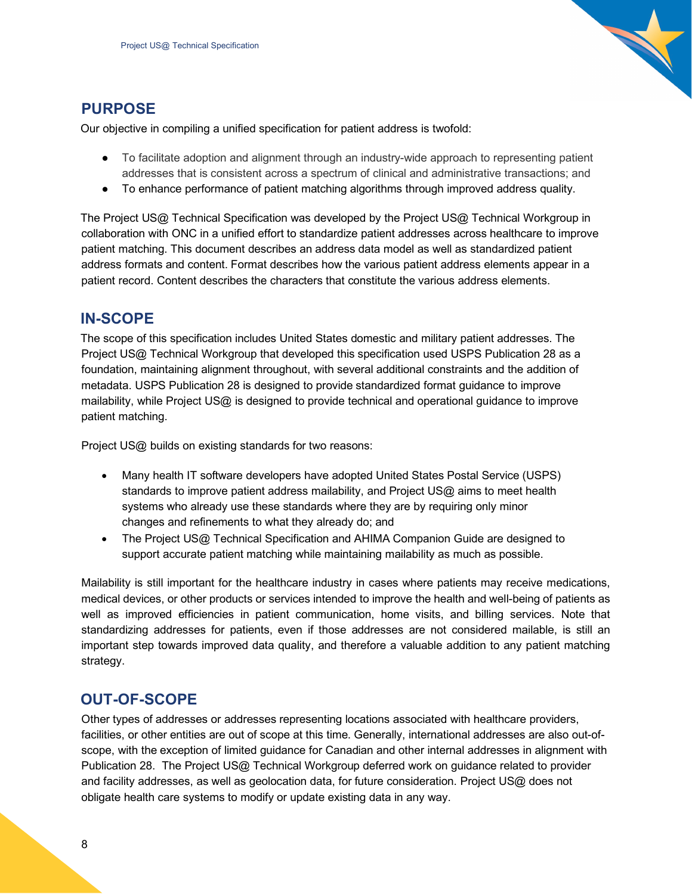## PURPOSE

Our objective in compiling a unified specification for patient address is twofold:

- To facilitate adoption and alignment through an industry-wide approach to representing patient addresses that is consistent across a spectrum of clinical and administrative transactions; and
- To enhance performance of patient matching algorithms through improved address quality.

The Project US@ Technical Specification was developed by the Project US@ Technical Workgroup in collaboration with ONC in a unified effort to standardize patient addresses across healthcare to improve patient matching. This document describes an address data model as well as standardized patient address formats and content. Format describes how the various patient address elements appear in a patient record. Content describes the characters that constitute the various address elements.

## IN-SCOPE

The scope of this specification includes United States domestic and military patient addresses. The Project US@ Technical Workgroup that developed this specification used USPS Publication 28 as a foundation, maintaining alignment throughout, with several additional constraints and the addition of metadata. USPS Publication 28 is designed to provide standardized format guidance to improve mailability, while Project US@ is designed to provide technical and operational guidance to improve patient matching.

Project US@ builds on existing standards for two reasons:

- Many health IT software developers have adopted United States Postal Service (USPS) standards to improve patient address mailability, and Project US@ aims to meet health systems who already use these standards where they are by requiring only minor changes and refinements to what they already do; and
- The Project US@ Technical Specification and AHIMA Companion Guide are designed to support accurate patient matching while maintaining mailability as much as possible.

Mailability is still important for the healthcare industry in cases where patients may receive medications, medical devices, or other products or services intended to improve the health and well-being of patients as well as improved efficiencies in patient communication, home visits, and billing services. Note that standardizing addresses for patients, even if those addresses are not considered mailable, is still an important step towards improved data quality, and therefore a valuable addition to any patient matching strategy.

## OUT-OF-SCOPE

Other types of addresses or addresses representing locations associated with healthcare providers, facilities, or other entities are out of scope at this time. Generally, international addresses are also out-of-scope, with the exception of limited guidance for Canadian and other internal addresses in alignment with Publication 28. The Project US@ Technical Workgroup deferred work on guidance related to provider and facility addresses, as well as geolocation data, for future consideration. Project US@ does not obligate health care systems to modify or update existing data in any way.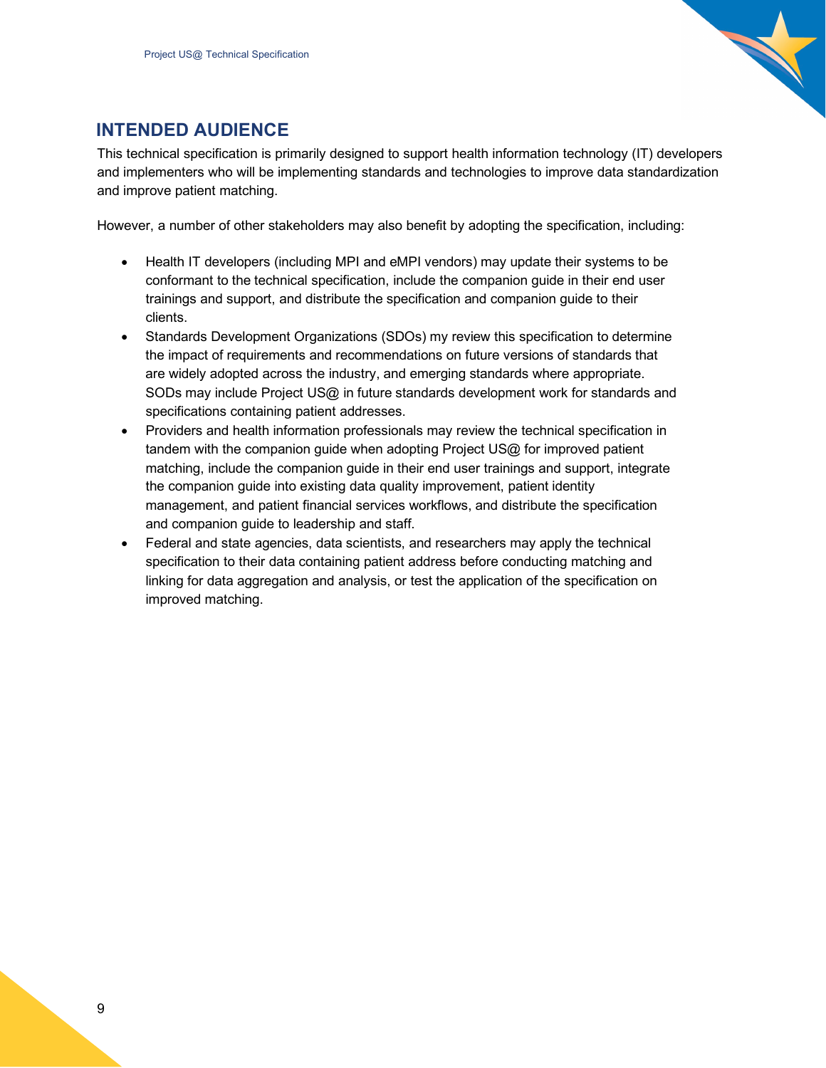## INTENDED AUDIENCE

This technical specification is primarily designed to support health information technology (IT) developers and implementers who will be implementing standards and technologies to improve data standardization and improve patient matching.

However, a number of other stakeholders may also benefit by adopting the specification, including:

- Health IT developers (including MPI and eMPI vendors) may update their systems to be conformant to the technical specification, include the companion guide in their end user trainings and support, and distribute the specification and companion guide to their clients.
- Standards Development Organizations (SDOs) my review this specification to determine the impact of requirements and recommendations on future versions of standards that are widely adopted across the industry, and emerging standards where appropriate. SODs may include Project US@ in future standards development work for standards and specifications containing patient addresses.
- Providers and health information professionals may review the technical specification in tandem with the companion guide when adopting Project US@ for improved patient matching, include the companion guide in their end user trainings and support, integrate the companion guide into existing data quality improvement, patient identity management, and patient financial services workflows, and distribute the specification and companion guide to leadership and staff.
- Federal and state agencies, data scientists, and researchers may apply the technical specification to their data containing patient address before conducting matching and linking for data aggregation and analysis, or test the application of the specification on improved matching.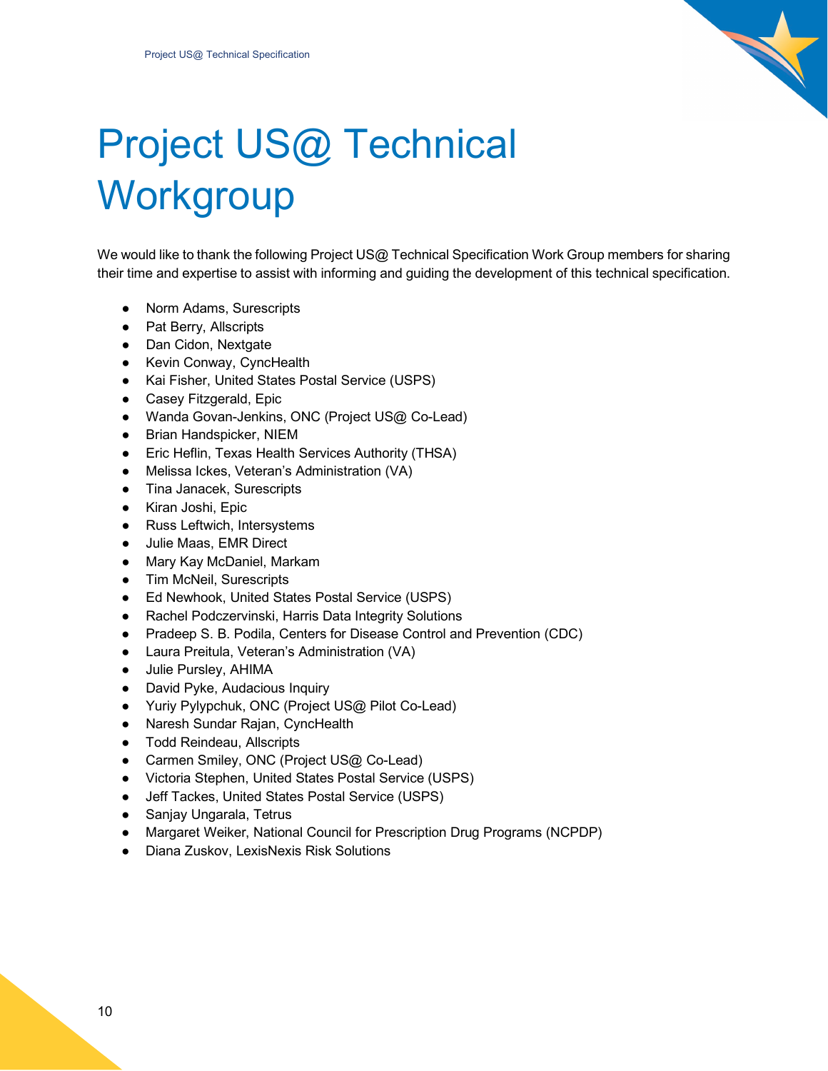# Project US@ Technical Workgroup

We would like to thank the following Project US@ Technical Specification Work Group members for sharing their time and expertise to assist with informing and guiding the development of this technical specification.

- Norm Adams, Surescripts
- Pat Berry, Allscripts
- Dan Cidon, Nextgate
- Kevin Conway, CyncHealth
- Kai Fisher, United States Postal Service (USPS)
- Casey Fitzgerald, Epic
- Wanda Govan-Jenkins, ONC (Project US@ Co-Lead)
- Brian Handspicker, NIEM
- Eric Heflin, Texas Health Services Authority (THSA)
- Melissa Ickes, Veteran's Administration (VA)
- Tina Janacek, Surescripts
- Kiran Joshi, Epic
- Russ Leftwich, Intersystems
- Julie Maas, EMR Direct
- Mary Kay McDaniel, Markam
- Tim McNeil, Surescripts
- Ed Newhook, United States Postal Service (USPS)
- Rachel Podczervinski, Harris Data Integrity Solutions
- Pradeep S. B. Podila, Centers for Disease Control and Prevention (CDC)
- Laura Preitula, Veteran's Administration (VA)
- Julie Pursley, AHIMA
- David Pyke, Audacious Inquiry
- Yuriy Pylypchuk, ONC (Project US@ Pilot Co-Lead)
- Naresh Sundar Rajan, CyncHealth
- Todd Reindeau, Allscripts
- Carmen Smiley, ONC (Project US@ Co-Lead)
- Victoria Stephen, United States Postal Service (USPS)
- Jeff Tackes, United States Postal Service (USPS)
- Sanjay Ungarala, Tetrus
- Margaret Weiker, National Council for Prescription Drug Programs (NCPDP)
- Diana Zuskov, LexisNexis Risk Solutions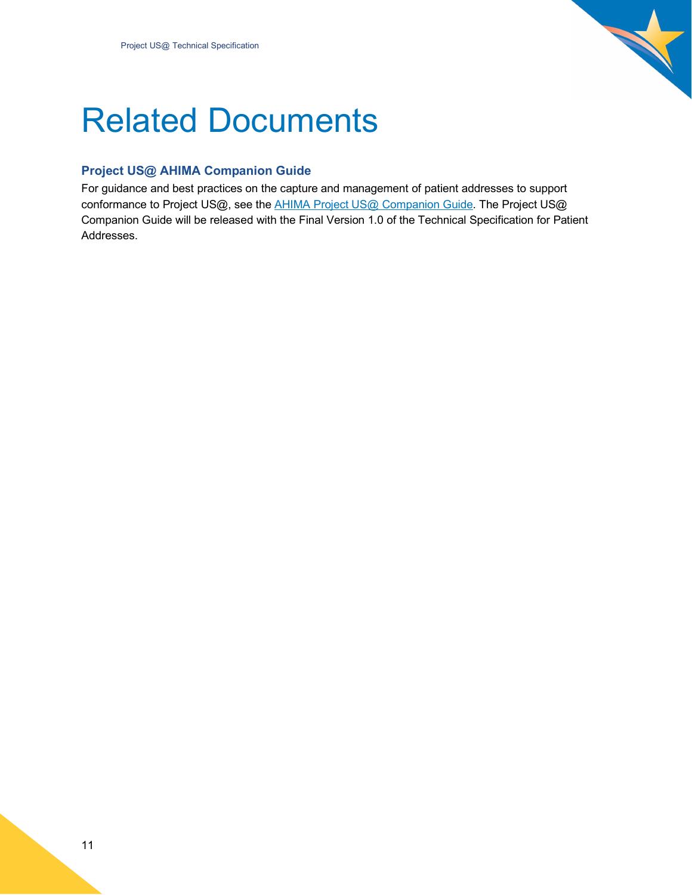# Related Documents

### Project US@ AHIMA Companion Guide

For guidance and best practices on the capture and management of patient addresses to support conformance to Project US@, see the AHIMA Project US@ Companion Guide. The Project US@ Companion Guide will be released with the Final Version 1.0 of the Technical Specification for Patient Addresses.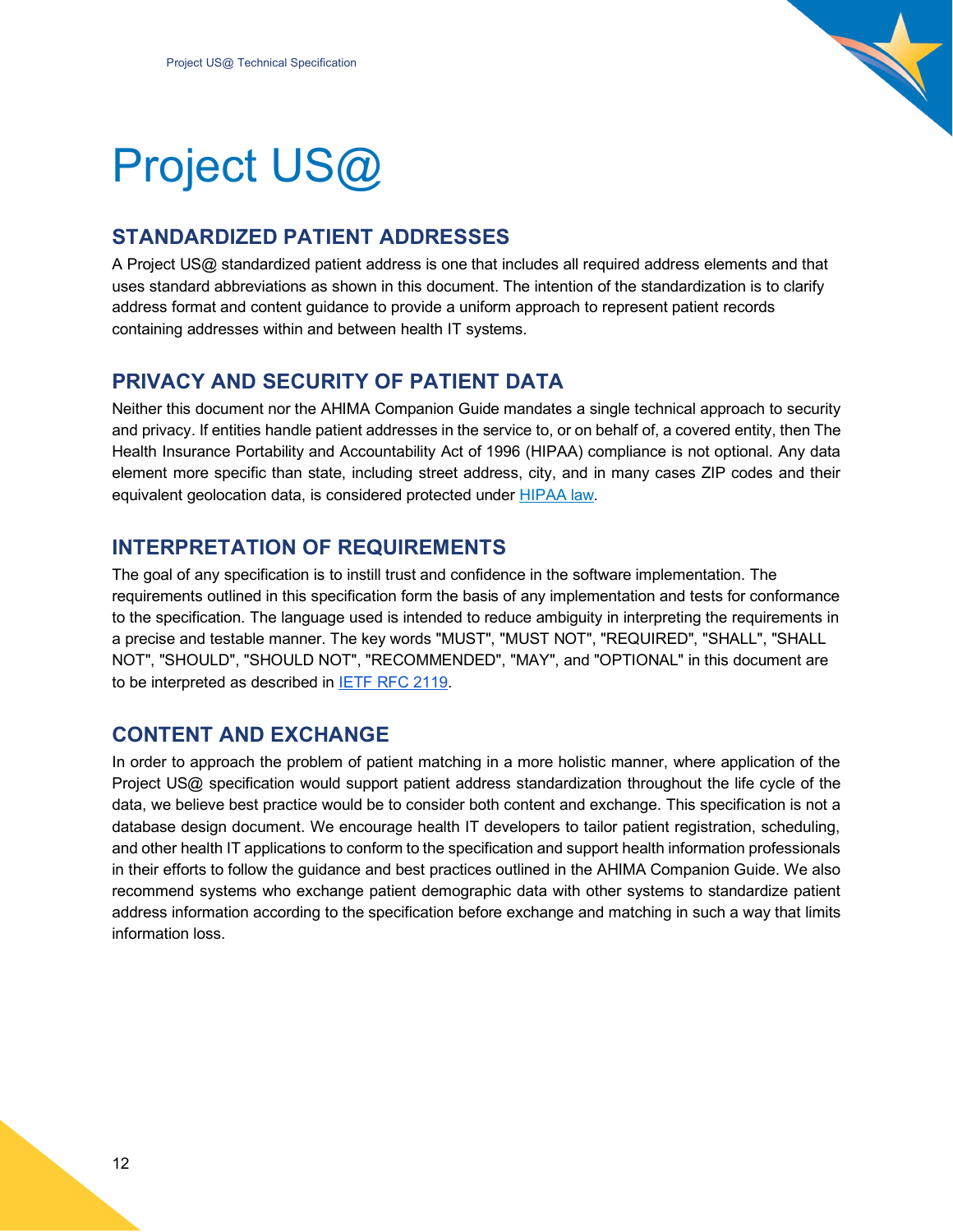# Project US@

## STANDARDIZED PATIENT ADDRESSES

A Project US@ standardized patient address is one that includes all required address elements and that uses standard abbreviations as shown in this document. The intention of the standardization is to clarify address format and content guidance to provide a uniform approach to represent patient records containing addresses within and between health IT systems.

## PRIVACY AND SECURITY OF PATIENT DATA

Neither this document nor the AHIMA Companion Guide mandates a single technical approach to security and privacy. If entities handle patient addresses in the service to, or on behalf of, a covered entity, then The Health Insurance Portability and Accountability Act of 1996 (HIPAA) compliance is not optional. Any data element more specific than state, including street address, city, and in many cases ZIP codes and their equivalent geolocation data, is considered protected under [HIPAA law](https://www.hhs.gov/hipaa).

## INTERPRETATION OF REQUIREMENTS

The goal of any specification is to instill trust and confidence in the software implementation. The requirements outlined in this specification form the basis of any implementation and tests for conformance to the specification. The language used is intended to reduce ambiguity in interpreting the requirements in a precise and testable manner. The key words "MUST", "MUST NOT", "REQUIRED", "SHALL", "SHALL NOT", "SHOULD", "SHOULD NOT", "RECOMMENDED", "MAY", and "OPTIONAL" in this document are to be interpreted as described in [IETF RFC 2119](https://www.ietf.org/rfc/rfc2119.txt).

## CONTENT AND EXCHANGE

In order to approach the problem of patient matching in a more holistic manner, where application of the Project US@ specification would support patient address standardization throughout the life cycle of the data, we believe best practice would be to consider both content and exchange. This specification is not a database design document. We encourage health IT developers to tailor patient registration, scheduling, and other health IT applications to conform to the specification and support health information professionals in their efforts to follow the guidance and best practices outlined in the AHIMA Companion Guide. We also recommend systems who exchange patient demographic data with other systems to standardize patient address information according to the specification before exchange and matching in such a way that limits information loss.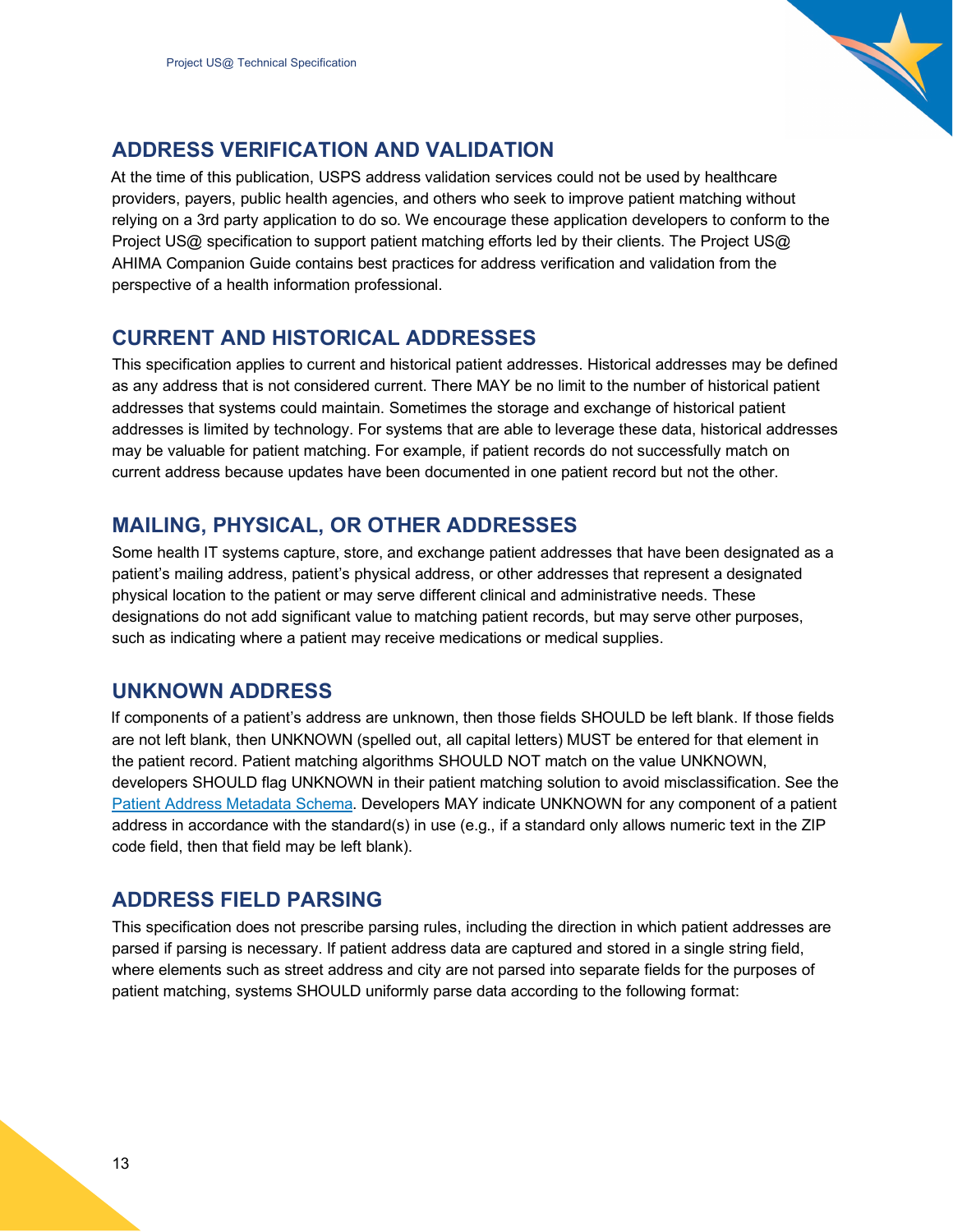## ADDRESS VERIFICATION AND VALIDATION

At the time of this publication, USPS address validation services could not be used by healthcare providers, payers, public health agencies, and others who seek to improve patient matching without relying on a 3rd party application to do so. We encourage these application developers to conform to the Project US@ specification to support patient matching efforts led by their clients. The Project US@ AHIMA Companion Guide contains best practices for address verification and validation from the perspective of a health information professional.

## CURRENT AND HISTORICAL ADDRESSES

This specification applies to current and historical patient addresses. Historical addresses may be defined as any address that is not considered current. There MAY be no limit to the number of historical patient addresses that systems could maintain. Sometimes the storage and exchange of historical patient addresses is limited by technology. For systems that are able to leverage these data, historical addresses may be valuable for patient matching. For example, if patient records do not successfully match on current address because updates have been documented in one patient record but not the other.

## MAILING, PHYSICAL, OR OTHER ADDRESSES

Some health IT systems capture, store, and exchange patient addresses that have been designated as a patient's mailing address, patient's physical address, or other addresses that represent a designated physical location to the patient or may serve different clinical and administrative needs. These designations do not add significant value to matching patient records, but may serve other purposes, such as indicating where a patient may receive medications or medical supplies.

## UNKNOWN ADDRESS

If components of a patient's address are unknown, then those fields SHOULD be left blank. If those fields are not left blank, then UNKNOWN (spelled out, all capital letters) MUST be entered for that element in the patient record. Patient matching algorithms SHOULD NOT match on the value UNKNOWN, developers SHOULD flag UNKNOWN in their patient matching solution to avoid misclassification. See the [Patient Address Metadata Schema](). Developers MAY indicate UNKNOWN for any component of a patient address in accordance with the standard(s) in use (e.g., if a standard only allows numeric text in the ZIP code field, then that field may be left blank).

## ADDRESS FIELD PARSING

This specification does not prescribe parsing rules, including the direction in which patient addresses are parsed if parsing is necessary. If patient address data are captured and stored in a single string field, where elements such as street address and city are not parsed into separate fields for the purposes of patient matching, systems SHOULD uniformly parse data according to the following format: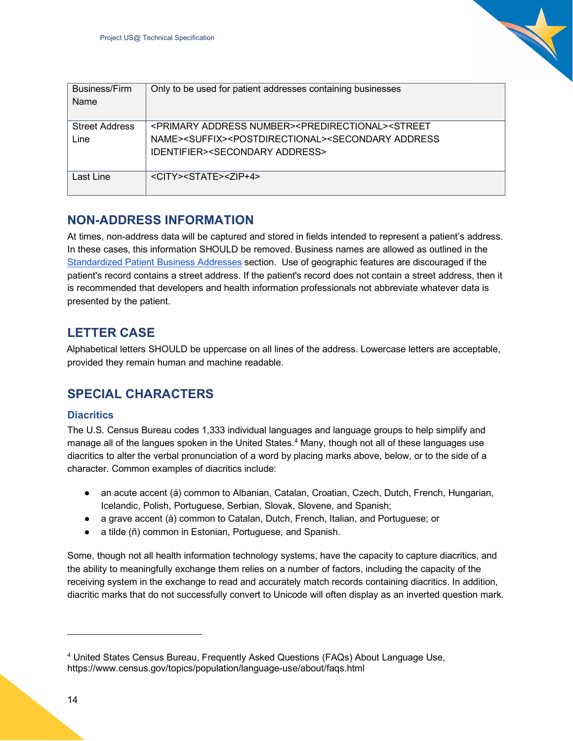| Business/Firm Name | Only to be used for patient addresses containing businesses |
|---|---|
| Street Address Line | <PRIMARY ADDRESS NUMBER><PREDIRECTIONAL><STREET NAME><SUFFIX><POSTDIRECTIONAL><SECONDARY ADDRESS IDENTIFIER><SECONDARY ADDRESS> |
| Last Line | <CITY><STATE><ZIP+4> |

## NON-ADDRESS INFORMATION

At times, non-address data will be captured and stored in fields intended to represent a patient's address. In these cases, this information SHOULD be removed. Business names are allowed as outlined in the Standardized Patient Business Addresses section. Use of geographic features are discouraged if the patient's record contains a street address. If the patient's record does not contain a street address, then it is recommended that developers and health information professionals not abbreviate whatever data is presented by the patient.

## LETTER CASE

Alphabetical letters SHOULD be uppercase on all lines of the address. Lowercase letters are acceptable, provided they remain human and machine readable.

## SPECIAL CHARACTERS

### Diacritics

The U.S. Census Bureau codes 1,333 individual languages and language groups to help simplify and manage all of the langues spoken in the United States.[4] Many, though not all of these languages use diacritics to alter the verbal pronunciation of a word by placing marks above, below, or to the side of a character. Common examples of diacritics include:

- an acute accent (á) common to Albanian, Catalan, Croatian, Czech, Dutch, French, Hungarian, Icelandic, Polish, Portuguese, Serbian, Slovak, Slovene, and Spanish;
- a grave accent (à) common to Catalan, Dutch, French, Italian, and Portuguese; or
- a tilde (ñ) common in Estonian, Portuguese, and Spanish.

Some, though not all health information technology systems, have the capacity to capture diacritics, and the ability to meaningfully exchange them relies on a number of factors, including the capacity of the receiving system in the exchange to read and accurately match records containing diacritics. In addition, diacritic marks that do not successfully convert to Unicode will often display as an inverted question mark.

---

[4] United States Census Bureau, Frequently Asked Questions (FAQs) About Language Use, https://www.census.gov/topics/population/language-use/about/faqs.html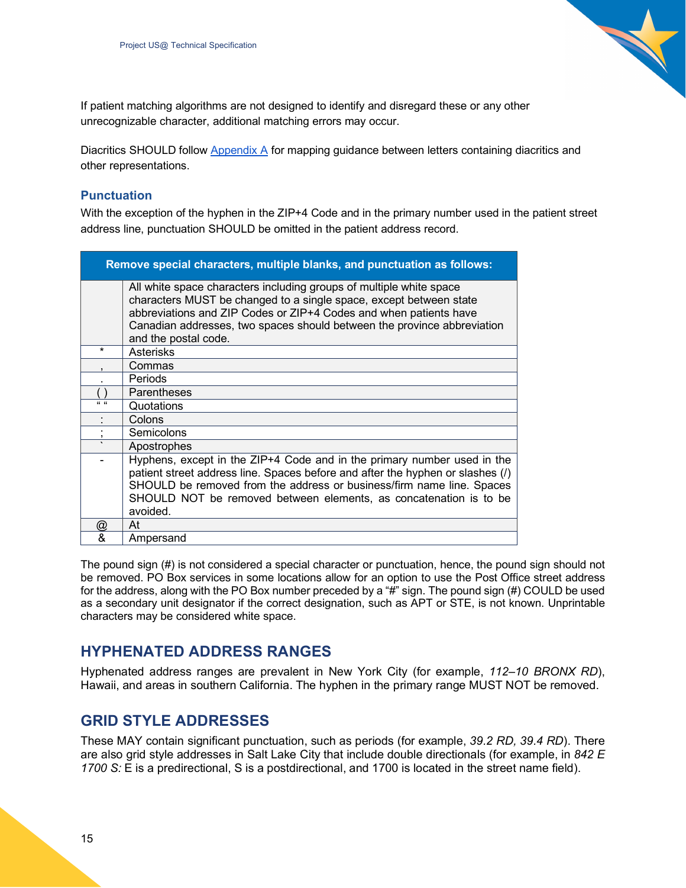If patient matching algorithms are not designed to identify and disregard these or any other unrecognizable character, additional matching errors may occur.

Diacritics SHOULD follow Appendix A for mapping guidance between letters containing diacritics and other representations.

### Punctuation

With the exception of the hyphen in the ZIP+4 Code and in the primary number used in the patient street address line, punctuation SHOULD be omitted in the patient address record.

| Remove special characters, multiple blanks, and punctuation as follows: | |
|---|---|
| | All white space characters including groups of multiple white space characters MUST be changed to a single space, except between state abbreviations and ZIP Codes or ZIP+4 Codes and when patients have Canadian addresses, two spaces should between the province abbreviation and the postal code. |
| * | Asterisks |
| , | Commas |
| . | Periods |
| ( ) | Parentheses |
| “ “ | Quotations |
| : | Colons |
| ; | Semicolons |
| ` | Apostrophes |
| - | Hyphens, except in the ZIP+4 Code and in the primary number used in the patient street address line. Spaces before and after the hyphen or slashes (/) SHOULD be removed from the address or business/firm name line. Spaces SHOULD NOT be removed between elements, as concatenation is to be avoided. |
| @ | At |
| & | Ampersand |

The pound sign (#) is not considered a special character or punctuation, hence, the pound sign should not be removed. PO Box services in some locations allow for an option to use the Post Office street address for the address, along with the PO Box number preceded by a “#” sign. The pound sign (#) COULD be used as a secondary unit designator if the correct designation, such as APT or STE, is not known. Unprintable characters may be considered white space.

## HYPHENATED ADDRESS RANGES

Hyphenated address ranges are prevalent in New York City (for example, *112–10 BRONX RD*), Hawaii, and areas in southern California. The hyphen in the primary range MUST NOT be removed.

## GRID STYLE ADDRESSES

These MAY contain significant punctuation, such as periods (for example, *39.2 RD, 39.4 RD*). There are also grid style addresses in Salt Lake City that include double directionals (for example, in *842 E 1700 S:* E is a predirectional, S is a postdirectional, and 1700 is located in the street name field).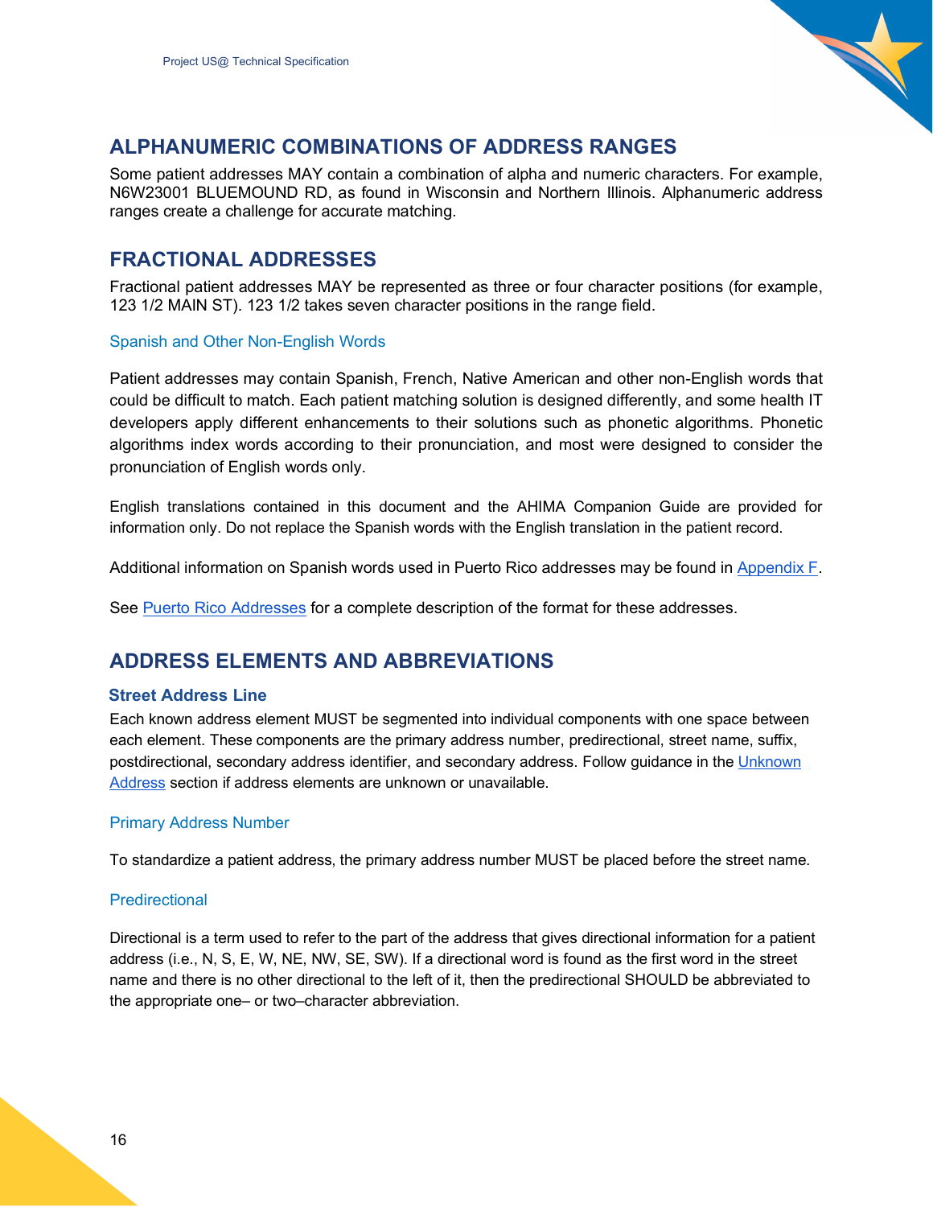## ALPHANUMERIC COMBINATIONS OF ADDRESS RANGES

Some patient addresses MAY contain a combination of alpha and numeric characters. For example, N6W23001 BLUEMOUND RD, as found in Wisconsin and Northern Illinois. Alphanumeric address ranges create a challenge for accurate matching.

## FRACTIONAL ADDRESSES

Fractional patient addresses MAY be represented as three or four character positions (for example, 123 1/2 MAIN ST). 123 1/2 takes seven character positions in the range field.

### Spanish and Other Non-English Words

Patient addresses may contain Spanish, French, Native American and other non-English words that could be difficult to match. Each patient matching solution is designed differently, and some health IT developers apply different enhancements to their solutions such as phonetic algorithms. Phonetic algorithms index words according to their pronunciation, and most were designed to consider the pronunciation of English words only.

English translations contained in this document and the AHIMA Companion Guide are provided for information only. Do not replace the Spanish words with the English translation in the patient record.

Additional information on Spanish words used in Puerto Rico addresses may be found in Appendix F.

See Puerto Rico Addresses for a complete description of the format for these addresses.

## ADDRESS ELEMENTS AND ABBREVIATIONS

### Street Address Line

Each known address element MUST be segmented into individual components with one space between each element. These components are the primary address number, predirectional, street name, suffix, postdirectional, secondary address identifier, and secondary address. Follow guidance in the Unknown Address section if address elements are unknown or unavailable.

#### Primary Address Number

To standardize a patient address, the primary address number MUST be placed before the street name.

#### Predirectional

Directional is a term used to refer to the part of the address that gives directional information for a patient address (i.e., N, S, E, W, NE, NW, SE, SW). If a directional word is found as the first word in the street name and there is no other directional to the left of it, then the predirectional SHOULD be abbreviated to the appropriate one– or two–character abbreviation.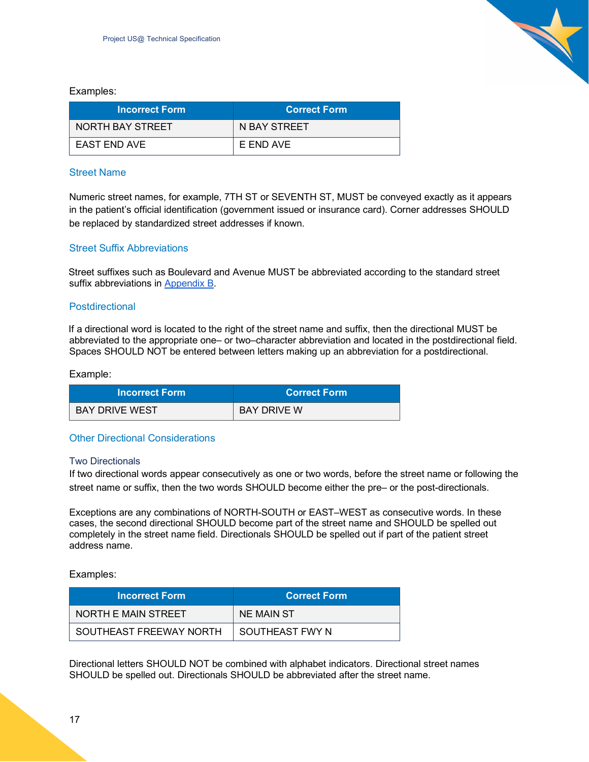Examples:

| Incorrect Form | Correct Form |
| --- | --- |
| NORTH BAY STREET | N BAY STREET |
| EAST END AVE | E END AVE |

### Street Name

Numeric street names, for example, 7TH ST or SEVENTH ST, MUST be conveyed exactly as it appears in the patient's official identification (government issued or insurance card). Corner addresses SHOULD be replaced by standardized street addresses if known.

### Street Suffix Abbreviations

Street suffixes such as Boulevard and Avenue MUST be abbreviated according to the standard street suffix abbreviations in Appendix B.

### Postdirectional

If a directional word is located to the right of the street name and suffix, then the directional MUST be abbreviated to the appropriate one– or two–character abbreviation and located in the postdirectional field. Spaces SHOULD NOT be entered between letters making up an abbreviation for a postdirectional.

Example:

| Incorrect Form | Correct Form |
| --- | --- |
| BAY DRIVE WEST | BAY DRIVE W |

### Other Directional Considerations

#### Two Directionals

If two directional words appear consecutively as one or two words, before the street name or following the street name or suffix, then the two words SHOULD become either the pre– or the post-directionals.

Exceptions are any combinations of NORTH-SOUTH or EAST–WEST as consecutive words. In these cases, the second directional SHOULD become part of the street name and SHOULD be spelled out completely in the street name field. Directionals SHOULD be spelled out if part of the patient street address name.

Examples:

| Incorrect Form | Correct Form |
| --- | --- |
| NORTH E MAIN STREET | NE MAIN ST |
| SOUTHEAST FREEWAY NORTH | SOUTHEAST FWY N |

Directional letters SHOULD NOT be combined with alphabet indicators. Directional street names SHOULD be spelled out. Directionals SHOULD be abbreviated after the street name.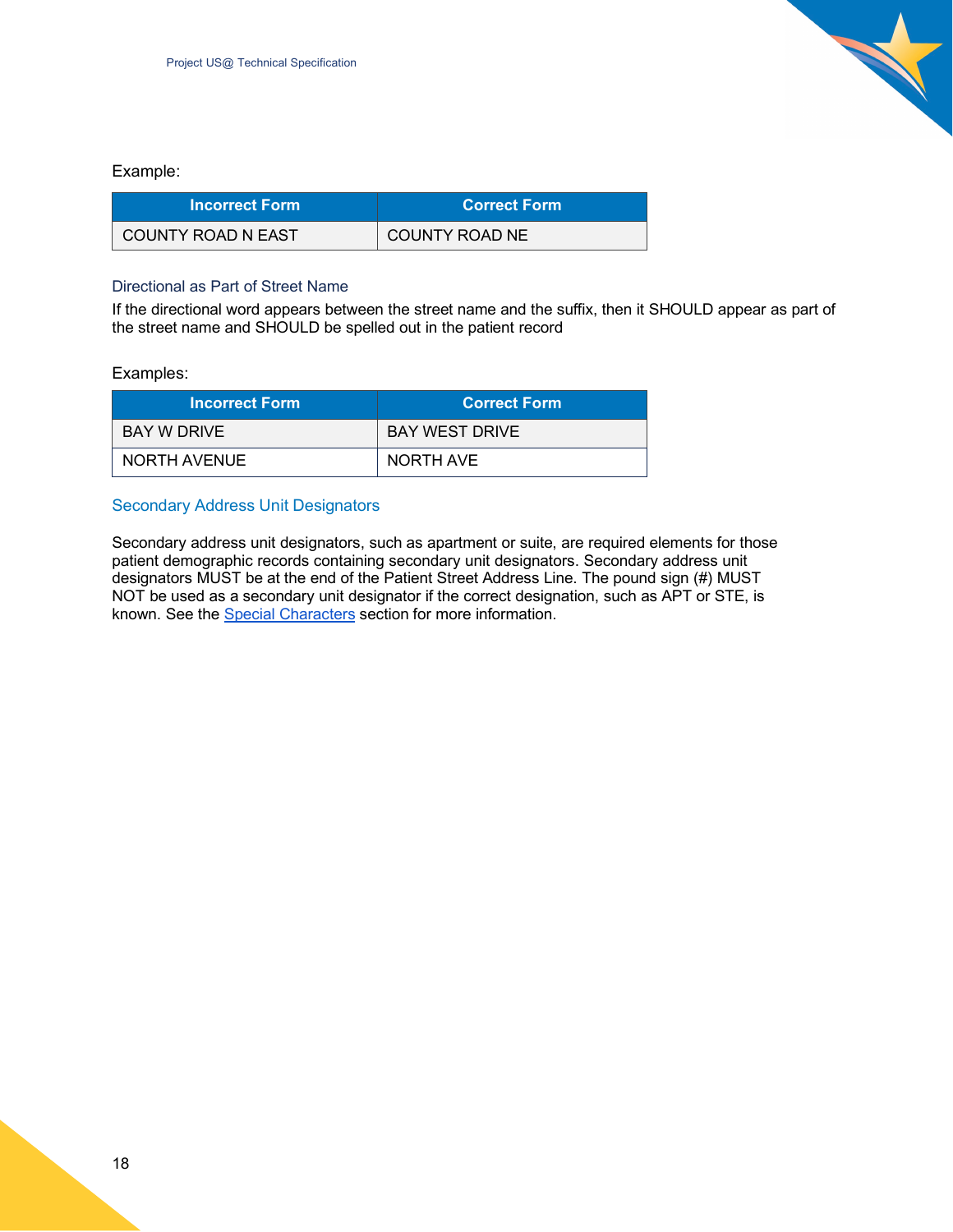Example:

| Incorrect Form | Correct Form |
| --- | --- |
| COUNTY ROAD N EAST | COUNTY ROAD NE |

#### Directional as Part of Street Name

If the directional word appears between the street name and the suffix, then it SHOULD appear as part of the street name and SHOULD be spelled out in the patient record

Examples:

| Incorrect Form | Correct Form |
| --- | --- |
| BAY W DRIVE | BAY WEST DRIVE |
| NORTH AVENUE | NORTH AVE |

### Secondary Address Unit Designators

Secondary address unit designators, such as apartment or suite, are required elements for those patient demographic records containing secondary unit designators. Secondary address unit designators MUST be at the end of the Patient Street Address Line. The pound sign (#) MUST NOT be used as a secondary unit designator if the correct designation, such as APT or STE, is known. See the Special Characters section for more information.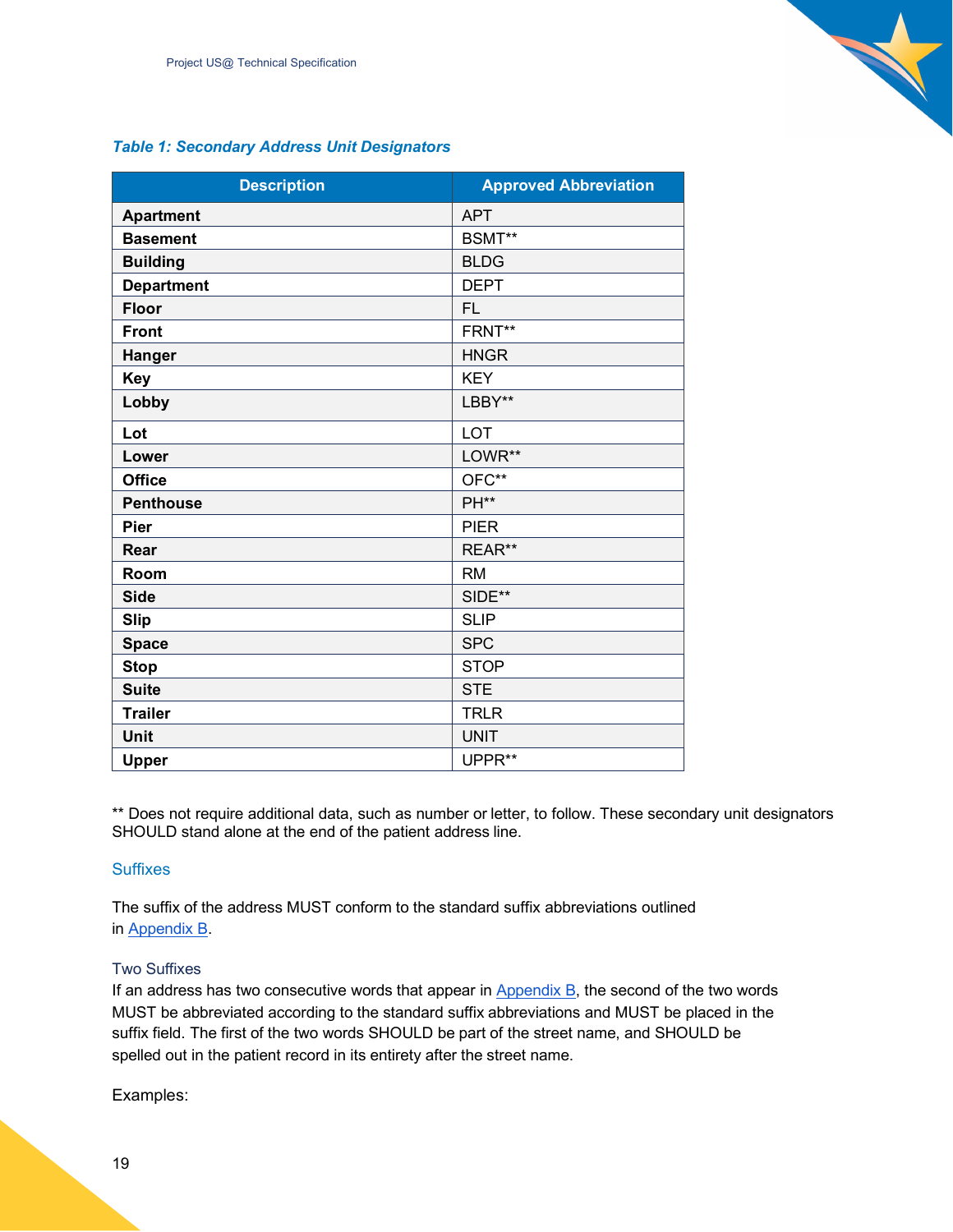*Table 1: Secondary Address Unit Designators*

| Description | Approved Abbreviation |
| --- | --- |
| **Apartment** | APT |
| **Basement** | BSMT** |
| **Building** | BLDG |
| **Department** | DEPT |
| **Floor** | FL |
| **Front** | FRNT** |
| **Hanger** | HNGR |
| **Key** | KEY |
| **Lobby** | LBBY** |
| **Lot** | LOT |
| **Lower** | LOWR** |
| **Office** | OFC** |
| **Penthouse** | PH** |
| **Pier** | PIER |
| **Rear** | REAR** |
| **Room** | RM |
| **Side** | SIDE** |
| **Slip** | SLIP |
| **Space** | SPC |
| **Stop** | STOP |
| **Suite** | STE |
| **Trailer** | TRLR |
| **Unit** | UNIT |
| **Upper** | UPPR** |

** Does not require additional data, such as number or letter, to follow. These secondary unit designators SHOULD stand alone at the end of the patient address line.

### Suffixes

The suffix of the address MUST conform to the standard suffix abbreviations outlined in Appendix B.

#### Two Suffixes

If an address has two consecutive words that appear in Appendix B, the second of the two words MUST be abbreviated according to the standard suffix abbreviations and MUST be placed in the suffix field. The first of the two words SHOULD be part of the street name, and SHOULD be spelled out in the patient record in its entirety after the street name.

Examples: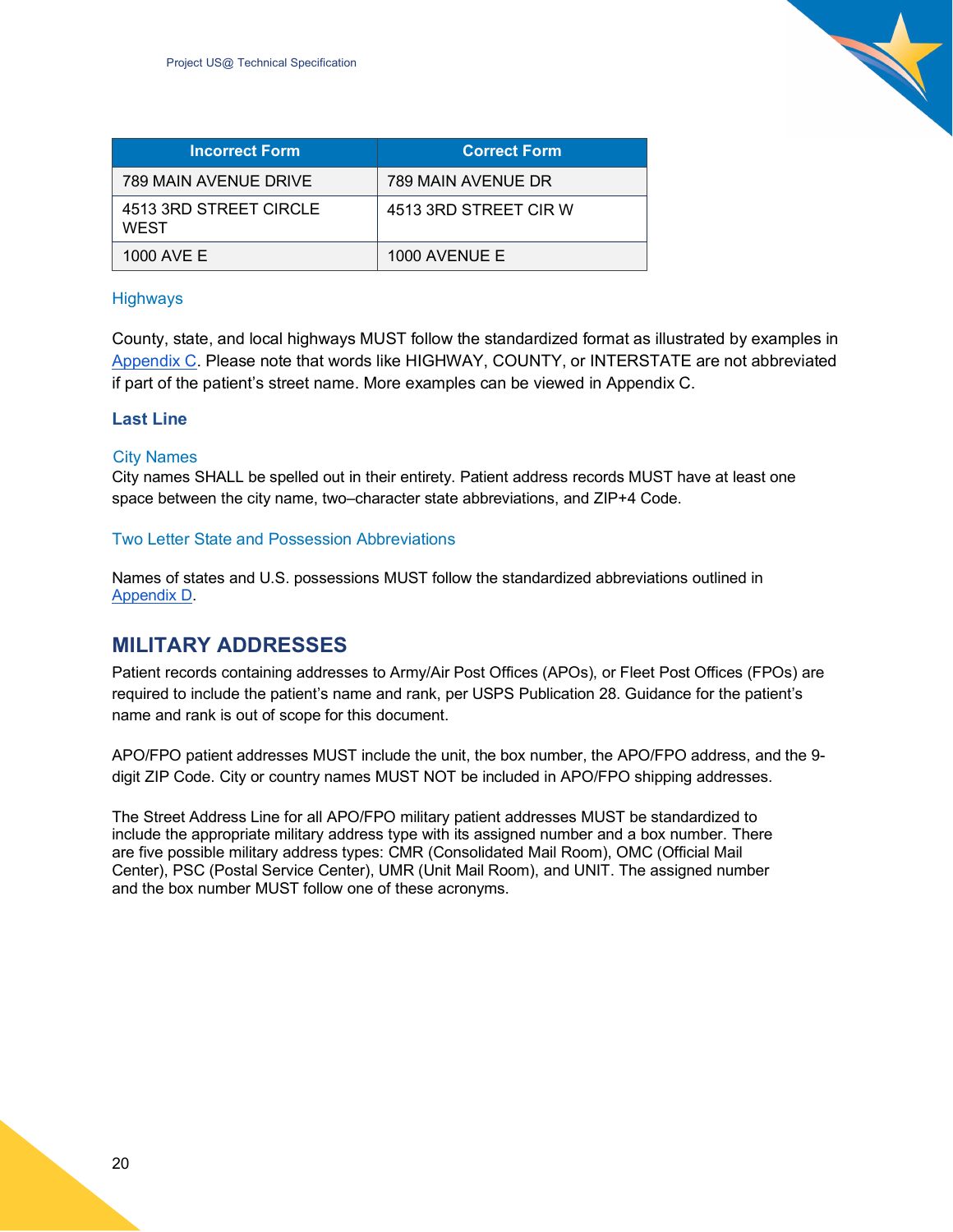| Incorrect Form | Correct Form |
| --- | --- |
| 789 MAIN AVENUE DRIVE | 789 MAIN AVENUE DR |
| 4513 3RD STREET CIRCLE WEST | 4513 3RD STREET CIR W |
| 1000 AVE E | 1000 AVENUE E |

#### Highways

County, state, and local highways MUST follow the standardized format as illustrated by examples in Appendix C. Please note that words like HIGHWAY, COUNTY, or INTERSTATE are not abbreviated if part of the patient's street name. More examples can be viewed in Appendix C.

### Last Line

#### City Names

City names SHALL be spelled out in their entirety. Patient address records MUST have at least one space between the city name, two–character state abbreviations, and ZIP+4 Code.

#### Two Letter State and Possession Abbreviations

Names of states and U.S. possessions MUST follow the standardized abbreviations outlined in Appendix D.

## MILITARY ADDRESSES

Patient records containing addresses to Army/Air Post Offices (APOs), or Fleet Post Offices (FPOs) are required to include the patient's name and rank, per USPS Publication 28. Guidance for the patient's name and rank is out of scope for this document.

APO/FPO patient addresses MUST include the unit, the box number, the APO/FPO address, and the 9-digit ZIP Code. City or country names MUST NOT be included in APO/FPO shipping addresses.

The Street Address Line for all APO/FPO military patient addresses MUST be standardized to include the appropriate military address type with its assigned number and a box number. There are five possible military address types: CMR (Consolidated Mail Room), OMC (Official Mail Center), PSC (Postal Service Center), UMR (Unit Mail Room), and UNIT. The assigned number and the box number MUST follow one of these acronyms.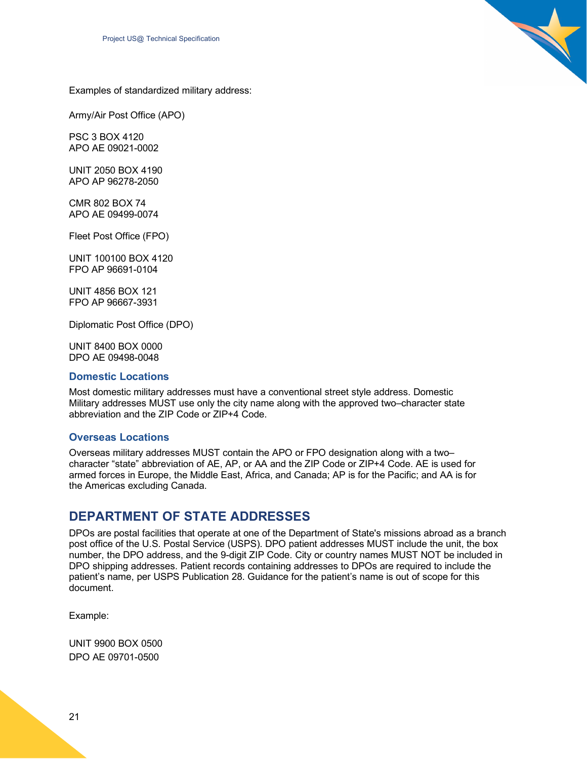Examples of standardized military address:

Army/Air Post Office (APO)

PSC 3 BOX 4120  
APO AE 09021-0002

UNIT 2050 BOX 4190  
APO AP 96278-2050

CMR 802 BOX 74  
APO AE 09499-0074

Fleet Post Office (FPO)

UNIT 100100 BOX 4120  
FPO AP 96691-0104

UNIT 4856 BOX 121  
FPO AP 96667-3931

Diplomatic Post Office (DPO)

UNIT 8400 BOX 0000  
DPO AE 09498-0048

### Domestic Locations

Most domestic military addresses must have a conventional street style address. Domestic Military addresses MUST use only the city name along with the approved two–character state abbreviation and the ZIP Code or ZIP+4 Code.

### Overseas Locations

Overseas military addresses MUST contain the APO or FPO designation along with a two–character “state” abbreviation of AE, AP, or AA and the ZIP Code or ZIP+4 Code. AE is used for armed forces in Europe, the Middle East, Africa, and Canada; AP is for the Pacific; and AA is for the Americas excluding Canada.

## DEPARTMENT OF STATE ADDRESSES

DPOs are postal facilities that operate at one of the Department of State's missions abroad as a branch post office of the U.S. Postal Service (USPS). DPO patient addresses MUST include the unit, the box number, the DPO address, and the 9-digit ZIP Code. City or country names MUST NOT be included in DPO shipping addresses. Patient records containing addresses to DPOs are required to include the patient’s name, per USPS Publication 28. Guidance for the patient’s name is out of scope for this document.

Example:

UNIT 9900 BOX 0500  
DPO AE 09701-0500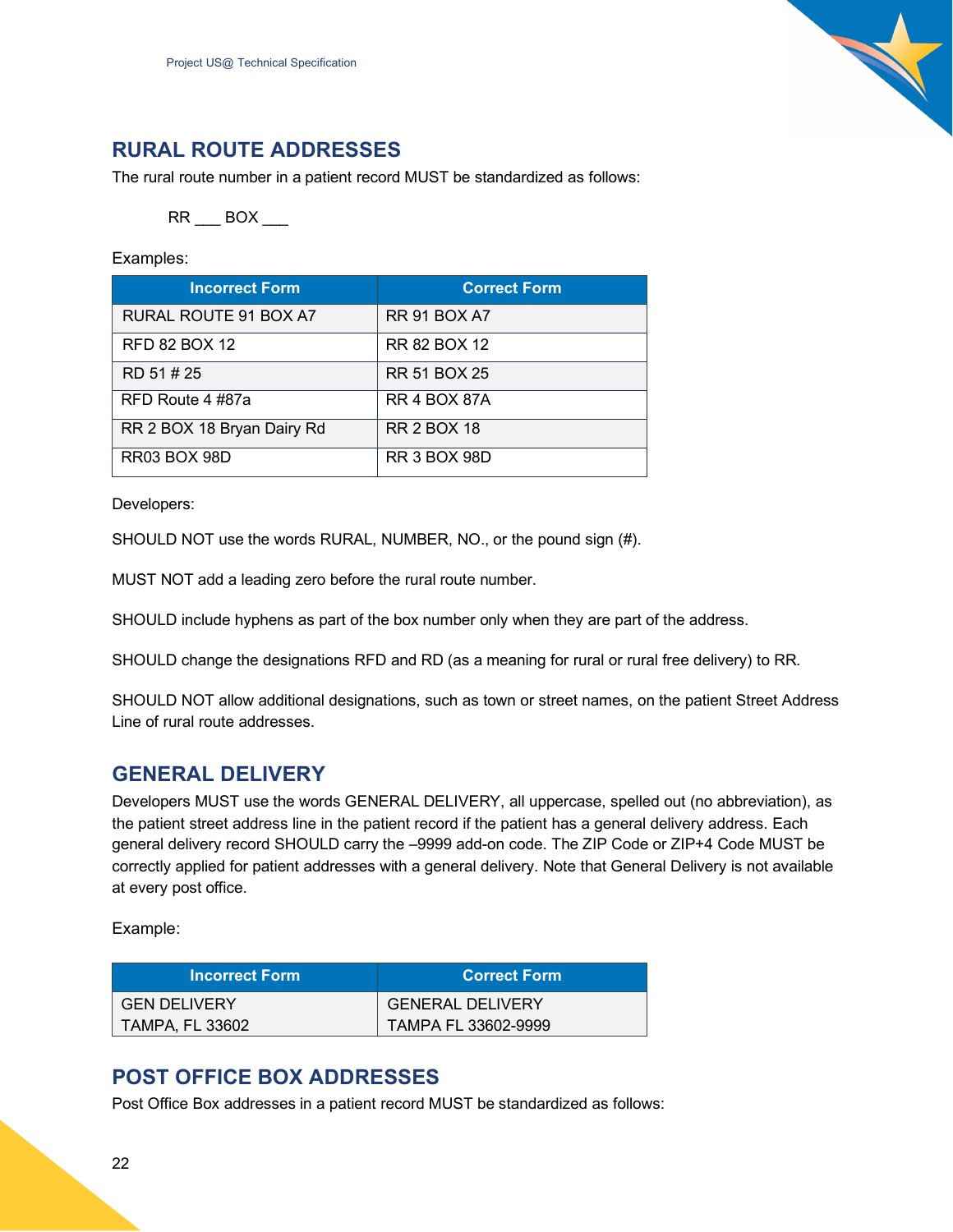## RURAL ROUTE ADDRESSES

The rural route number in a patient record MUST be standardized as follows:

RR ___ BOX ___

Examples:

| Incorrect Form | Correct Form |
|---|---|
| RURAL ROUTE 91 BOX A7 | RR 91 BOX A7 |
| RFD 82 BOX 12 | RR 82 BOX 12 |
| RD 51 # 25 | RR 51 BOX 25 |
| RFD Route 4 #87a | RR 4 BOX 87A |
| RR 2 BOX 18 Bryan Dairy Rd | RR 2 BOX 18 |
| RR03 BOX 98D | RR 3 BOX 98D |

Developers:

SHOULD NOT use the words RURAL, NUMBER, NO., or the pound sign (#).

MUST NOT add a leading zero before the rural route number.

SHOULD include hyphens as part of the box number only when they are part of the address.

SHOULD change the designations RFD and RD (as a meaning for rural or rural free delivery) to RR.

SHOULD NOT allow additional designations, such as town or street names, on the patient Street Address Line of rural route addresses.

## GENERAL DELIVERY

Developers MUST use the words GENERAL DELIVERY, all uppercase, spelled out (no abbreviation), as the patient street address line in the patient record if the patient has a general delivery address. Each general delivery record SHOULD carry the –9999 add-on code. The ZIP Code or ZIP+4 Code MUST be correctly applied for patient addresses with a general delivery. Note that General Delivery is not available at every post office.

Example:

| Incorrect Form | Correct Form |
|---|---|
| GEN DELIVERY<br>TAMPA, FL 33602 | GENERAL DELIVERY<br>TAMPA FL 33602-9999 |

## POST OFFICE BOX ADDRESSES

Post Office Box addresses in a patient record MUST be standardized as follows: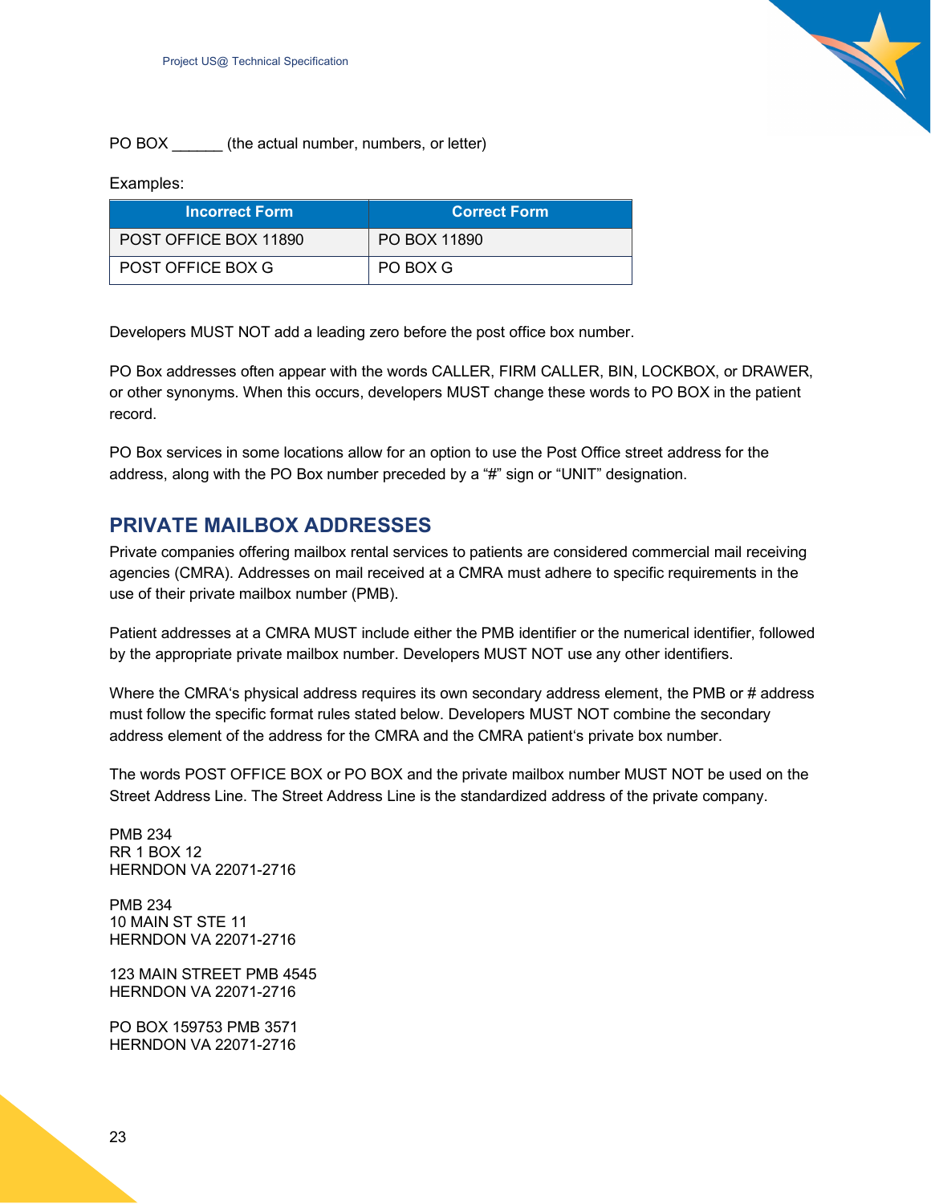PO BOX ______ (the actual number, numbers, or letter)

Examples:

| Incorrect Form | Correct Form |
| --- | --- |
| POST OFFICE BOX 11890 | PO BOX 11890 |
| POST OFFICE BOX G | PO BOX G |

Developers MUST NOT add a leading zero before the post office box number.

PO Box addresses often appear with the words CALLER, FIRM CALLER, BIN, LOCKBOX, or DRAWER, or other synonyms. When this occurs, developers MUST change these words to PO BOX in the patient record.

PO Box services in some locations allow for an option to use the Post Office street address for the address, along with the PO Box number preceded by a "#" sign or "UNIT" designation.

## PRIVATE MAILBOX ADDRESSES

Private companies offering mailbox rental services to patients are considered commercial mail receiving agencies (CMRA). Addresses on mail received at a CMRA must adhere to specific requirements in the use of their private mailbox number (PMB).

Patient addresses at a CMRA MUST include either the PMB identifier or the numerical identifier, followed by the appropriate private mailbox number. Developers MUST NOT use any other identifiers.

Where the CMRA's physical address requires its own secondary address element, the PMB or # address must follow the specific format rules stated below. Developers MUST NOT combine the secondary address element of the address for the CMRA and the CMRA patient's private box number.

The words POST OFFICE BOX or PO BOX and the private mailbox number MUST NOT be used on the Street Address Line. The Street Address Line is the standardized address of the private company.

PMB 234
RR 1 BOX 12
HERNDON VA 22071-2716

PMB 234
10 MAIN ST STE 11
HERNDON VA 22071-2716

123 MAIN STREET PMB 4545
HERNDON VA 22071-2716

PO BOX 159753 PMB 3571
HERNDON VA 22071-2716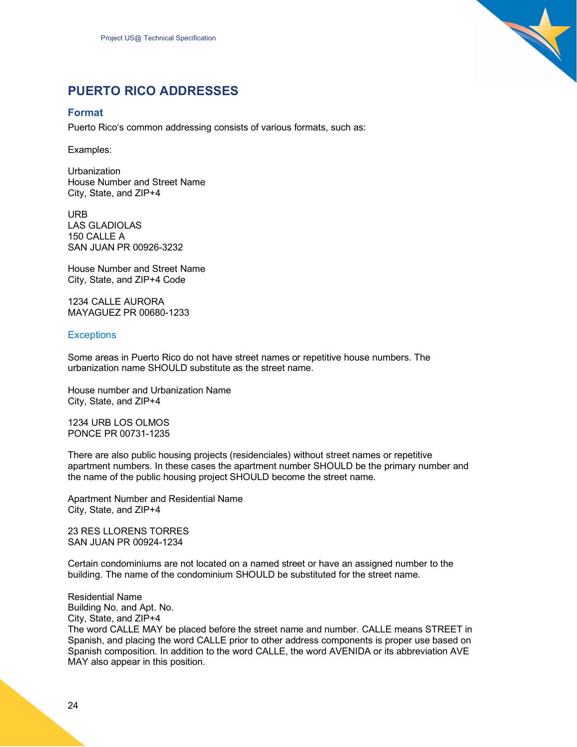## PUERTO RICO ADDRESSES

### Format

Puerto Rico's common addressing consists of various formats, such as:

Examples:

Urbanization
House Number and Street Name
City, State, and ZIP+4

URB
LAS GLADIOLAS
150 CALLE A
SAN JUAN PR 00926-3232

House Number and Street Name
City, State, and ZIP+4 Code

1234 CALLE AURORA
MAYAGUEZ PR 00680-1233

#### Exceptions

Some areas in Puerto Rico do not have street names or repetitive house numbers. The urbanization name SHOULD substitute as the street name.

House number and Urbanization Name
City, State, and ZIP+4

1234 URB LOS OLMOS
PONCE PR 00731-1235

There are also public housing projects (residenciales) without street names or repetitive apartment numbers. In these cases the apartment number SHOULD be the primary number and the name of the public housing project SHOULD become the street name.

Apartment Number and Residential Name
City, State, and ZIP+4

23 RES LLORENS TORRES
SAN JUAN PR 00924-1234

Certain condominiums are not located on a named street or have an assigned number to the building. The name of the condominium SHOULD be substituted for the street name.

Residential Name
Building No. and Apt. No.
City, State, and ZIP+4
The word CALLE MAY be placed before the street name and number. CALLE means STREET in Spanish, and placing the word CALLE prior to other address components is proper use based on Spanish composition. In addition to the word CALLE, the word AVENIDA or its abbreviation AVE MAY also appear in this position.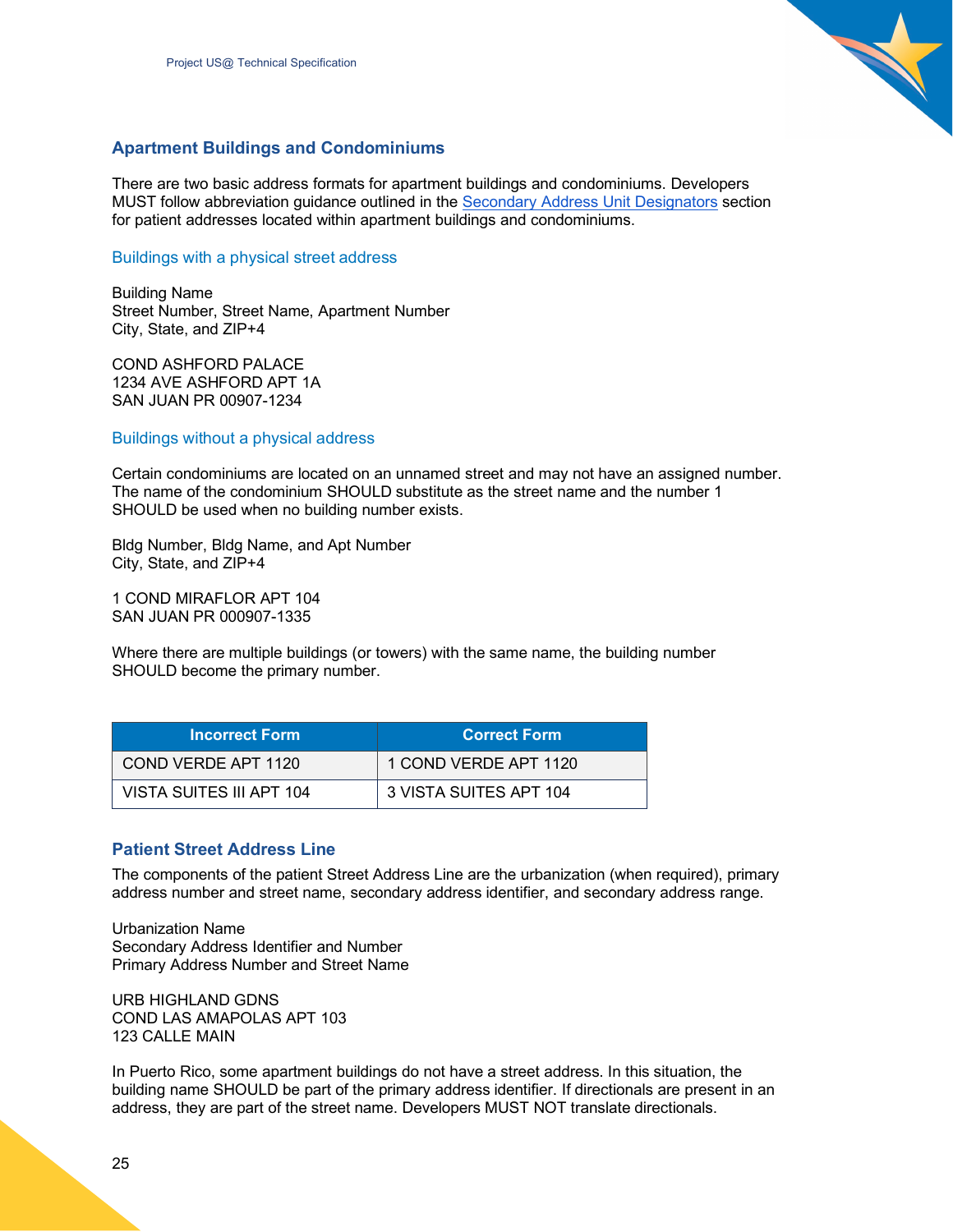## Apartment Buildings and Condominiums

There are two basic address formats for apartment buildings and condominiums. Developers MUST follow abbreviation guidance outlined in the Secondary Address Unit Designators section for patient addresses located within apartment buildings and condominiums.

### Buildings with a physical street address

Building Name
Street Number, Street Name, Apartment Number
City, State, and ZIP+4

COND ASHFORD PALACE
1234 AVE ASHFORD APT 1A
SAN JUAN PR 00907-1234

### Buildings without a physical address

Certain condominiums are located on an unnamed street and may not have an assigned number. The name of the condominium SHOULD substitute as the street name and the number 1 SHOULD be used when no building number exists.

Bldg Number, Bldg Name, and Apt Number
City, State, and ZIP+4

1 COND MIRAFLOR APT 104
SAN JUAN PR 000907-1335

Where there are multiple buildings (or towers) with the same name, the building number SHOULD become the primary number.

| Incorrect Form | Correct Form |
| --- | --- |
| COND VERDE APT 1120 | 1 COND VERDE APT 1120 |
| VISTA SUITES III APT 104 | 3 VISTA SUITES APT 104 |

## Patient Street Address Line

The components of the patient Street Address Line are the urbanization (when required), primary address number and street name, secondary address identifier, and secondary address range.

Urbanization Name
Secondary Address Identifier and Number
Primary Address Number and Street Name

URB HIGHLAND GDNS
COND LAS AMAPOLAS APT 103
123 CALLE MAIN

In Puerto Rico, some apartment buildings do not have a street address. In this situation, the building name SHOULD be part of the primary address identifier. If directionals are present in an address, they are part of the street name. Developers MUST NOT translate directionals.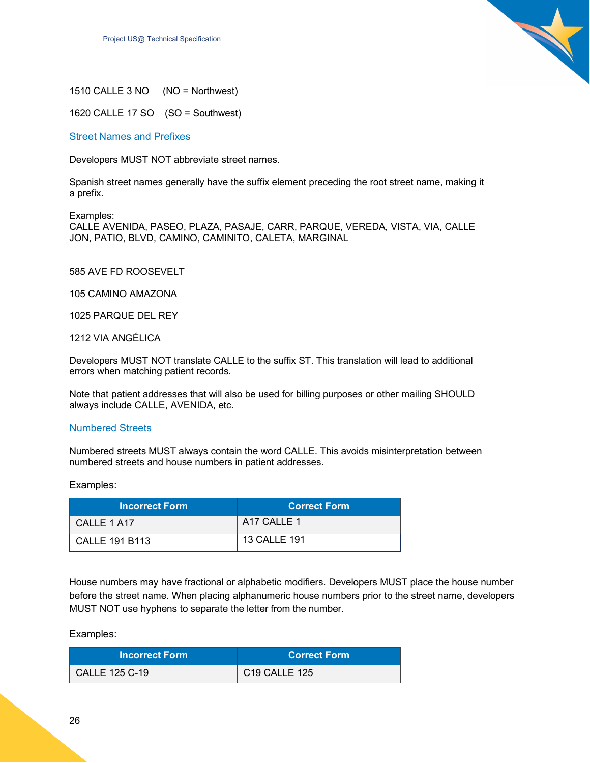1510 CALLE 3 NO     (NO = Northwest)

1620 CALLE 17 SO    (SO = Southwest)

## Street Names and Prefixes

Developers MUST NOT abbreviate street names.

Spanish street names generally have the suffix element preceding the root street name, making it a prefix.

Examples:
CALLE AVENIDA, PASEO, PLAZA, PASAJE, CARR, PARQUE, VEREDA, VISTA, VIA, CALLE JON, PATIO, BLVD, CAMINO, CAMINITO, CALETA, MARGINAL

585 AVE FD ROOSEVELT

105 CAMINO AMAZONA

1025 PARQUE DEL REY

1212 VIA ANGÉLICA

Developers MUST NOT translate CALLE to the suffix ST. This translation will lead to additional errors when matching patient records.

Note that patient addresses that will also be used for billing purposes or other mailing SHOULD always include CALLE, AVENIDA, etc.

## Numbered Streets

Numbered streets MUST always contain the word CALLE. This avoids misinterpretation between numbered streets and house numbers in patient addresses.

Examples:

| Incorrect Form | Correct Form |
| --- | --- |
| CALLE 1 A17 | A17 CALLE 1 |
| CALLE 191 B113 | 13 CALLE 191 |

House numbers may have fractional or alphabetic modifiers. Developers MUST place the house number before the street name. When placing alphanumeric house numbers prior to the street name, developers MUST NOT use hyphens to separate the letter from the number.

Examples:

| Incorrect Form | Correct Form |
| --- | --- |
| CALLE 125 C-19 | C19 CALLE 125 |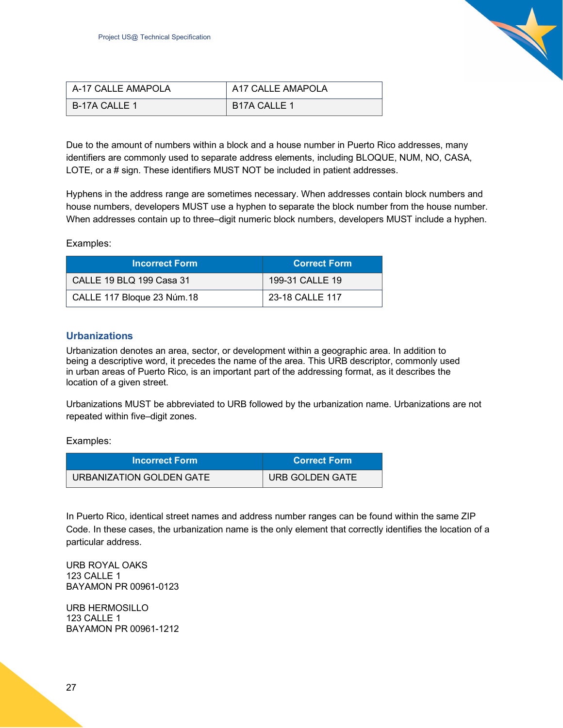| A-17 CALLE AMAPOLA | A17 CALLE AMAPOLA |
|---|---|
| B-17A CALLE 1 | B17A CALLE 1 |

Due to the amount of numbers within a block and a house number in Puerto Rico addresses, many identifiers are commonly used to separate address elements, including BLOQUE, NUM, NO, CASA, LOTE, or a # sign. These identifiers MUST NOT be included in patient addresses.

Hyphens in the address range are sometimes necessary. When addresses contain block numbers and house numbers, developers MUST use a hyphen to separate the block number from the house number. When addresses contain up to three–digit numeric block numbers, developers MUST include a hyphen.

Examples:

| Incorrect Form | Correct Form |
|---|---|
| CALLE 19 BLQ 199 Casa 31 | 199-31 CALLE 19 |
| CALLE 117 Bloque 23 Núm.18 | 23-18 CALLE 117 |

### Urbanizations

Urbanization denotes an area, sector, or development within a geographic area. In addition to being a descriptive word, it precedes the name of the area. This URB descriptor, commonly used in urban areas of Puerto Rico, is an important part of the addressing format, as it describes the location of a given street.

Urbanizations MUST be abbreviated to URB followed by the urbanization name. Urbanizations are not repeated within five–digit zones.

Examples:

| Incorrect Form | Correct Form |
|---|---|
| URBANIZATION GOLDEN GATE | URB GOLDEN GATE |

In Puerto Rico, identical street names and address number ranges can be found within the same ZIP Code. In these cases, the urbanization name is the only element that correctly identifies the location of a particular address.

URB ROYAL OAKS
123 CALLE 1
BAYAMON PR 00961-0123

URB HERMOSILLO
123 CALLE 1
BAYAMON PR 00961-1212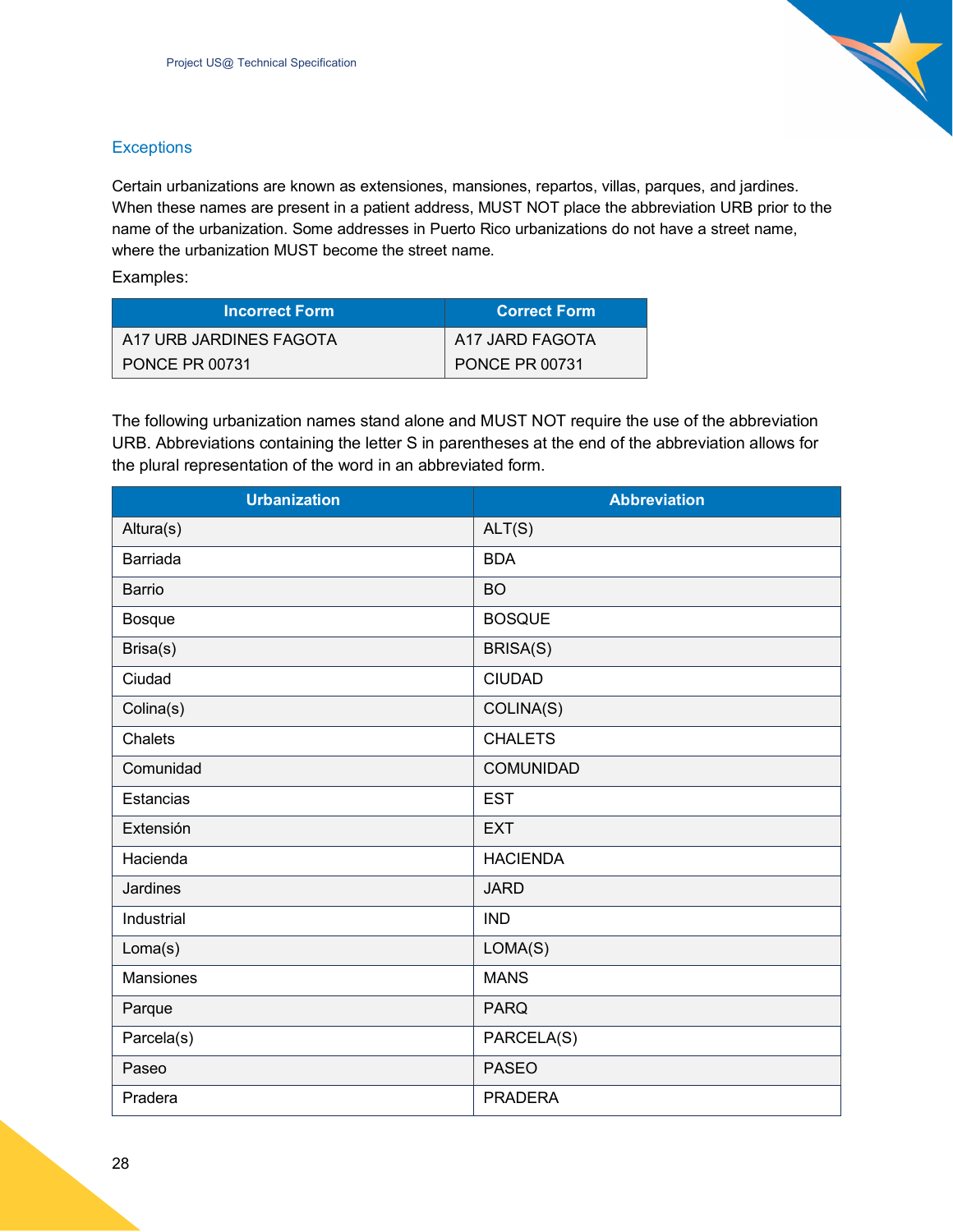### Exceptions

Certain urbanizations are known as extensiones, mansiones, repartos, villas, parques, and jardines. When these names are present in a patient address, MUST NOT place the abbreviation URB prior to the name of the urbanization. Some addresses in Puerto Rico urbanizations do not have a street name, where the urbanization MUST become the street name.

Examples:

| Incorrect Form | Correct Form |
| --- | --- |
| A17 URB JARDINES FAGOTA<br>PONCE PR 00731 | A17 JARD FAGOTA<br>PONCE PR 00731 |

The following urbanization names stand alone and MUST NOT require the use of the abbreviation URB. Abbreviations containing the letter S in parentheses at the end of the abbreviation allows for the plural representation of the word in an abbreviated form.

| Urbanization | Abbreviation |
| --- | --- |
| Altura(s) | ALT(S) |
| Barriada | BDA |
| Barrio | BO |
| Bosque | BOSQUE |
| Brisa(s) | BRISA(S) |
| Ciudad | CIUDAD |
| Colina(s) | COLINA(S) |
| Chalets | CHALETS |
| Comunidad | COMUNIDAD |
| Estancias | EST |
| Extensión | EXT |
| Hacienda | HACIENDA |
| Jardines | JARD |
| Industrial | IND |
| Loma(s) | LOMA(S) |
| Mansiones | MANS |
| Parque | PARQ |
| Parcela(s) | PARCELA(S) |
| Paseo | PASEO |
| Pradera | PRADERA |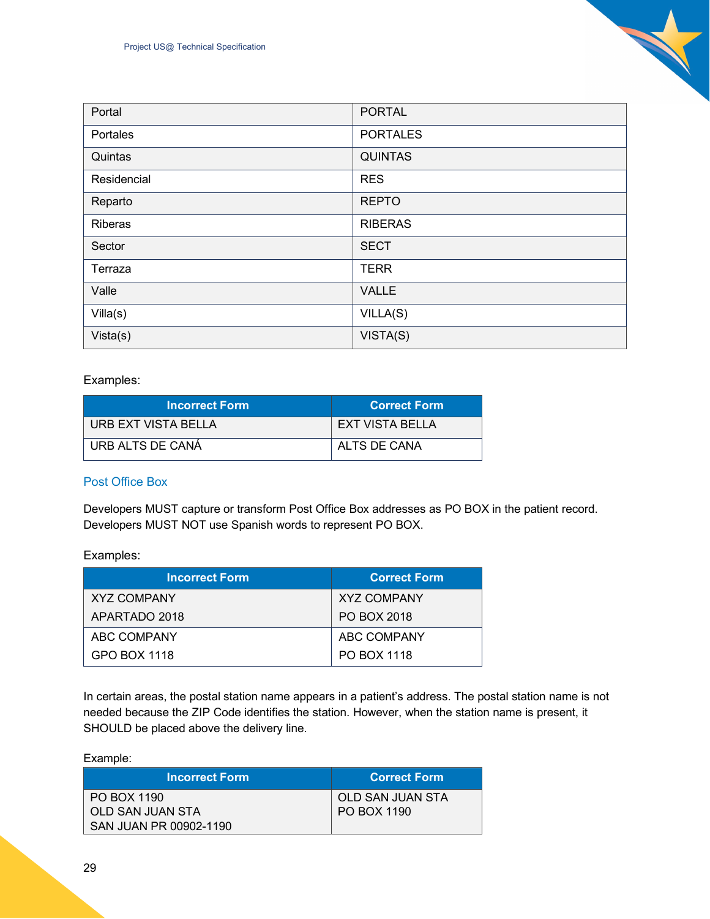| Portal | PORTAL |
| --- | --- |
| Portales | PORTALES |
| Quintas | QUINTAS |
| Residencial | RES |
| Reparto | REPTO |
| Riberas | RIBERAS |
| Sector | SECT |
| Terraza | TERR |
| Valle | VALLE |
| Villa(s) | VILLA(S) |
| Vista(s) | VISTA(S) |

Examples:

| Incorrect Form | Correct Form |
| --- | --- |
| URB EXT VISTA BELLA | EXT VISTA BELLA |
| URB ALTS DE CANÁ | ALTS DE CANA |

### Post Office Box

Developers MUST capture or transform Post Office Box addresses as PO BOX in the patient record. Developers MUST NOT use Spanish words to represent PO BOX.

Examples:

| Incorrect Form | Correct Form |
| --- | --- |
| XYZ COMPANY<br>APARTADO 2018 | XYZ COMPANY<br>PO BOX 2018 |
| ABC COMPANY<br>GPO BOX 1118 | ABC COMPANY<br>PO BOX 1118 |

In certain areas, the postal station name appears in a patient's address. The postal station name is not needed because the ZIP Code identifies the station. However, when the station name is present, it SHOULD be placed above the delivery line.

Example:

| Incorrect Form | Correct Form |
| --- | --- |
| PO BOX 1190<br>OLD SAN JUAN STA<br>SAN JUAN PR 00902-1190 | OLD SAN JUAN STA<br>PO BOX 1190 |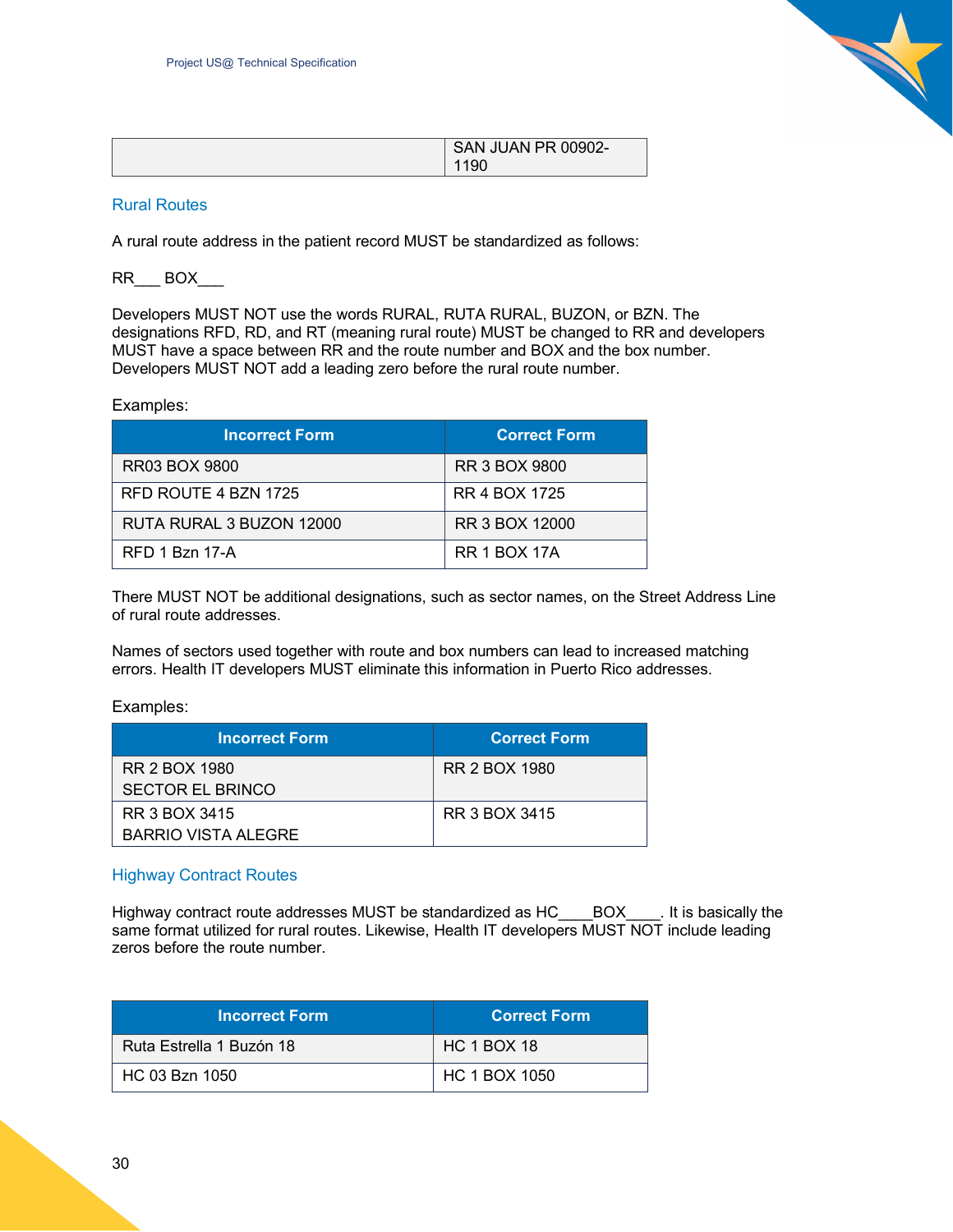| | SAN JUAN PR 00902-1190 |
|---|---|

### Rural Routes

A rural route address in the patient record MUST be standardized as follows:

RR___ BOX___

Developers MUST NOT use the words RURAL, RUTA RURAL, BUZON, or BZN. The designations RFD, RD, and RT (meaning rural route) MUST be changed to RR and developers MUST have a space between RR and the route number and BOX and the box number. Developers MUST NOT add a leading zero before the rural route number.

Examples:

| Incorrect Form | Correct Form |
|---|---|
| RR03 BOX 9800 | RR 3 BOX 9800 |
| RFD ROUTE 4 BZN 1725 | RR 4 BOX 1725 |
| RUTA RURAL 3 BUZON 12000 | RR 3 BOX 12000 |
| RFD 1 Bzn 17-A | RR 1 BOX 17A |

There MUST NOT be additional designations, such as sector names, on the Street Address Line of rural route addresses.

Names of sectors used together with route and box numbers can lead to increased matching errors. Health IT developers MUST eliminate this information in Puerto Rico addresses.

Examples:

| Incorrect Form | Correct Form |
|---|---|
| RR 2 BOX 1980<br>SECTOR EL BRINCO | RR 2 BOX 1980 |
| RR 3 BOX 3415<br>BARRIO VISTA ALEGRE | RR 3 BOX 3415 |

### Highway Contract Routes

Highway contract route addresses MUST be standardized as HC____BOX____. It is basically the same format utilized for rural routes. Likewise, Health IT developers MUST NOT include leading zeros before the route number.

| Incorrect Form | Correct Form |
|---|---|
| Ruta Estrella 1 Buzón 18 | HC 1 BOX 18 |
| HC 03 Bzn 1050 | HC 1 BOX 1050 |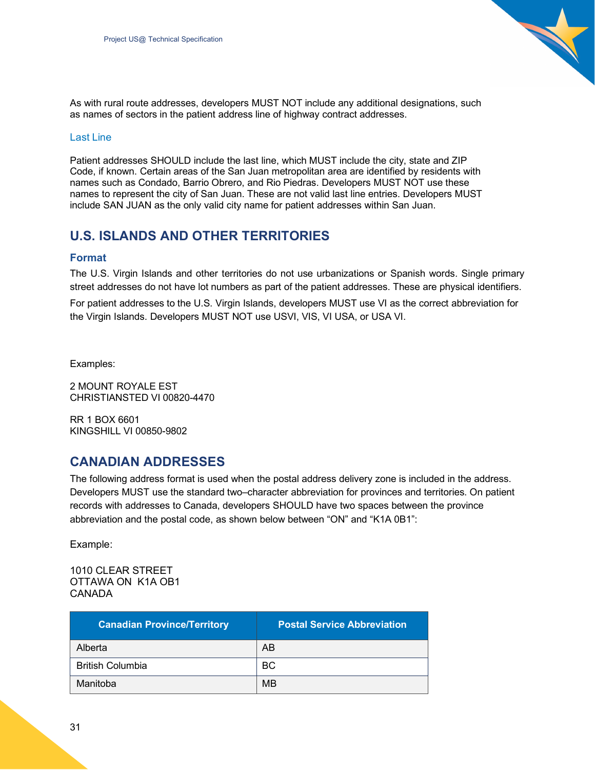As with rural route addresses, developers MUST NOT include any additional designations, such as names of sectors in the patient address line of highway contract addresses.

### Last Line

Patient addresses SHOULD include the last line, which MUST include the city, state and ZIP Code, if known. Certain areas of the San Juan metropolitan area are identified by residents with names such as Condado, Barrio Obrero, and Rio Piedras. Developers MUST NOT use these names to represent the city of San Juan. These are not valid last line entries. Developers MUST include SAN JUAN as the only valid city name for patient addresses within San Juan.

## U.S. ISLANDS AND OTHER TERRITORIES

### Format

The U.S. Virgin Islands and other territories do not use urbanizations or Spanish words. Single primary street addresses do not have lot numbers as part of the patient addresses. These are physical identifiers.

For patient addresses to the U.S. Virgin Islands, developers MUST use VI as the correct abbreviation for the Virgin Islands. Developers MUST NOT use USVI, VIS, VI USA, or USA VI.

Examples:

2 MOUNT ROYALE EST
CHRISTIANSTED VI 00820-4470

RR 1 BOX 6601
KINGSHILL VI 00850-9802

## CANADIAN ADDRESSES

The following address format is used when the postal address delivery zone is included in the address. Developers MUST use the standard two–character abbreviation for provinces and territories. On patient records with addresses to Canada, developers SHOULD have two spaces between the province abbreviation and the postal code, as shown below between "ON" and "K1A 0B1":

Example:

1010 CLEAR STREET
OTTAWA ON  K1A OB1
CANADA

| Canadian Province/Territory | Postal Service Abbreviation |
|---|---|
| Alberta | AB |
| British Columbia | BC |
| Manitoba | MB |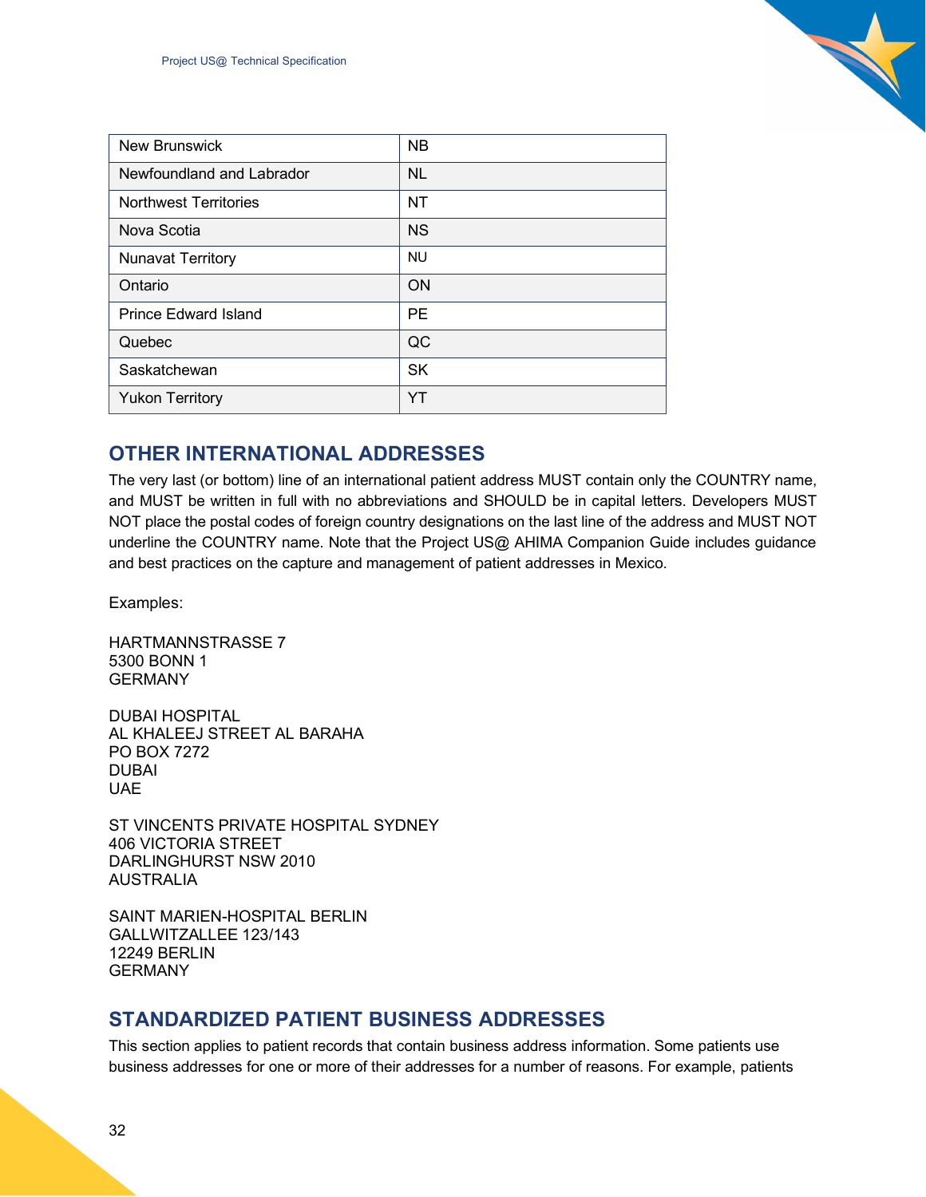| New Brunswick | NB |
|---|---|
| Newfoundland and Labrador | NL |
| Northwest Territories | NT |
| Nova Scotia | NS |
| Nunavat Territory | NU |
| Ontario | ON |
| Prince Edward Island | PE |
| Quebec | QC |
| Saskatchewan | SK |
| Yukon Territory | YT |

## OTHER INTERNATIONAL ADDRESSES

The very last (or bottom) line of an international patient address MUST contain only the COUNTRY name, and MUST be written in full with no abbreviations and SHOULD be in capital letters. Developers MUST NOT place the postal codes of foreign country designations on the last line of the address and MUST NOT underline the COUNTRY name. Note that the Project US@ AHIMA Companion Guide includes guidance and best practices on the capture and management of patient addresses in Mexico.

Examples:

HARTMANNSTRASSE 7
5300 BONN 1
GERMANY

DUBAI HOSPITAL
AL KHALEEJ STREET AL BARAHA
PO BOX 7272
DUBAI
UAE

ST VINCENTS PRIVATE HOSPITAL SYDNEY
406 VICTORIA STREET
DARLINGHURST NSW 2010
AUSTRALIA

SAINT MARIEN-HOSPITAL BERLIN
GALLWITZALLEE 123/143
12249 BERLIN
GERMANY

## STANDARDIZED PATIENT BUSINESS ADDRESSES

This section applies to patient records that contain business address information. Some patients use business addresses for one or more of their addresses for a number of reasons. For example, patients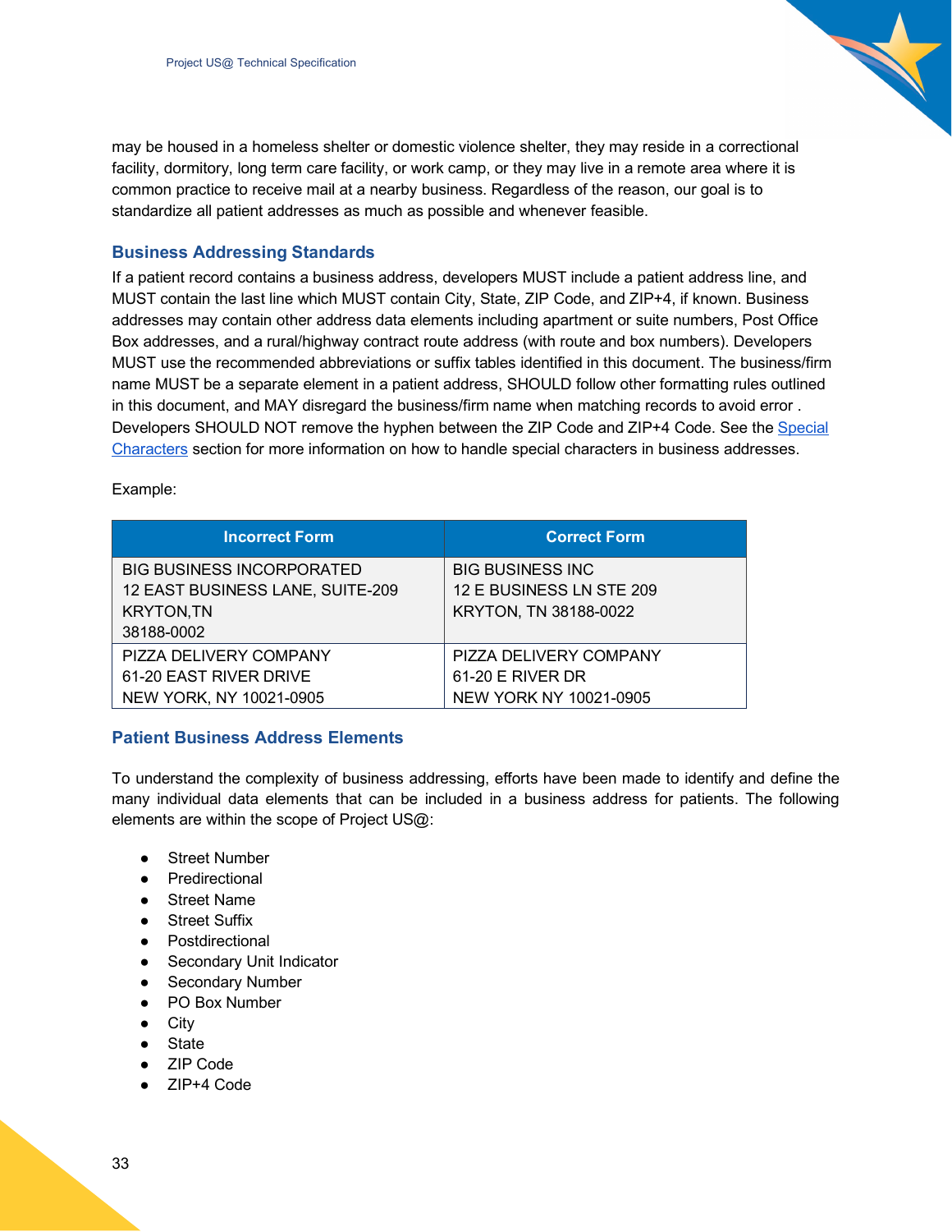may be housed in a homeless shelter or domestic violence shelter, they may reside in a correctional facility, dormitory, long term care facility, or work camp, or they may live in a remote area where it is common practice to receive mail at a nearby business. Regardless of the reason, our goal is to standardize all patient addresses as much as possible and whenever feasible.

### Business Addressing Standards

If a patient record contains a business address, developers MUST include a patient address line, and MUST contain the last line which MUST contain City, State, ZIP Code, and ZIP+4, if known. Business addresses may contain other address data elements including apartment or suite numbers, Post Office Box addresses, and a rural/highway contract route address (with route and box numbers). Developers MUST use the recommended abbreviations or suffix tables identified in this document. The business/firm name MUST be a separate element in a patient address, SHOULD follow other formatting rules outlined in this document, and MAY disregard the business/firm name when matching records to avoid error . Developers SHOULD NOT remove the hyphen between the ZIP Code and ZIP+4 Code. See the Special Characters section for more information on how to handle special characters in business addresses.

Example:

| Incorrect Form | Correct Form |
|---|---|
| BIG BUSINESS INCORPORATED<br>12 EAST BUSINESS LANE, SUITE-209<br>KRYTON,TN<br>38188-0002 | BIG BUSINESS INC<br>12 E BUSINESS LN STE 209<br>KRYTON, TN 38188-0022 |
| PIZZA DELIVERY COMPANY<br>61-20 EAST RIVER DRIVE<br>NEW YORK, NY 10021-0905 | PIZZA DELIVERY COMPANY<br>61-20 E RIVER DR<br>NEW YORK NY 10021-0905 |

### Patient Business Address Elements

To understand the complexity of business addressing, efforts have been made to identify and define the many individual data elements that can be included in a business address for patients. The following elements are within the scope of Project US@:

- Street Number
- Predirectional
- Street Name
- Street Suffix
- Postdirectional
- Secondary Unit Indicator
- Secondary Number
- PO Box Number
- City
- State
- ZIP Code
- ZIP+4 Code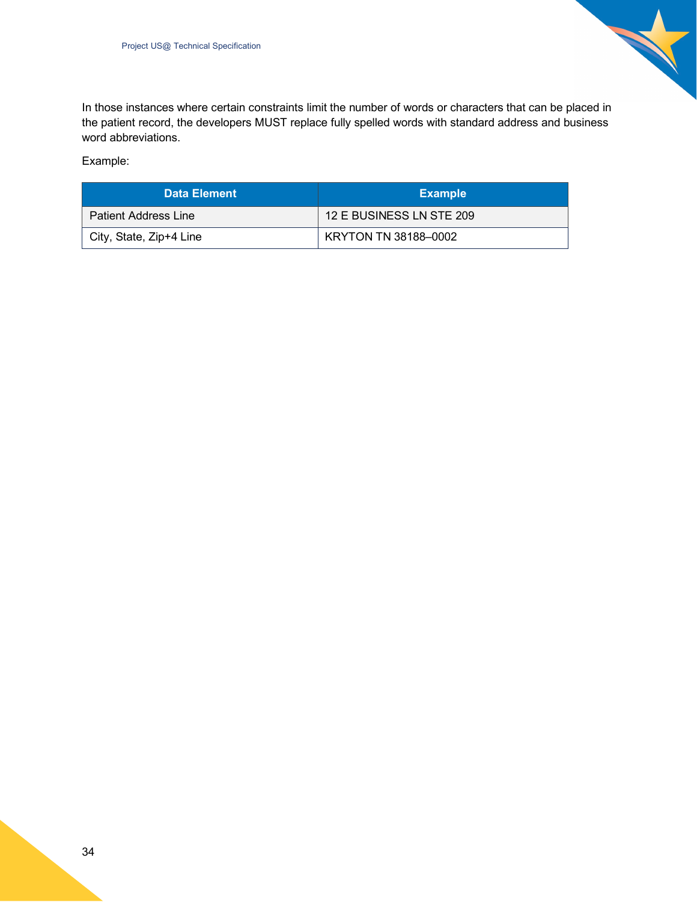In those instances where certain constraints limit the number of words or characters that can be placed in the patient record, the developers MUST replace fully spelled words with standard address and business word abbreviations.

Example:

| Data Element | Example |
| --- | --- |
| Patient Address Line | 12 E BUSINESS LN STE 209 |
| City, State, Zip+4 Line | KRYTON TN 38188–0002 |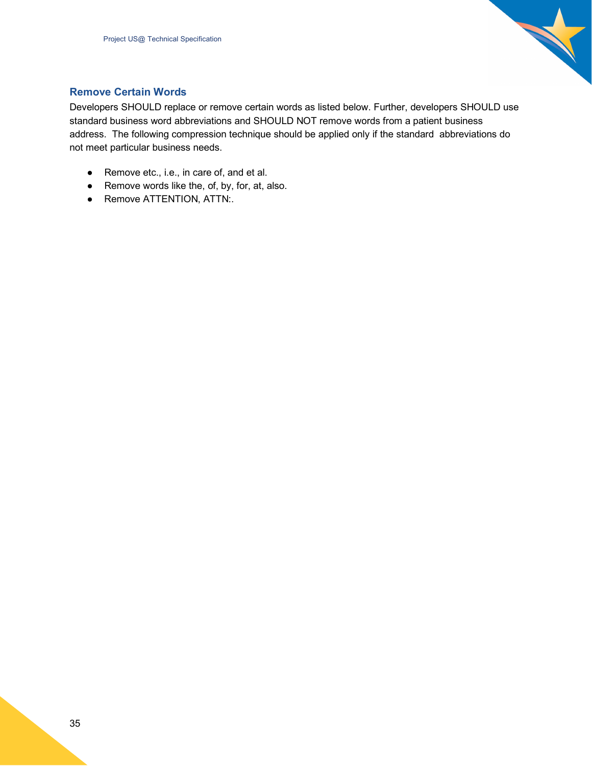### Remove Certain Words

Developers SHOULD replace or remove certain words as listed below. Further, developers SHOULD use standard business word abbreviations and SHOULD NOT remove words from a patient business address.  The following compression technique should be applied only if the standard  abbreviations do not meet particular business needs.

- Remove etc., i.e., in care of, and et al.
- Remove words like the, of, by, for, at, also.
- Remove ATTENTION, ATTN:.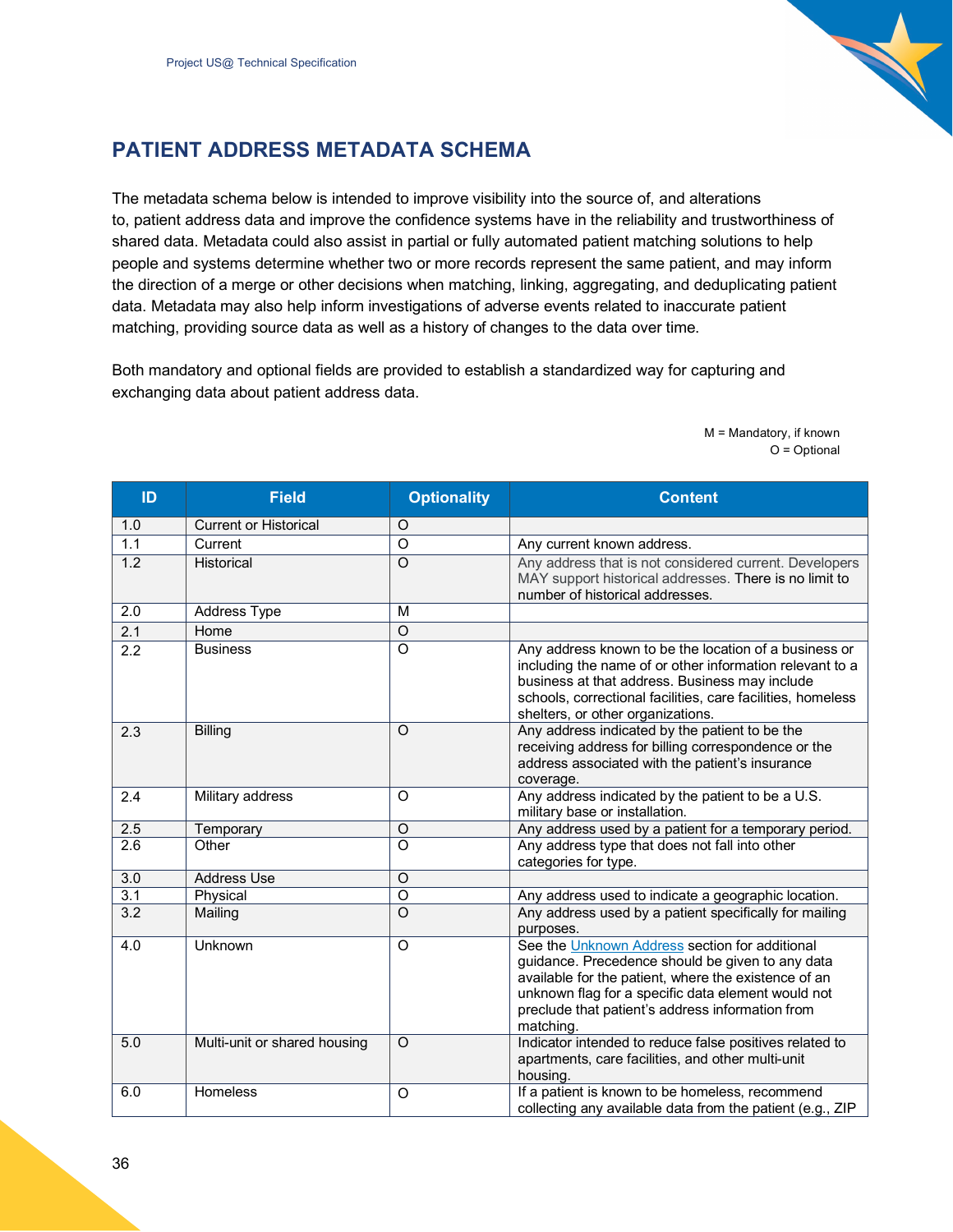## PATIENT ADDRESS METADATA SCHEMA

The metadata schema below is intended to improve visibility into the source of, and alterations to, patient address data and improve the confidence systems have in the reliability and trustworthiness of shared data. Metadata could also assist in partial or fully automated patient matching solutions to help people and systems determine whether two or more records represent the same patient, and may inform the direction of a merge or other decisions when matching, linking, aggregating, and deduplicating patient data. Metadata may also help inform investigations of adverse events related to inaccurate patient matching, providing source data as well as a history of changes to the data over time.

Both mandatory and optional fields are provided to establish a standardized way for capturing and exchanging data about patient address data.

M = Mandatory, if known
O = Optional

| ID | Field | Optionality | Content |
|---|---|---|---|
| 1.0 | Current or Historical | O | |
| 1.1 | Current | O | Any current known address. |
| 1.2 | Historical | O | Any address that is not considered current. Developers MAY support historical addresses. There is no limit to number of historical addresses. |
| 2.0 | Address Type | M | |
| 2.1 | Home | O | |
| 2.2 | Business | O | Any address known to be the location of a business or including the name of or other information relevant to a business at that address. Business may include schools, correctional facilities, care facilities, homeless shelters, or other organizations. |
| 2.3 | Billing | O | Any address indicated by the patient to be the receiving address for billing correspondence or the address associated with the patient's insurance coverage. |
| 2.4 | Military address | O | Any address indicated by the patient to be a U.S. military base or installation. |
| 2.5 | Temporary | O | Any address used by a patient for a temporary period. |
| 2.6 | Other | O | Any address type that does not fall into other categories for type. |
| 3.0 | Address Use | O | |
| 3.1 | Physical | O | Any address used to indicate a geographic location. |
| 3.2 | Mailing | O | Any address used by a patient specifically for mailing purposes. |
| 4.0 | Unknown | O | See the Unknown Address section for additional guidance. Precedence should be given to any data available for the patient, where the existence of an unknown flag for a specific data element would not preclude that patient's address information from matching. |
| 5.0 | Multi-unit or shared housing | O | Indicator intended to reduce false positives related to apartments, care facilities, and other multi-unit housing. |
| 6.0 | Homeless | O | If a patient is known to be homeless, recommend collecting any available data from the patient (e.g., ZIP |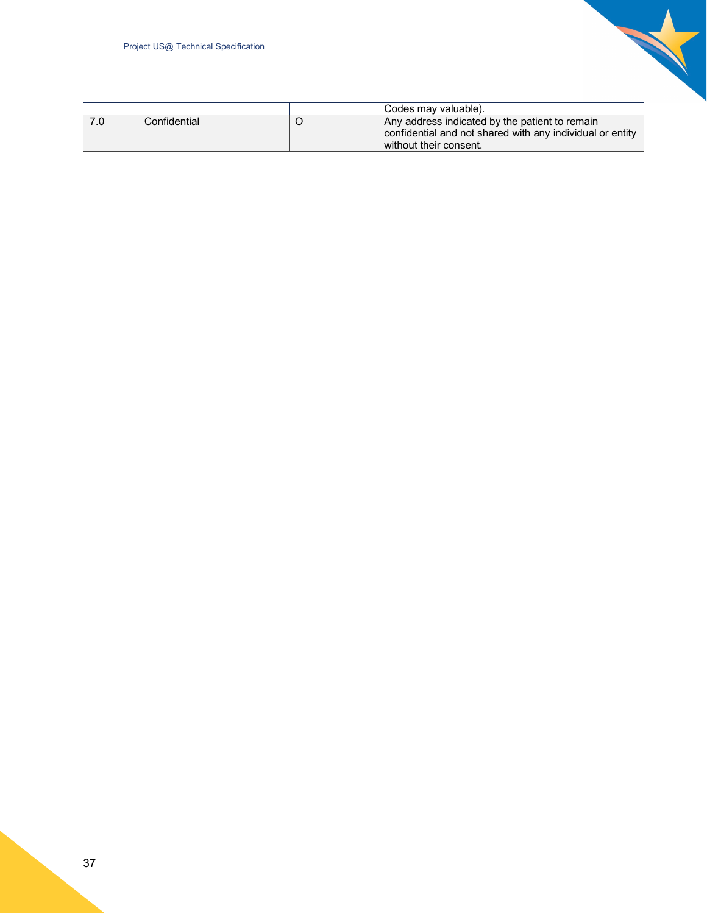| | | | |
|---|---|---|---|
| | | | Codes may valuable). |
| 7.0 | Confidential | O | Any address indicated by the patient to remain confidential and not shared with any individual or entity without their consent. |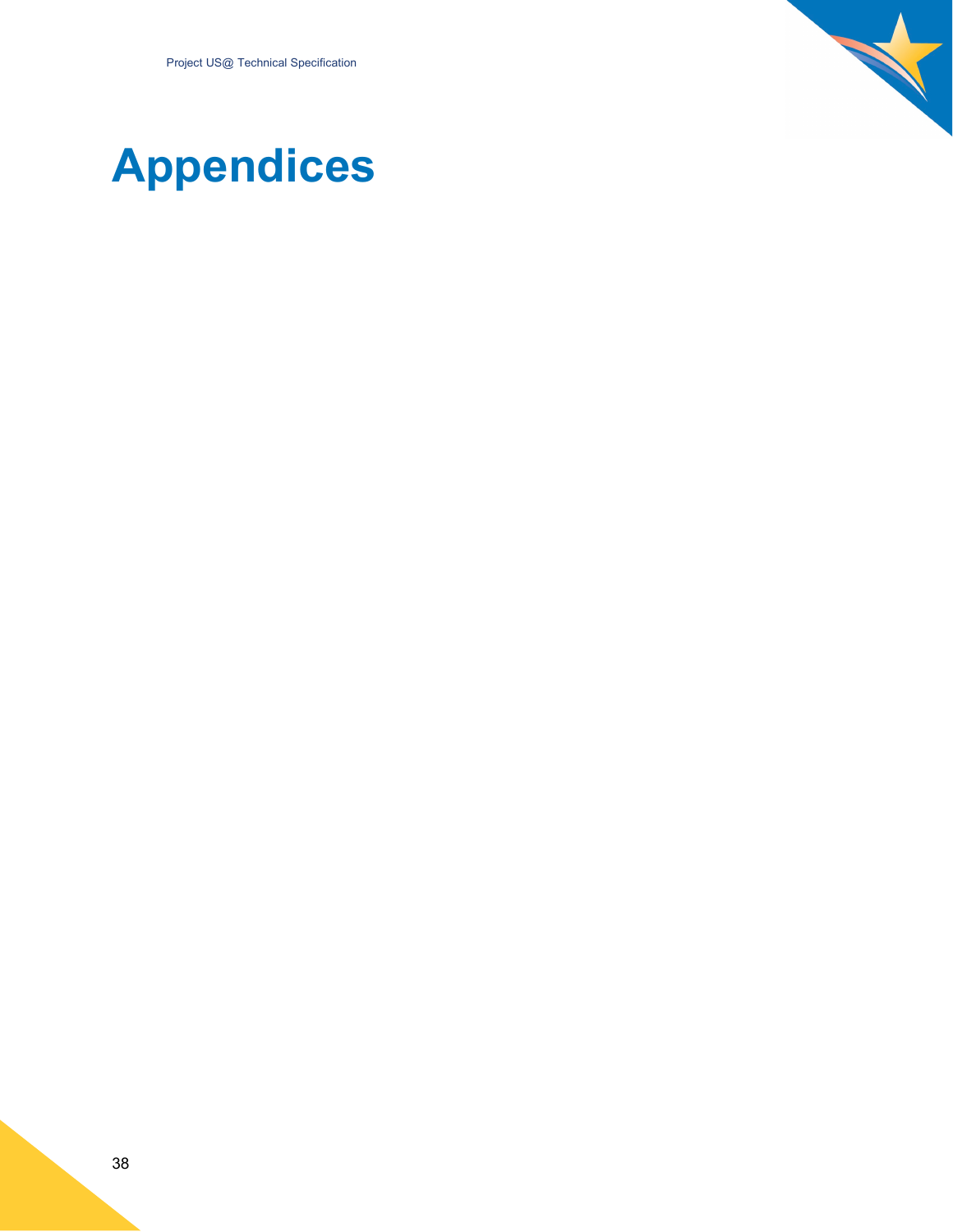# Appendices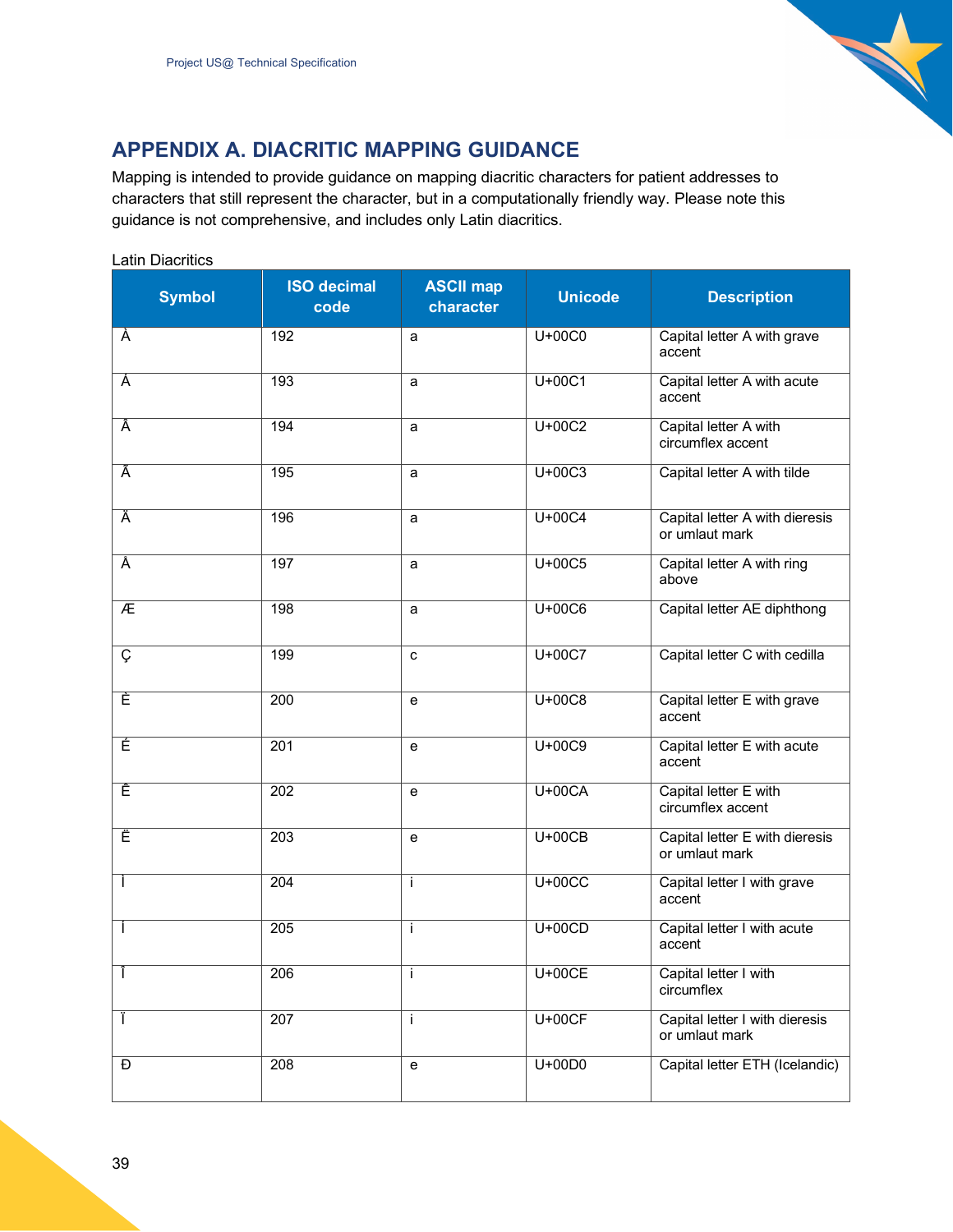# APPENDIX A. DIACRITIC MAPPING GUIDANCE

Mapping is intended to provide guidance on mapping diacritic characters for patient addresses to characters that still represent the character, but in a computationally friendly way. Please note this guidance is not comprehensive, and includes only Latin diacritics.

Latin Diacritics

| Symbol | ISO decimal code | ASCII map character | Unicode | Description |
|---|---|---|---|---|
| À | 192 | a | U+00C0 | Capital letter A with grave accent |
| Á | 193 | a | U+00C1 | Capital letter A with acute accent |
| Â | 194 | a | U+00C2 | Capital letter A with circumflex accent |
| Ã | 195 | a | U+00C3 | Capital letter A with tilde |
| Ä | 196 | a | U+00C4 | Capital letter A with dieresis or umlaut mark |
| Å | 197 | a | U+00C5 | Capital letter A with ring above |
| Æ | 198 | a | U+00C6 | Capital letter AE diphthong |
| Ç | 199 | c | U+00C7 | Capital letter C with cedilla |
| È | 200 | e | U+00C8 | Capital letter E with grave accent |
| É | 201 | e | U+00C9 | Capital letter E with acute accent |
| Ê | 202 | e | U+00CA | Capital letter E with circumflex accent |
| Ë | 203 | e | U+00CB | Capital letter E with dieresis or umlaut mark |
| Ì | 204 | i | U+00CC | Capital letter I with grave accent |
| Í | 205 | i | U+00CD | Capital letter I with acute accent |
| Î | 206 | i | U+00CE | Capital letter I with circumflex |
| Ï | 207 | i | U+00CF | Capital letter I with dieresis or umlaut mark |
| Ð | 208 | e | U+00D0 | Capital letter ETH (Icelandic) |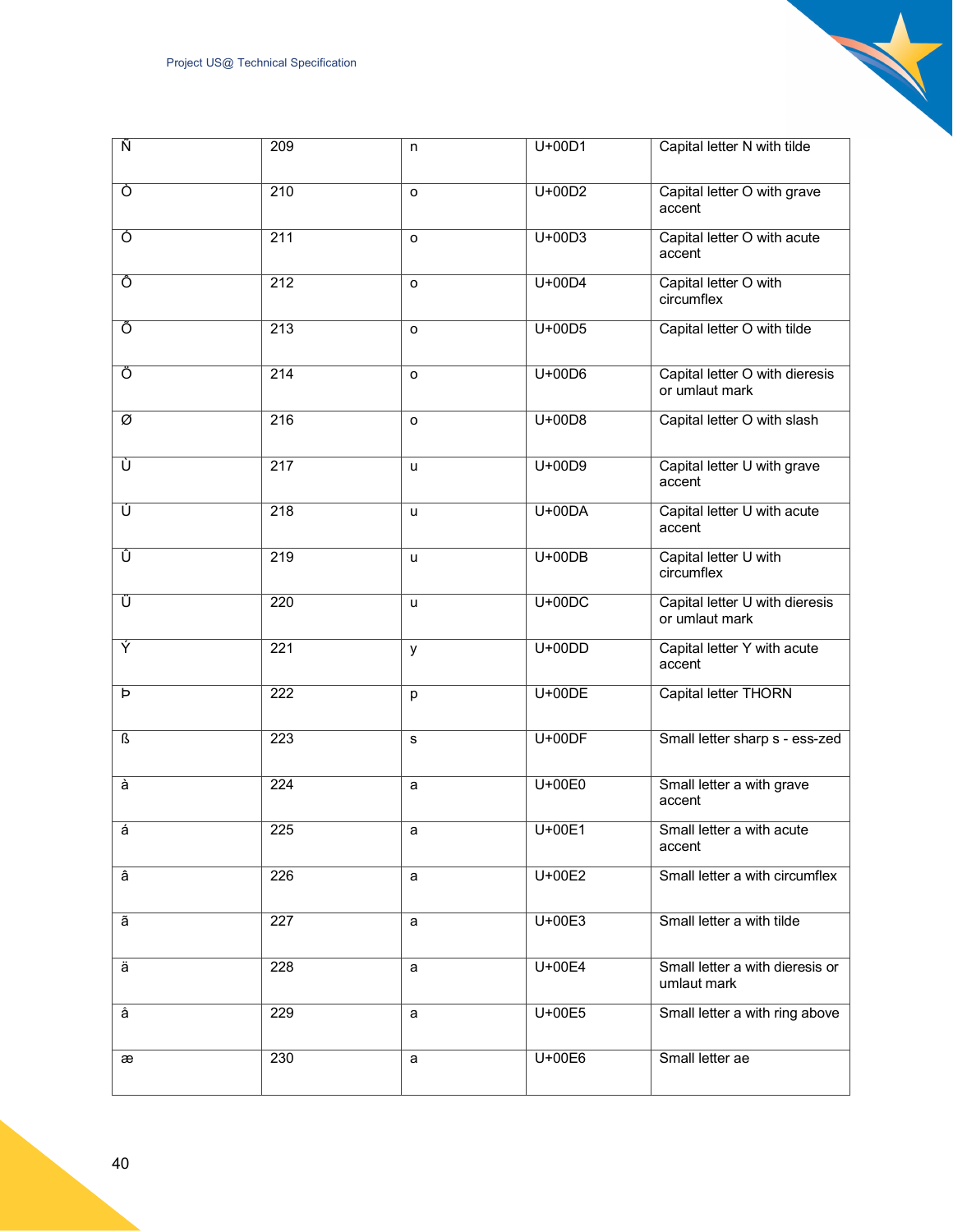| Ñ | 209 | n | U+00D1 | Capital letter N with tilde |
|---|---|---|---|---|
| Ò | 210 | o | U+00D2 | Capital letter O with grave accent |
| Ó | 211 | o | U+00D3 | Capital letter O with acute accent |
| Ô | 212 | o | U+00D4 | Capital letter O with circumflex |
| Õ | 213 | o | U+00D5 | Capital letter O with tilde |
| Ö | 214 | o | U+00D6 | Capital letter O with dieresis or umlaut mark |
| Ø | 216 | o | U+00D8 | Capital letter O with slash |
| Ù | 217 | u | U+00D9 | Capital letter U with grave accent |
| Ú | 218 | u | U+00DA | Capital letter U with acute accent |
| Û | 219 | u | U+00DB | Capital letter U with circumflex |
| Ü | 220 | u | U+00DC | Capital letter U with dieresis or umlaut mark |
| Ý | 221 | y | U+00DD | Capital letter Y with acute accent |
| Þ | 222 | p | U+00DE | Capital letter THORN |
| ß | 223 | s | U+00DF | Small letter sharp s - ess-zed |
| à | 224 | a | U+00E0 | Small letter a with grave accent |
| á | 225 | a | U+00E1 | Small letter a with acute accent |
| â | 226 | a | U+00E2 | Small letter a with circumflex |
| ã | 227 | a | U+00E3 | Small letter a with tilde |
| ä | 228 | a | U+00E4 | Small letter a with dieresis or umlaut mark |
| å | 229 | a | U+00E5 | Small letter a with ring above |
| æ | 230 | a | U+00E6 | Small letter ae |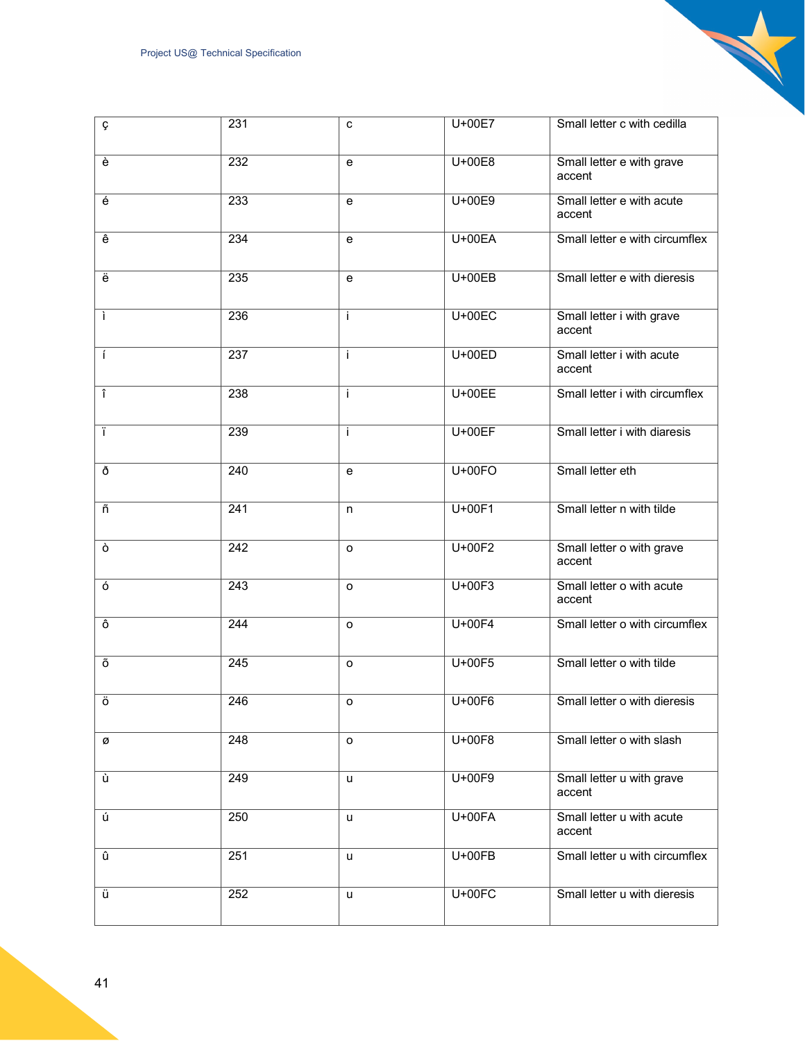| ç | 231 | c | U+00E7 | Small letter c with cedilla |
|---|---|---|---|---|
| è | 232 | e | U+00E8 | Small letter e with grave accent |
| é | 233 | e | U+00E9 | Small letter e with acute accent |
| ê | 234 | e | U+00EA | Small letter e with circumflex |
| ë | 235 | e | U+00EB | Small letter e with dieresis |
| ì | 236 | i | U+00EC | Small letter i with grave accent |
| í | 237 | i | U+00ED | Small letter i with acute accent |
| î | 238 | i | U+00EE | Small letter i with circumflex |
| ï | 239 | i | U+00EF | Small letter i with diaresis |
| ð | 240 | e | U+00FO | Small letter eth |
| ñ | 241 | n | U+00F1 | Small letter n with tilde |
| ò | 242 | o | U+00F2 | Small letter o with grave accent |
| ó | 243 | o | U+00F3 | Small letter o with acute accent |
| ô | 244 | o | U+00F4 | Small letter o with circumflex |
| õ | 245 | o | U+00F5 | Small letter o with tilde |
| ö | 246 | o | U+00F6 | Small letter o with dieresis |
| ø | 248 | o | U+00F8 | Small letter o with slash |
| ù | 249 | u | U+00F9 | Small letter u with grave accent |
| ú | 250 | u | U+00FA | Small letter u with acute accent |
| û | 251 | u | U+00FB | Small letter u with circumflex |
| ü | 252 | u | U+00FC | Small letter u with dieresis |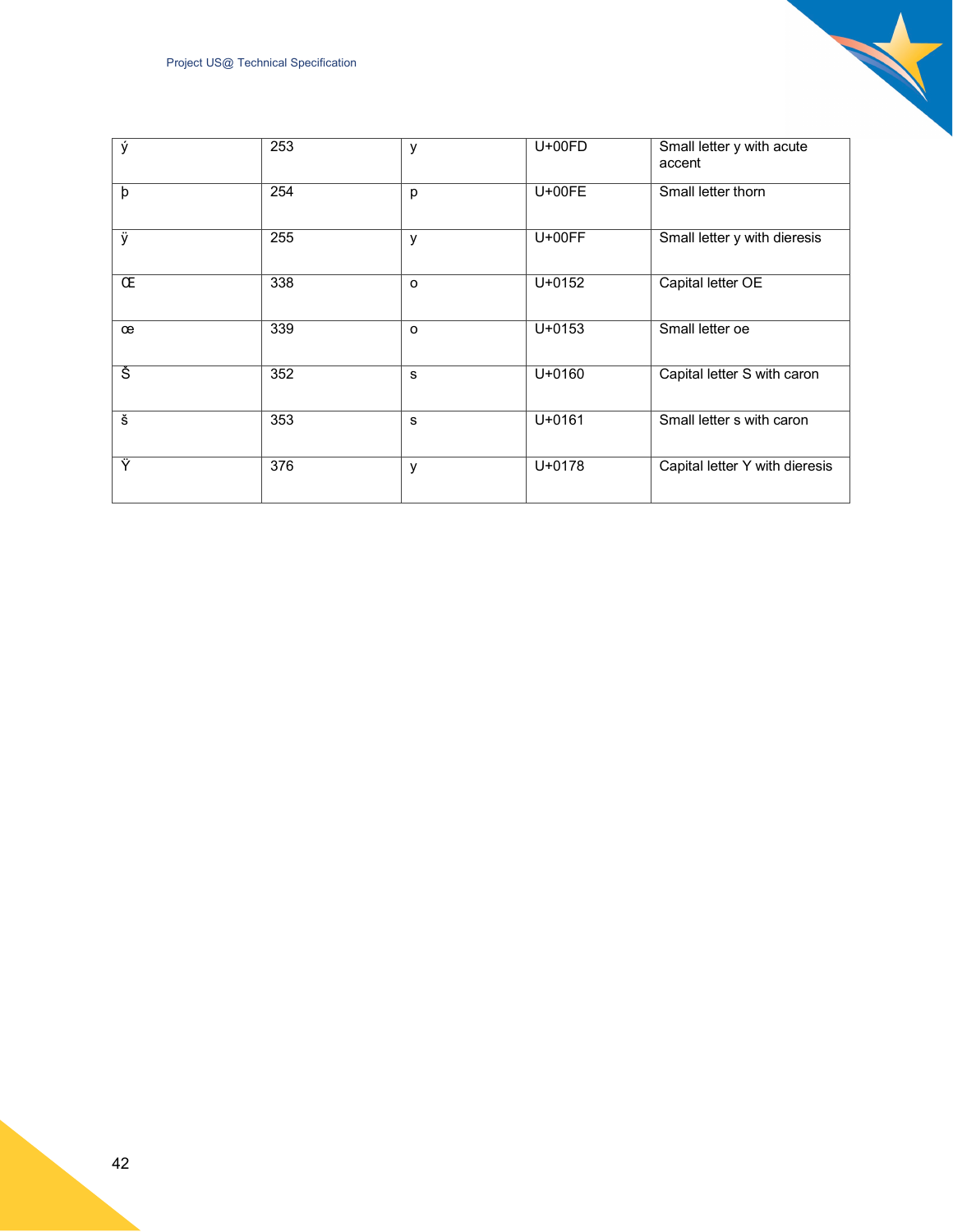| ý | 253 | y | U+00FD | Small letter y with acute accent |
|---|---|---|---|---|
| þ | 254 | p | U+00FE | Small letter thorn |
| ÿ | 255 | y | U+00FF | Small letter y with dieresis |
| Œ | 338 | o | U+0152 | Capital letter OE |
| œ | 339 | o | U+0153 | Small letter oe |
| Š | 352 | s | U+0160 | Capital letter S with caron |
| š | 353 | s | U+0161 | Small letter s with caron |
| Ÿ | 376 | y | U+0178 | Capital letter Y with dieresis |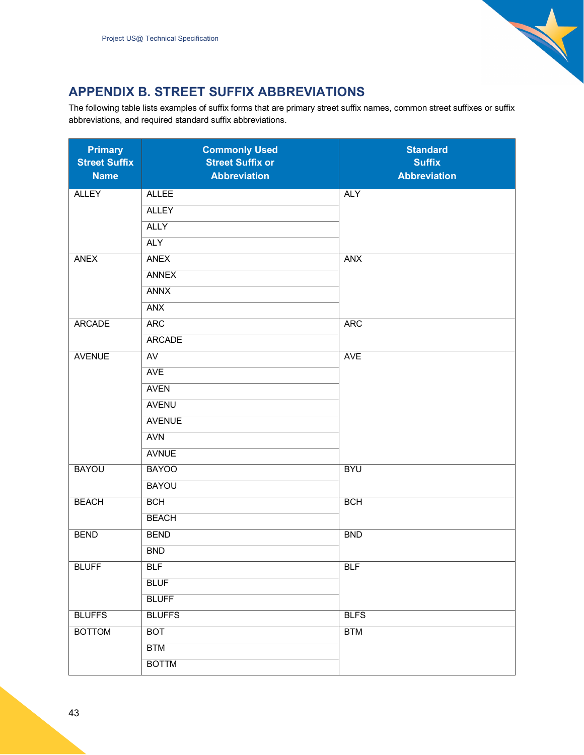## APPENDIX B. STREET SUFFIX ABBREVIATIONS

The following table lists examples of suffix forms that are primary street suffix names, common street suffixes or suffix abbreviations, and required standard suffix abbreviations.

| Primary Street Suffix Name | Commonly Used Street Suffix or Abbreviation | Standard Suffix Abbreviation |
|---|---|---|
| ALLEY | ALLEE | ALY |
| | ALLEY | |
| | ALLY | |
| | ALY | |
| ANEX | ANEX | ANX |
| | ANNEX | |
| | ANNX | |
| | ANX | |
| ARCADE | ARC | ARC |
| | ARCADE | |
| AVENUE | AV | AVE |
| | AVE | |
| | AVEN | |
| | AVENU | |
| | AVENUE | |
| | AVN | |
| | AVNUE | |
| BAYOU | BAYOO | BYU |
| | BAYOU | |
| BEACH | BCH | BCH |
| | BEACH | |
| BEND | BEND | BND |
| | BND | |
| BLUFF | BLF | BLF |
| | BLUF | |
| | BLUFF | |
| BLUFFS | BLUFFS | BLFS |
| BOTTOM | BOT | BTM |
| | BTM | |
| | BOTTM | |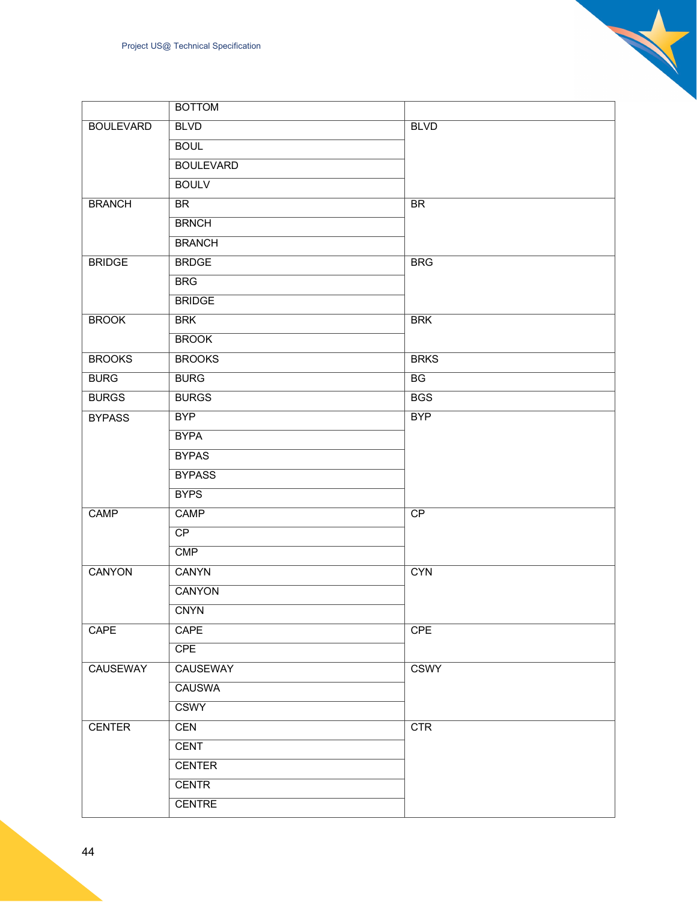| | BOTTOM | |
|---|---|---|
| BOULEVARD | BLVD | BLVD |
| | BOUL | |
| | BOULEVARD | |
| | BOULV | |
| BRANCH | BR | BR |
| | BRNCH | |
| | BRANCH | |
| BRIDGE | BRDGE | BRG |
| | BRG | |
| | BRIDGE | |
| BROOK | BRK | BRK |
| | BROOK | |
| BROOKS | BROOKS | BRKS |
| BURG | BURG | BG |
| BURGS | BURGS | BGS |
| BYPASS | BYP | BYP |
| | BYPA | |
| | BYPAS | |
| | BYPASS | |
| | BYPS | |
| CAMP | CAMP | CP |
| | CP | |
| | CMP | |
| CANYON | CANYN | CYN |
| | CANYON | |
| | CNYN | |
| CAPE | CAPE | CPE |
| | CPE | |
| CAUSEWAY | CAUSEWAY | CSWY |
| | CAUSWA | |
| | CSWY | |
| CENTER | CEN | CTR |
| | CENT | |
| | CENTER | |
| | CENTR | |
| | CENTRE | |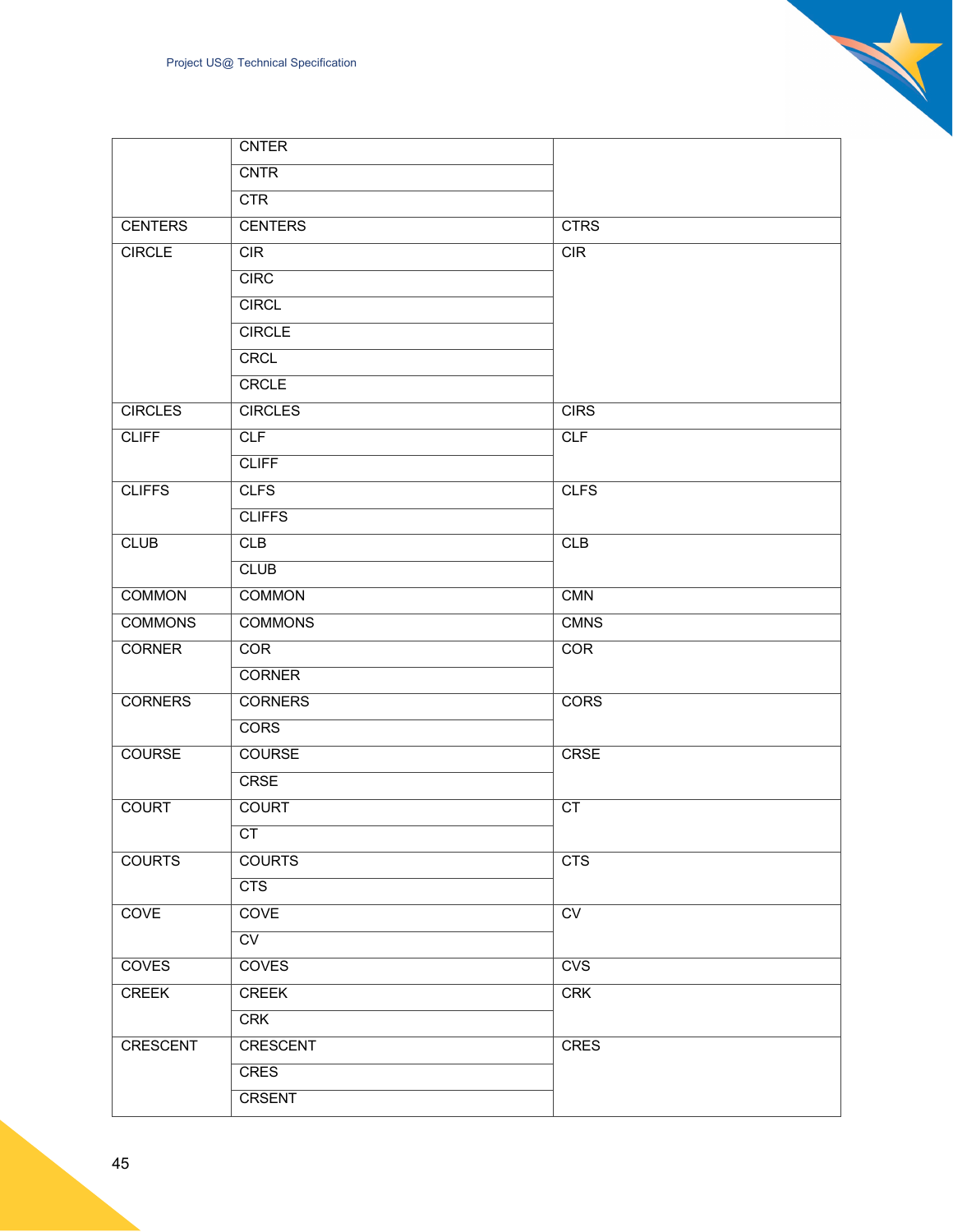| | | |
|---|---|---|
| | CNTER | |
| | CNTR | |
| | CTR | |
| CENTERS | CENTERS | CTRS |
| CIRCLE | CIR | CIR |
| | CIRC | |
| | CIRCL | |
| | CIRCLE | |
| | CRCL | |
| | CRCLE | |
| CIRCLES | CIRCLES | CIRS |
| CLIFF | CLF | CLF |
| | CLIFF | |
| CLIFFS | CLFS | CLFS |
| | CLIFFS | |
| CLUB | CLB | CLB |
| | CLUB | |
| COMMON | COMMON | CMN |
| COMMONS | COMMONS | CMNS |
| CORNER | COR | COR |
| | CORNER | |
| CORNERS | CORNERS | CORS |
| | CORS | |
| COURSE | COURSE | CRSE |
| | CRSE | |
| COURT | COURT | CT |
| | CT | |
| COURTS | COURTS | CTS |
| | CTS | |
| COVE | COVE | CV |
| | CV | |
| COVES | COVES | CVS |
| CREEK | CREEK | CRK |
| | CRK | |
| CRESCENT | CRESCENT | CRES |
| | CRES | |
| | CRSENT | |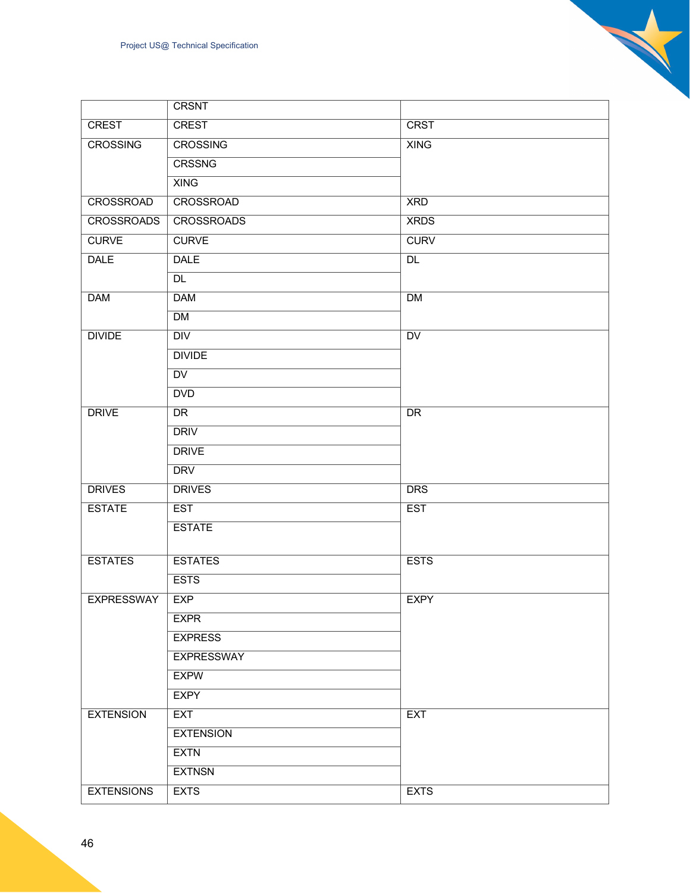| | | |
|---|---|---|
| | CRSNT | |
| CREST | CREST | CRST |
| CROSSING | CROSSING | XING |
| | CRSSNG | |
| | XING | |
| CROSSROAD | CROSSROAD | XRD |
| CROSSROADS | CROSSROADS | XRDS |
| CURVE | CURVE | CURV |
| DALE | DALE | DL |
| | DL | |
| DAM | DAM | DM |
| | DM | |
| DIVIDE | DIV | DV |
| | DIVIDE | |
| | DV | |
| | DVD | |
| DRIVE | DR | DR |
| | DRIV | |
| | DRIVE | |
| | DRV | |
| DRIVES | DRIVES | DRS |
| ESTATE | EST | EST |
| | ESTATE | |
| ESTATES | ESTATES | ESTS |
| | ESTS | |
| EXPRESSWAY | EXP | EXPY |
| | EXPR | |
| | EXPRESS | |
| | EXPRESSWAY | |
| | EXPW | |
| | EXPY | |
| EXTENSION | EXT | EXT |
| | EXTENSION | |
| | EXTN | |
| | EXTNSN | |
| EXTENSIONS | EXTS | EXTS |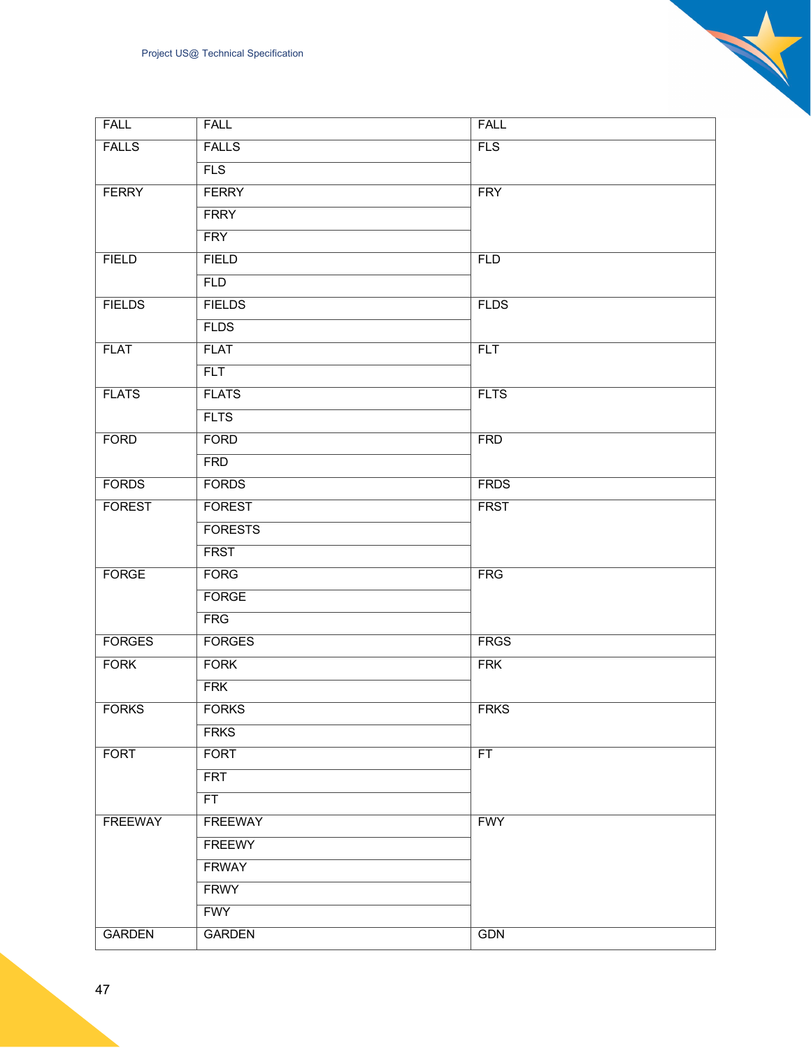| FALL | FALL | FALL |
|---|---|---|
| FALLS | FALLS | FLS |
| | FLS | |
| FERRY | FERRY | FRY |
| | FRRY | |
| | FRY | |
| FIELD | FIELD | FLD |
| | FLD | |
| FIELDS | FIELDS | FLDS |
| | FLDS | |
| FLAT | FLAT | FLT |
| | FLT | |
| FLATS | FLATS | FLTS |
| | FLTS | |
| FORD | FORD | FRD |
| | FRD | |
| FORDS | FORDS | FRDS |
| FOREST | FOREST | FRST |
| | FORESTS | |
| | FRST | |
| FORGE | FORG | FRG |
| | FORGE | |
| | FRG | |
| FORGES | FORGES | FRGS |
| FORK | FORK | FRK |
| | FRK | |
| FORKS | FORKS | FRKS |
| | FRKS | |
| FORT | FORT | FT |
| | FRT | |
| | FT | |
| FREEWAY | FREEWAY | FWY |
| | FREEWY | |
| | FRWAY | |
| | FRWY | |
| | FWY | |
| GARDEN | GARDEN | GDN |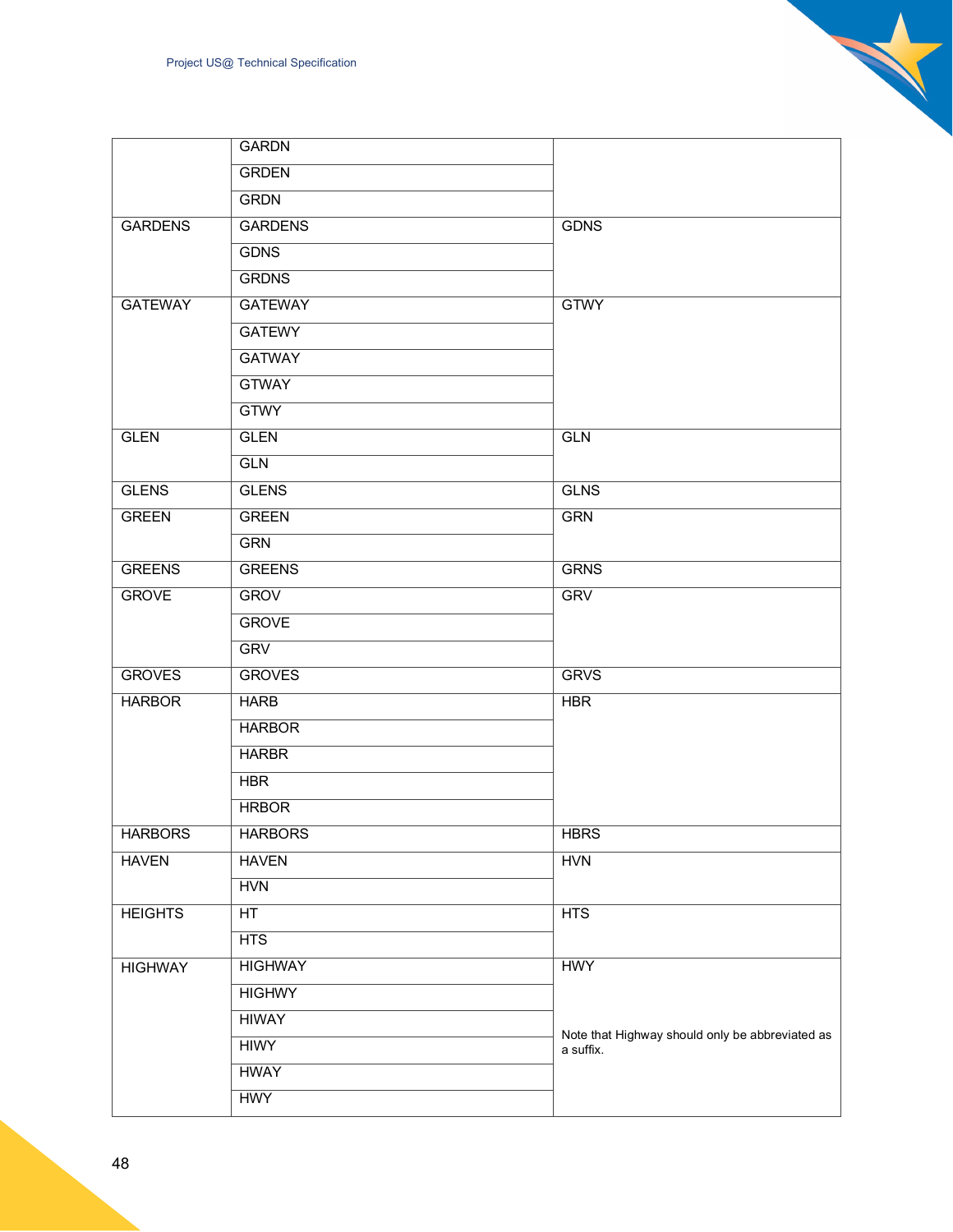| | | |
|---|---|---|
| | GARDN | |
| | GRDEN | |
| | GRDN | |
| GARDENS | GARDENS | GDNS |
| | GDNS | |
| | GRDNS | |
| GATEWAY | GATEWAY | GTWY |
| | GATEWY | |
| | GATWAY | |
| | GTWAY | |
| | GTWY | |
| GLEN | GLEN | GLN |
| | GLN | |
| GLENS | GLENS | GLNS |
| GREEN | GREEN | GRN |
| | GRN | |
| GREENS | GREENS | GRNS |
| GROVE | GROV | GRV |
| | GROVE | |
| | GRV | |
| GROVES | GROVES | GRVS |
| HARBOR | HARB | HBR |
| | HARBOR | |
| | HARBR | |
| | HBR | |
| | HRBOR | |
| HARBORS | HARBORS | HBRS |
| HAVEN | HAVEN | HVN |
| | HVN | |
| HEIGHTS | HT | HTS |
| | HTS | |
| HIGHWAY | HIGHWAY | HWY |
| | HIGHWY | |
| | HIWAY | Note that Highway should only be abbreviated as a suffix. |
| | HIWY | |
| | HWAY | |
| | HWY | |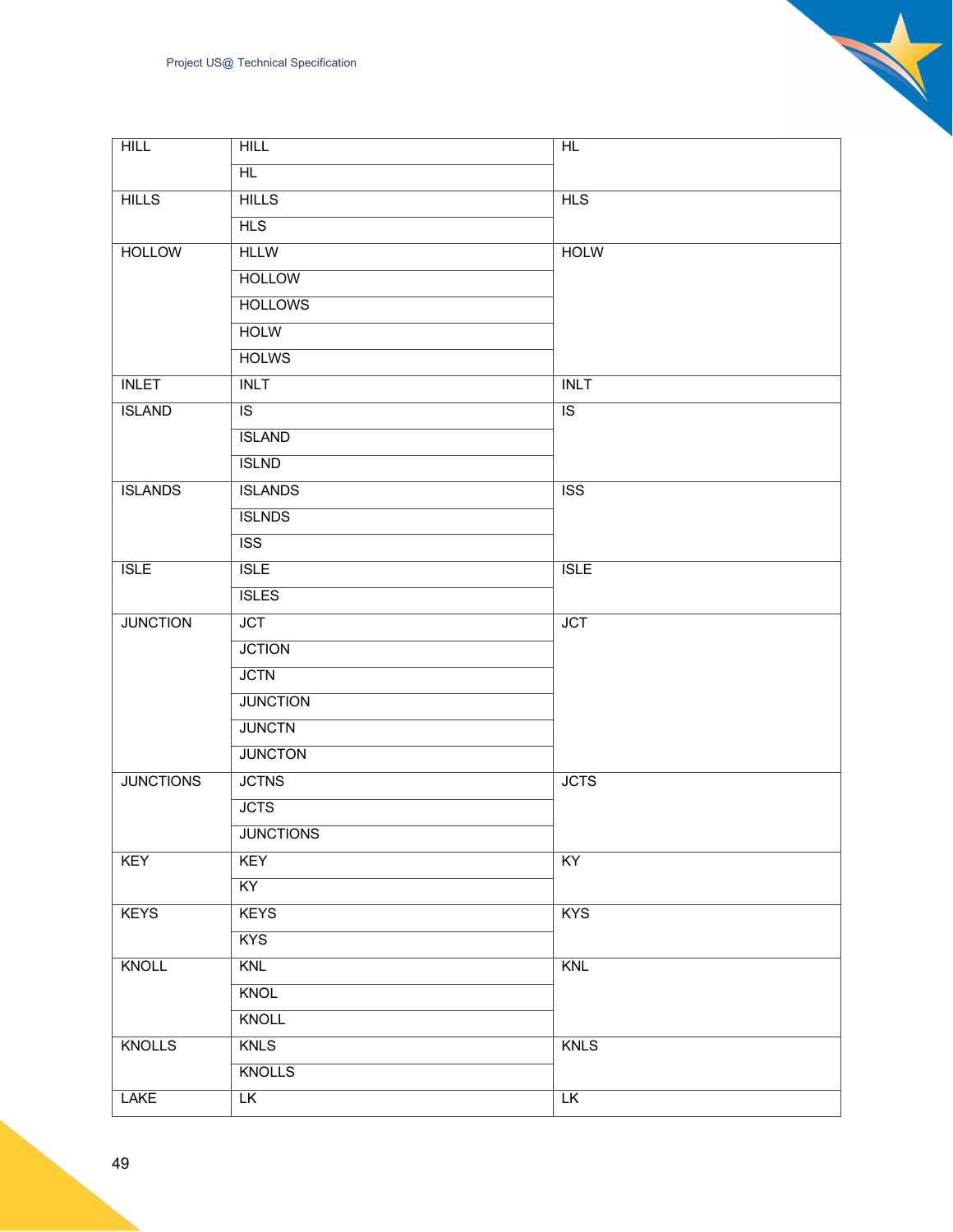| | | |
|---|---|---|
| HILL | HILL | HL |
| | HL | |
| HILLS | HILLS | HLS |
| | HLS | |
| HOLLOW | HLLW | HOLW |
| | HOLLOW | |
| | HOLLOWS | |
| | HOLW | |
| | HOLWS | |
| INLET | INLT | INLT |
| ISLAND | IS | IS |
| | ISLAND | |
| | ISLND | |
| ISLANDS | ISLANDS | ISS |
| | ISLNDS | |
| | ISS | |
| ISLE | ISLE | ISLE |
| | ISLES | |
| JUNCTION | JCT | JCT |
| | JCTION | |
| | JCTN | |
| | JUNCTION | |
| | JUNCTN | |
| | JUNCTON | |
| JUNCTIONS | JCTNS | JCTS |
| | JCTS | |
| | JUNCTIONS | |
| KEY | KEY | KY |
| | KY | |
| KEYS | KEYS | KYS |
| | KYS | |
| KNOLL | KNL | KNL |
| | KNOL | |
| | KNOLL | |
| KNOLLS | KNLS | KNLS |
| | KNOLLS | |
| LAKE | LK | LK |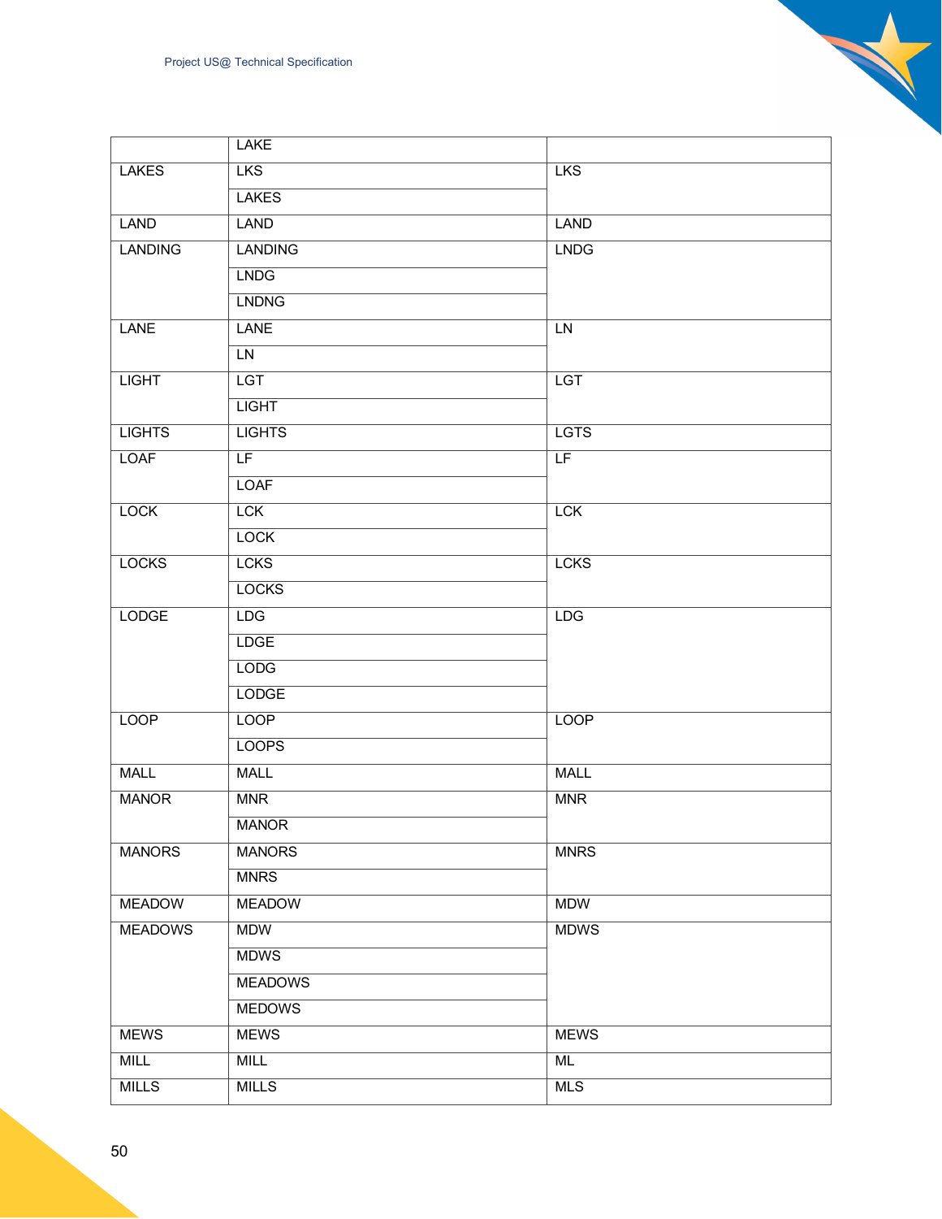| | | |
|---|---|---|
| | LAKE | |
| LAKES | LKS | LKS |
| | LAKES | |
| LAND | LAND | LAND |
| LANDING | LANDING | LNDG |
| | LNDG | |
| | LNDNG | |
| LANE | LANE | LN |
| | LN | |
| LIGHT | LGT | LGT |
| | LIGHT | |
| LIGHTS | LIGHTS | LGTS |
| LOAF | LF | LF |
| | LOAF | |
| LOCK | LCK | LCK |
| | LOCK | |
| LOCKS | LCKS | LCKS |
| | LOCKS | |
| LODGE | LDG | LDG |
| | LDGE | |
| | LODG | |
| | LODGE | |
| LOOP | LOOP | LOOP |
| | LOOPS | |
| MALL | MALL | MALL |
| MANOR | MNR | MNR |
| | MANOR | |
| MANORS | MANORS | MNRS |
| | MNRS | |
| MEADOW | MEADOW | MDW |
| MEADOWS | MDW | MDWS |
| | MDWS | |
| | MEADOWS | |
| | MEDOWS | |
| MEWS | MEWS | MEWS |
| MILL | MILL | ML |
| MILLS | MILLS | MLS |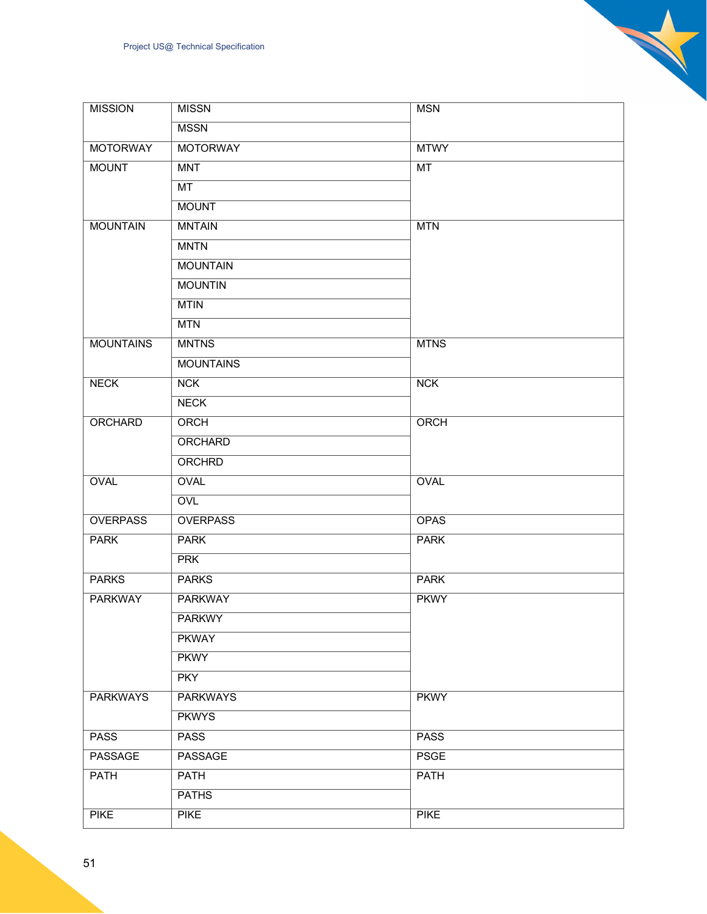| MISSION | MISSN | MSN |
|---|---|---|
| | MSSN | |
| MOTORWAY | MOTORWAY | MTWY |
| MOUNT | MNT | MT |
| | MT | |
| | MOUNT | |
| MOUNTAIN | MNTAIN | MTN |
| | MNTN | |
| | MOUNTAIN | |
| | MOUNTIN | |
| | MTIN | |
| | MTN | |
| MOUNTAINS | MNTNS | MTNS |
| | MOUNTAINS | |
| NECK | NCK | NCK |
| | NECK | |
| ORCHARD | ORCH | ORCH |
| | ORCHARD | |
| | ORCHRD | |
| OVAL | OVAL | OVAL |
| | OVL | |
| OVERPASS | OVERPASS | OPAS |
| PARK | PARK | PARK |
| | PRK | |
| PARKS | PARKS | PARK |
| PARKWAY | PARKWAY | PKWY |
| | PARKWY | |
| | PKWAY | |
| | PKWY | |
| | PKY | |
| PARKWAYS | PARKWAYS | PKWY |
| | PKWYS | |
| PASS | PASS | PASS |
| PASSAGE | PASSAGE | PSGE |
| PATH | PATH | PATH |
| | PATHS | |
| PIKE | PIKE | PIKE |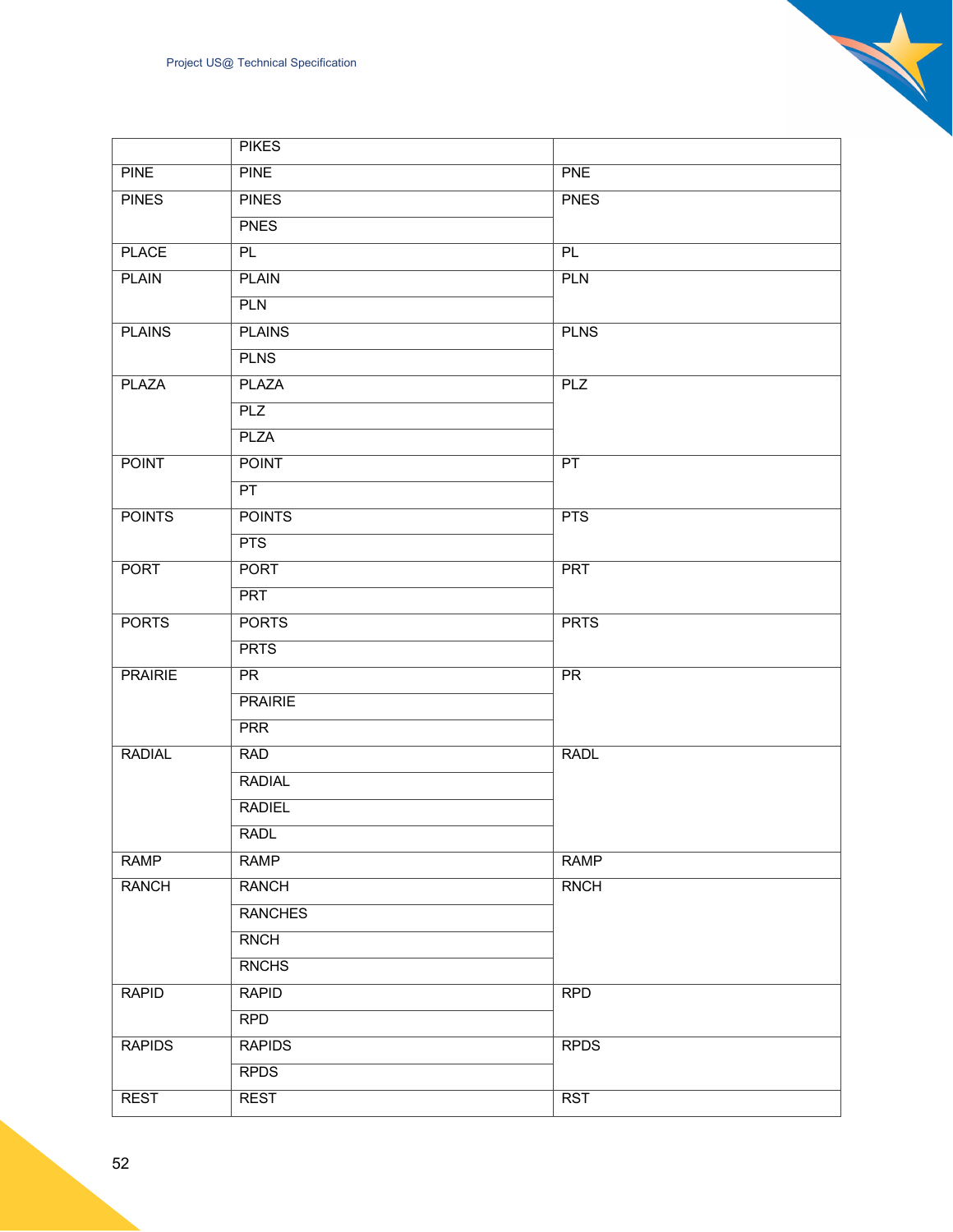| | | |
|---|---|---|
| | PIKES | |
| PINE | PINE | PNE |
| PINES | PINES | PNES |
| | PNES | |
| PLACE | PL | PL |
| PLAIN | PLAIN | PLN |
| | PLN | |
| PLAINS | PLAINS | PLNS |
| | PLNS | |
| PLAZA | PLAZA | PLZ |
| | PLZ | |
| | PLZA | |
| POINT | POINT | PT |
| | PT | |
| POINTS | POINTS | PTS |
| | PTS | |
| PORT | PORT | PRT |
| | PRT | |
| PORTS | PORTS | PRTS |
| | PRTS | |
| PRAIRIE | PR | PR |
| | PRAIRIE | |
| | PRR | |
| RADIAL | RAD | RADL |
| | RADIAL | |
| | RADIEL | |
| | RADL | |
| RAMP | RAMP | RAMP |
| RANCH | RANCH | RNCH |
| | RANCHES | |
| | RNCH | |
| | RNCHS | |
| RAPID | RAPID | RPD |
| | RPD | |
| RAPIDS | RAPIDS | RPDS |
| | RPDS | |
| REST | REST | RST |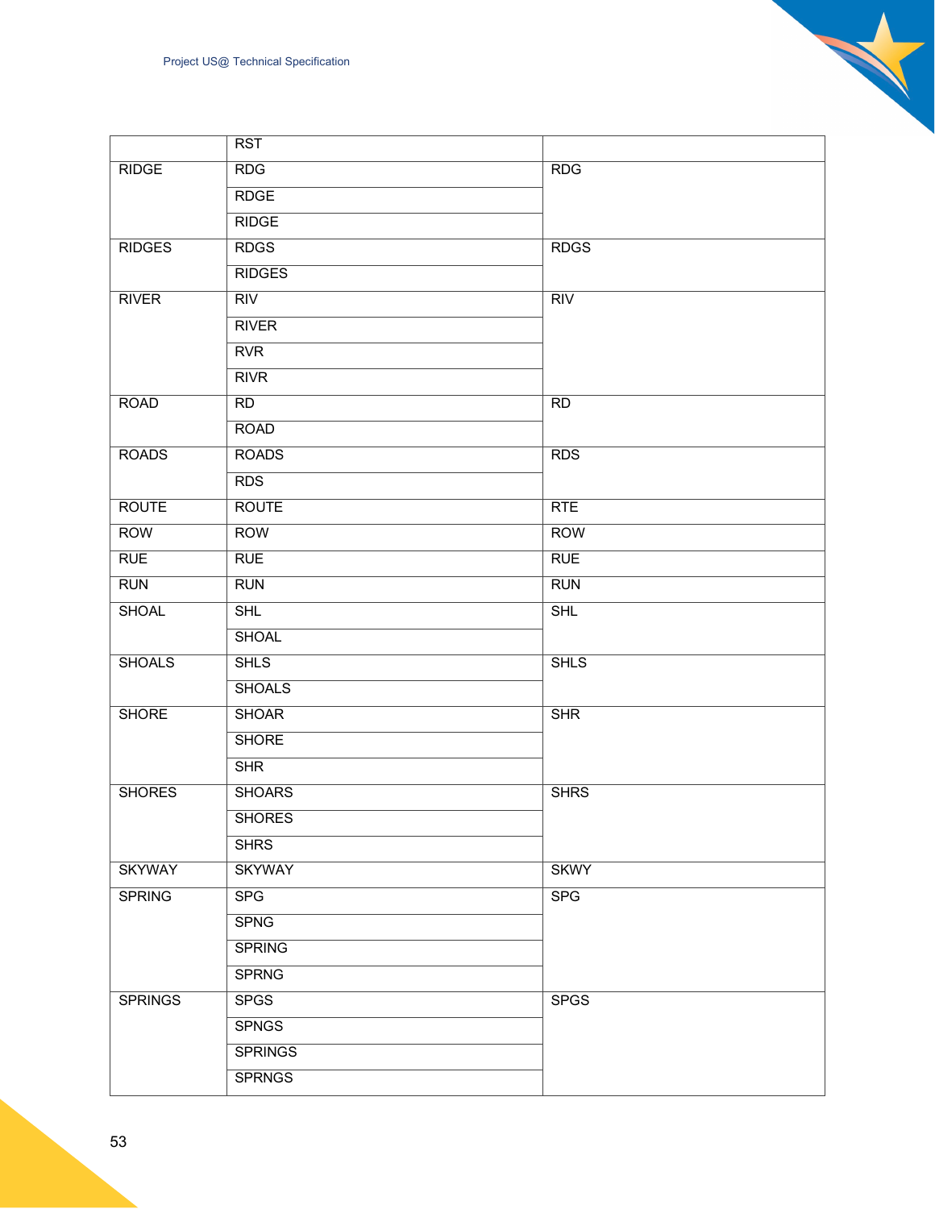| | RST | |
|---|---|---|
| RIDGE | RDG | RDG |
| | RDGE | |
| | RIDGE | |
| RIDGES | RDGS | RDGS |
| | RIDGES | |
| RIVER | RIV | RIV |
| | RIVER | |
| | RVR | |
| | RIVR | |
| ROAD | RD | RD |
| | ROAD | |
| ROADS | ROADS | RDS |
| | RDS | |
| ROUTE | ROUTE | RTE |
| ROW | ROW | ROW |
| RUE | RUE | RUE |
| RUN | RUN | RUN |
| SHOAL | SHL | SHL |
| | SHOAL | |
| SHOALS | SHLS | SHLS |
| | SHOALS | |
| SHORE | SHOAR | SHR |
| | SHORE | |
| | SHR | |
| SHORES | SHOARS | SHRS |
| | SHORES | |
| | SHRS | |
| SKYWAY | SKYWAY | SKWY |
| SPRING | SPG | SPG |
| | SPNG | |
| | SPRING | |
| | SPRNG | |
| SPRINGS | SPGS | SPGS |
| | SPNGS | |
| | SPRINGS | |
| | SPRNGS | |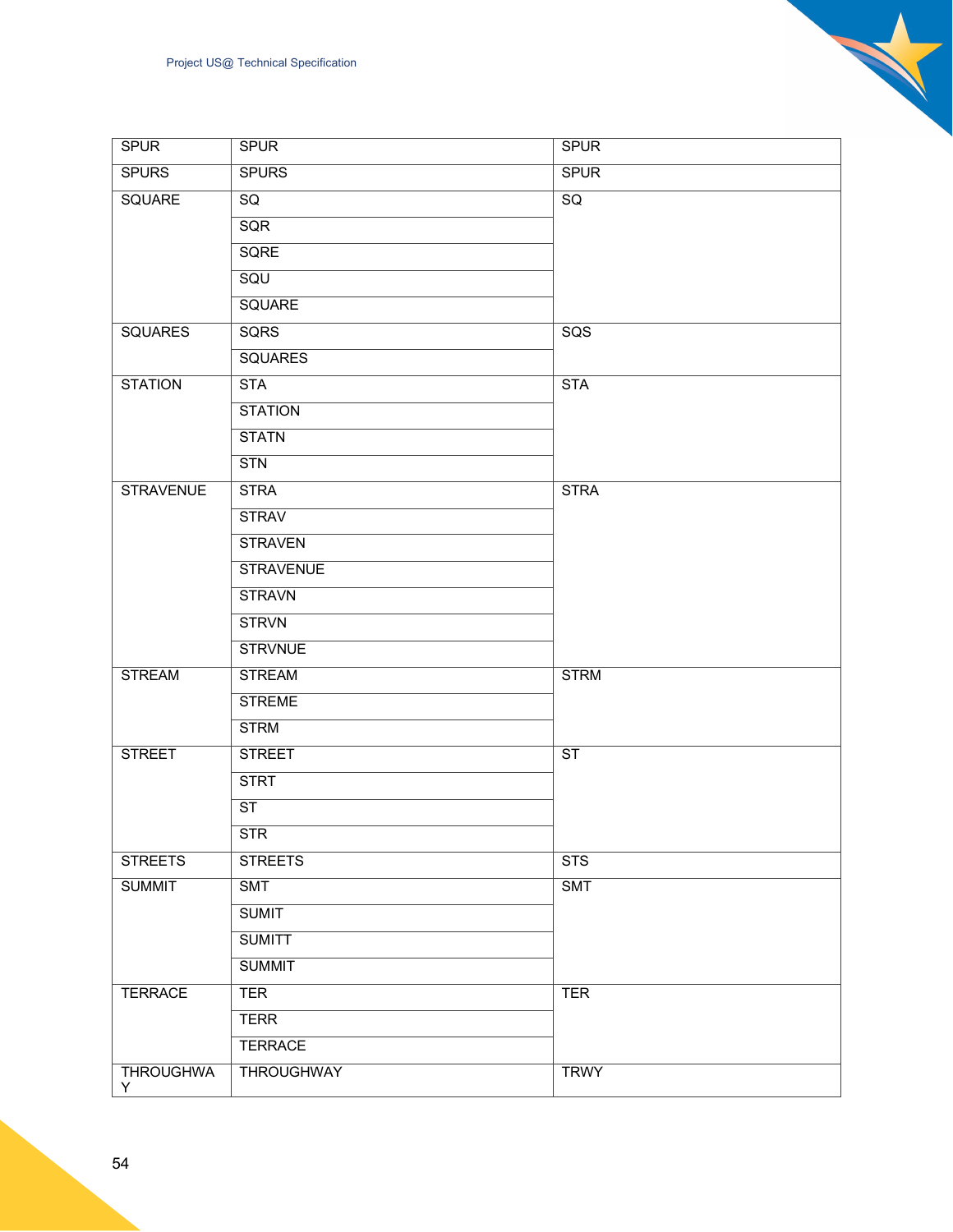| SPUR | SPUR | SPUR |
|---|---|---|
| SPURS | SPURS | SPUR |
| SQUARE | SQ | SQ |
| | SQR | |
| | SQRE | |
| | SQU | |
| | SQUARE | |
| SQUARES | SQRS | SQS |
| | SQUARES | |
| STATION | STA | STA |
| | STATION | |
| | STATN | |
| | STN | |
| STRAVENUE | STRA | STRA |
| | STRAV | |
| | STRAVEN | |
| | STRAVENUE | |
| | STRAVN | |
| | STRVN | |
| | STRVNUE | |
| STREAM | STREAM | STRM |
| | STREME | |
| | STRM | |
| STREET | STREET | ST |
| | STRT | |
| | ST | |
| | STR | |
| STREETS | STREETS | STS |
| SUMMIT | SMT | SMT |
| | SUMIT | |
| | SUMITT | |
| | SUMMIT | |
| TERRACE | TER | TER |
| | TERR | |
| | TERRACE | |
| THROUGHWAY | THROUGHWAY | TRWY |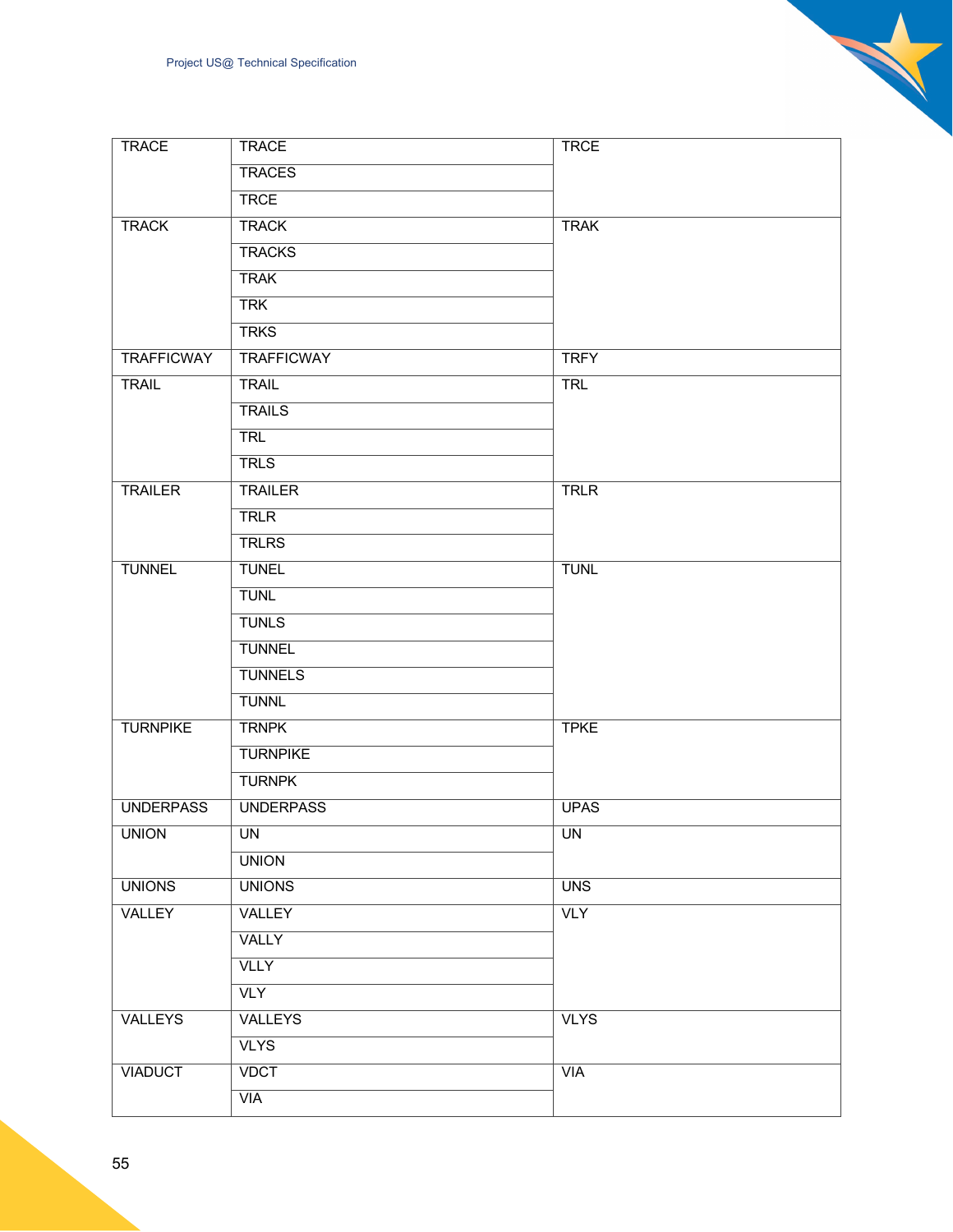| | | |
|---|---|---|
| TRACE | TRACE | TRCE |
| | TRACES | |
| | TRCE | |
| TRACK | TRACK | TRAK |
| | TRACKS | |
| | TRAK | |
| | TRK | |
| | TRKS | |
| TRAFFICWAY | TRAFFICWAY | TRFY |
| TRAIL | TRAIL | TRL |
| | TRAILS | |
| | TRL | |
| | TRLS | |
| TRAILER | TRAILER | TRLR |
| | TRLR | |
| | TRLRS | |
| TUNNEL | TUNEL | TUNL |
| | TUNL | |
| | TUNLS | |
| | TUNNEL | |
| | TUNNELS | |
| | TUNNL | |
| TURNPIKE | TRNPK | TPKE |
| | TURNPIKE | |
| | TURNPK | |
| UNDERPASS | UNDERPASS | UPAS |
| UNION | UN | UN |
| | UNION | |
| UNIONS | UNIONS | UNS |
| VALLEY | VALLEY | VLY |
| | VALLY | |
| | VLLY | |
| | VLY | |
| VALLEYS | VALLEYS | VLYS |
| | VLYS | |
| VIADUCT | VDCT | VIA |
| | VIA | |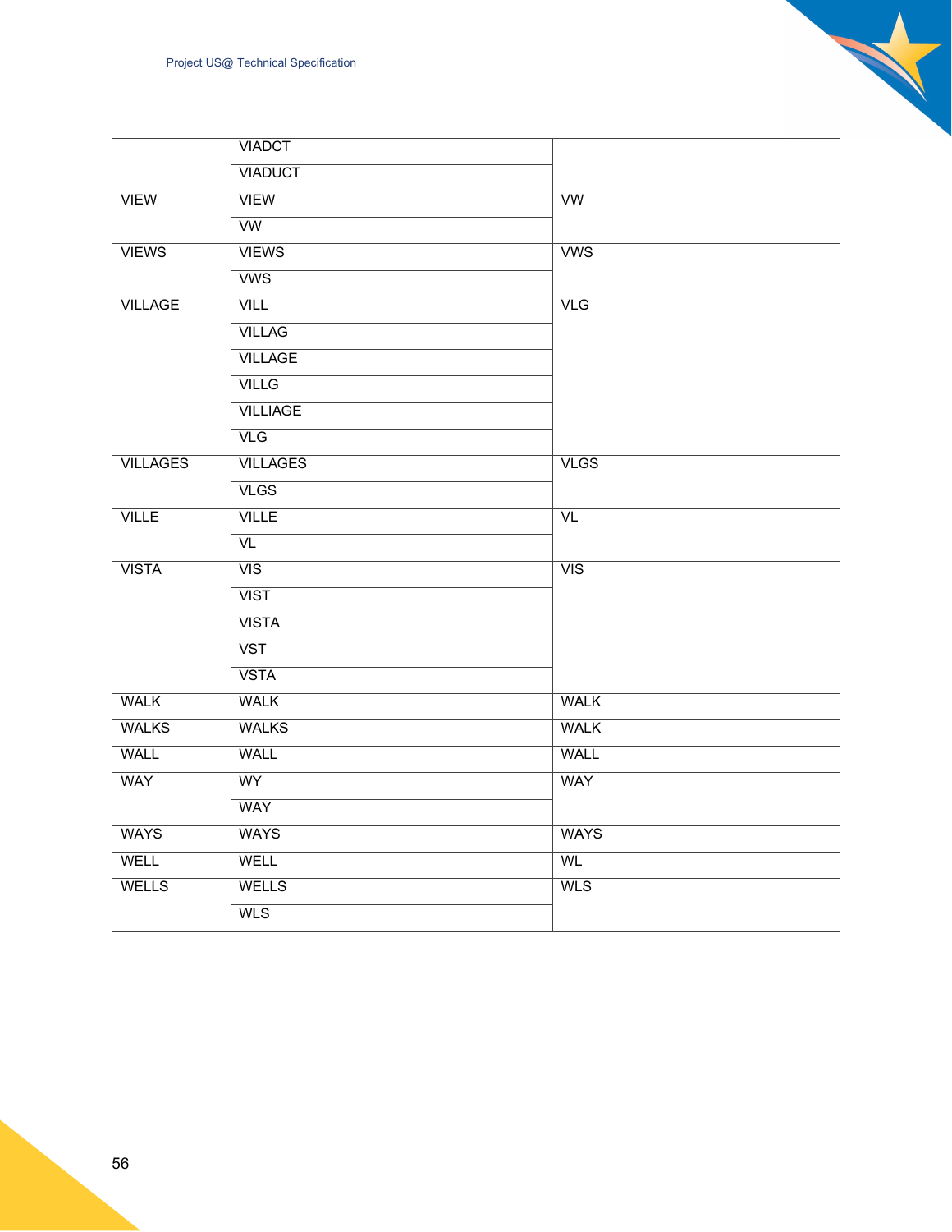| | | |
|---|---|---|
| | VIADCT | |
| | VIADUCT | |
| VIEW | VIEW | VW |
| | VW | |
| VIEWS | VIEWS | VWS |
| | VWS | |
| VILLAGE | VILL | VLG |
| | VILLAG | |
| | VILLAGE | |
| | VILLG | |
| | VILLIAGE | |
| | VLG | |
| VILLAGES | VILLAGES | VLGS |
| | VLGS | |
| VILLE | VILLE | VL |
| | VL | |
| VISTA | VIS | VIS |
| | VIST | |
| | VISTA | |
| | VST | |
| | VSTA | |
| WALK | WALK | WALK |
| WALKS | WALKS | WALK |
| WALL | WALL | WALL |
| WAY | WY | WAY |
| | WAY | |
| WAYS | WAYS | WAYS |
| WELL | WELL | WL |
| WELLS | WELLS | WLS |
| | WLS | |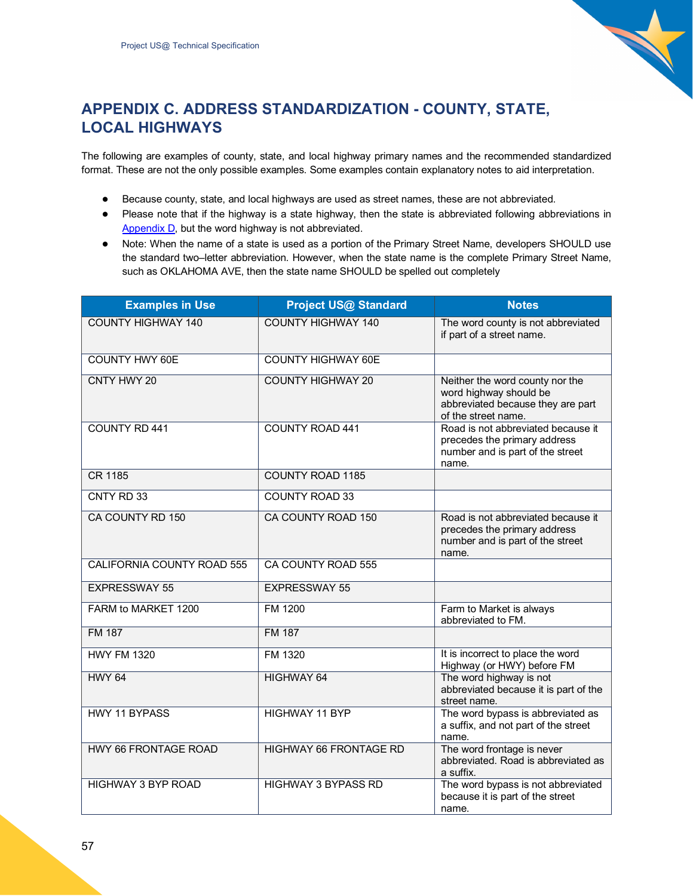# APPENDIX C. ADDRESS STANDARDIZATION - COUNTY, STATE, LOCAL HIGHWAYS

The following are examples of county, state, and local highway primary names and the recommended standardized format. These are not the only possible examples. Some examples contain explanatory notes to aid interpretation.

- Because county, state, and local highways are used as street names, these are not abbreviated.
- Please note that if the highway is a state highway, then the state is abbreviated following abbreviations in Appendix D, but the word highway is not abbreviated.
- Note: When the name of a state is used as a portion of the Primary Street Name, developers SHOULD use the standard two–letter abbreviation. However, when the state name is the complete Primary Street Name, such as OKLAHOMA AVE, then the state name SHOULD be spelled out completely

| Examples in Use | Project US@ Standard | Notes |
| --- | --- | --- |
| COUNTY HIGHWAY 140 | COUNTY HIGHWAY 140 | The word county is not abbreviated if part of a street name. |
| COUNTY HWY 60E | COUNTY HIGHWAY 60E | |
| CNTY HWY 20 | COUNTY HIGHWAY 20 | Neither the word county nor the word highway should be abbreviated because they are part of the street name. |
| COUNTY RD 441 | COUNTY ROAD 441 | Road is not abbreviated because it precedes the primary address number and is part of the street name. |
| CR 1185 | COUNTY ROAD 1185 | |
| CNTY RD 33 | COUNTY ROAD 33 | |
| CA COUNTY RD 150 | CA COUNTY ROAD 150 | Road is not abbreviated because it precedes the primary address number and is part of the street name. |
| CALIFORNIA COUNTY ROAD 555 | CA COUNTY ROAD 555 | |
| EXPRESSWAY 55 | EXPRESSWAY 55 | |
| FARM to MARKET 1200 | FM 1200 | Farm to Market is always abbreviated to FM. |
| FM 187 | FM 187 | |
| HWY FM 1320 | FM 1320 | It is incorrect to place the word Highway (or HWY) before FM |
| HWY 64 | HIGHWAY 64 | The word highway is not abbreviated because it is part of the street name. |
| HWY 11 BYPASS | HIGHWAY 11 BYP | The word bypass is abbreviated as a suffix, and not part of the street name. |
| HWY 66 FRONTAGE ROAD | HIGHWAY 66 FRONTAGE RD | The word frontage is never abbreviated. Road is abbreviated as a suffix. |
| HIGHWAY 3 BYP ROAD | HIGHWAY 3 BYPASS RD | The word bypass is not abbreviated because it is part of the street name. |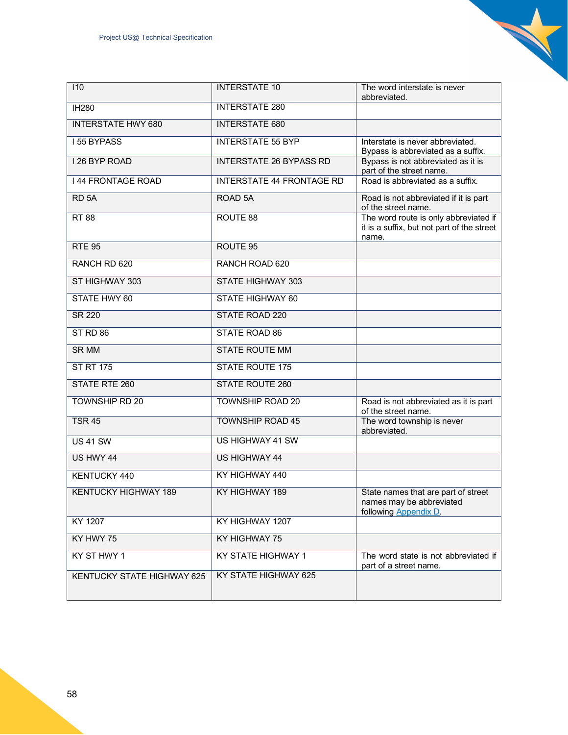| I10 | INTERSTATE 10 | The word interstate is never abbreviated. |
|---|---|---|
| IH280 | INTERSTATE 280 | |
| INTERSTATE HWY 680 | INTERSTATE 680 | |
| I 55 BYPASS | INTERSTATE 55 BYP | Interstate is never abbreviated. Bypass is abbreviated as a suffix. |
| I 26 BYP ROAD | INTERSTATE 26 BYPASS RD | Bypass is not abbreviated as it is part of the street name. |
| I 44 FRONTAGE ROAD | INTERSTATE 44 FRONTAGE RD | Road is abbreviated as a suffix. |
| RD 5A | ROAD 5A | Road is not abbreviated if it is part of the street name. |
| RT 88 | ROUTE 88 | The word route is only abbreviated if it is a suffix, but not part of the street name. |
| RTE 95 | ROUTE 95 | |
| RANCH RD 620 | RANCH ROAD 620 | |
| ST HIGHWAY 303 | STATE HIGHWAY 303 | |
| STATE HWY 60 | STATE HIGHWAY 60 | |
| SR 220 | STATE ROAD 220 | |
| ST RD 86 | STATE ROAD 86 | |
| SR MM | STATE ROUTE MM | |
| ST RT 175 | STATE ROUTE 175 | |
| STATE RTE 260 | STATE ROUTE 260 | |
| TOWNSHIP RD 20 | TOWNSHIP ROAD 20 | Road is not abbreviated as it is part of the street name. |
| TSR 45 | TOWNSHIP ROAD 45 | The word township is never abbreviated. |
| US 41 SW | US HIGHWAY 41 SW | |
| US HWY 44 | US HIGHWAY 44 | |
| KENTUCKY 440 | KY HIGHWAY 440 | |
| KENTUCKY HIGHWAY 189 | KY HIGHWAY 189 | State names that are part of street names may be abbreviated following Appendix D. |
| KY 1207 | KY HIGHWAY 1207 | |
| KY HWY 75 | KY HIGHWAY 75 | |
| KY ST HWY 1 | KY STATE HIGHWAY 1 | The word state is not abbreviated if part of a street name. |
| KENTUCKY STATE HIGHWAY 625 | KY STATE HIGHWAY 625 | |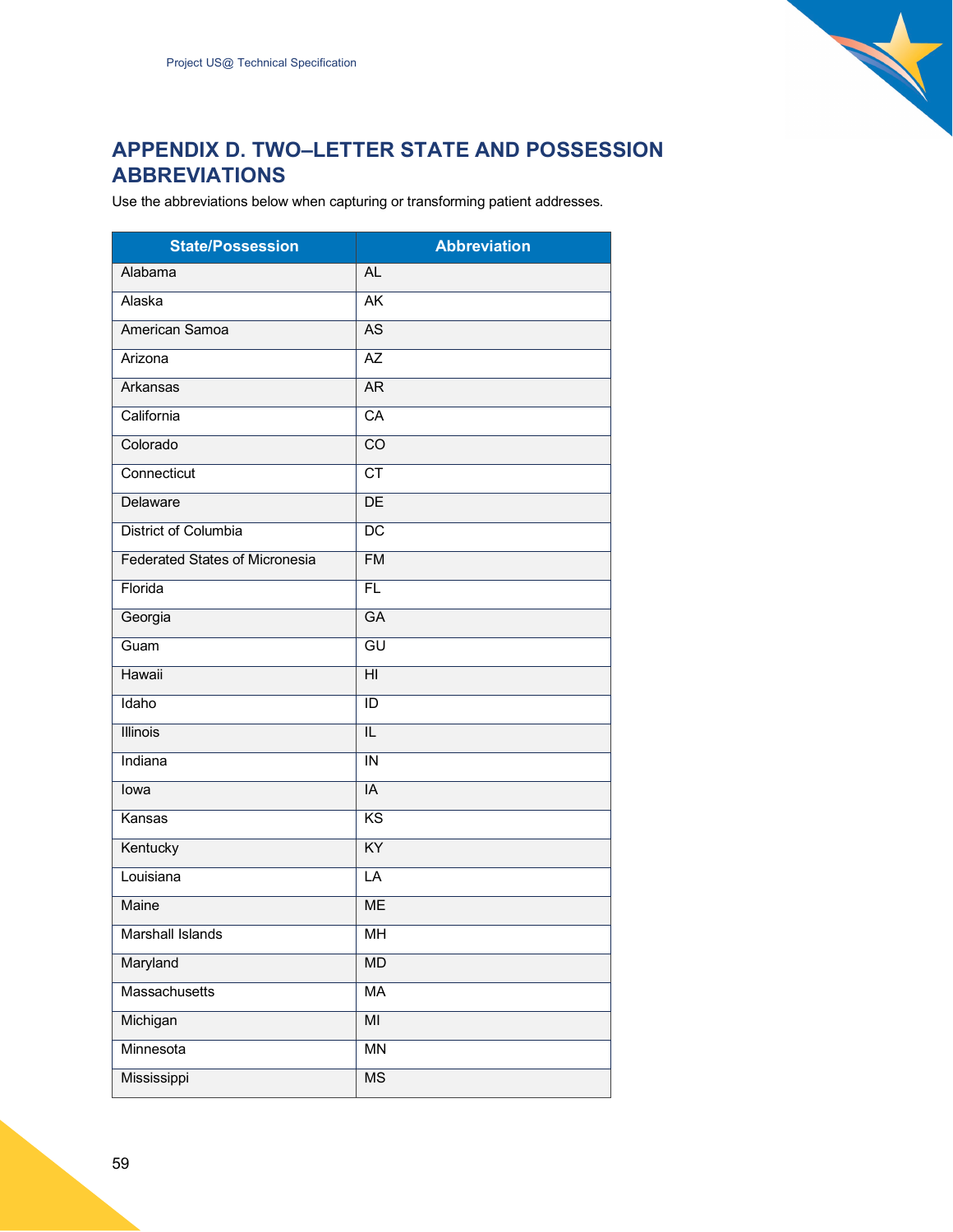# APPENDIX D. TWO–LETTER STATE AND POSSESSION ABBREVIATIONS

Use the abbreviations below when capturing or transforming patient addresses.

| State/Possession | Abbreviation |
|---|---|
| Alabama | AL |
| Alaska | AK |
| American Samoa | AS |
| Arizona | AZ |
| Arkansas | AR |
| California | CA |
| Colorado | CO |
| Connecticut | CT |
| Delaware | DE |
| District of Columbia | DC |
| Federated States of Micronesia | FM |
| Florida | FL |
| Georgia | GA |
| Guam | GU |
| Hawaii | HI |
| Idaho | ID |
| Illinois | IL |
| Indiana | IN |
| Iowa | IA |
| Kansas | KS |
| Kentucky | KY |
| Louisiana | LA |
| Maine | ME |
| Marshall Islands | MH |
| Maryland | MD |
| Massachusetts | MA |
| Michigan | MI |
| Minnesota | MN |
| Mississippi | MS |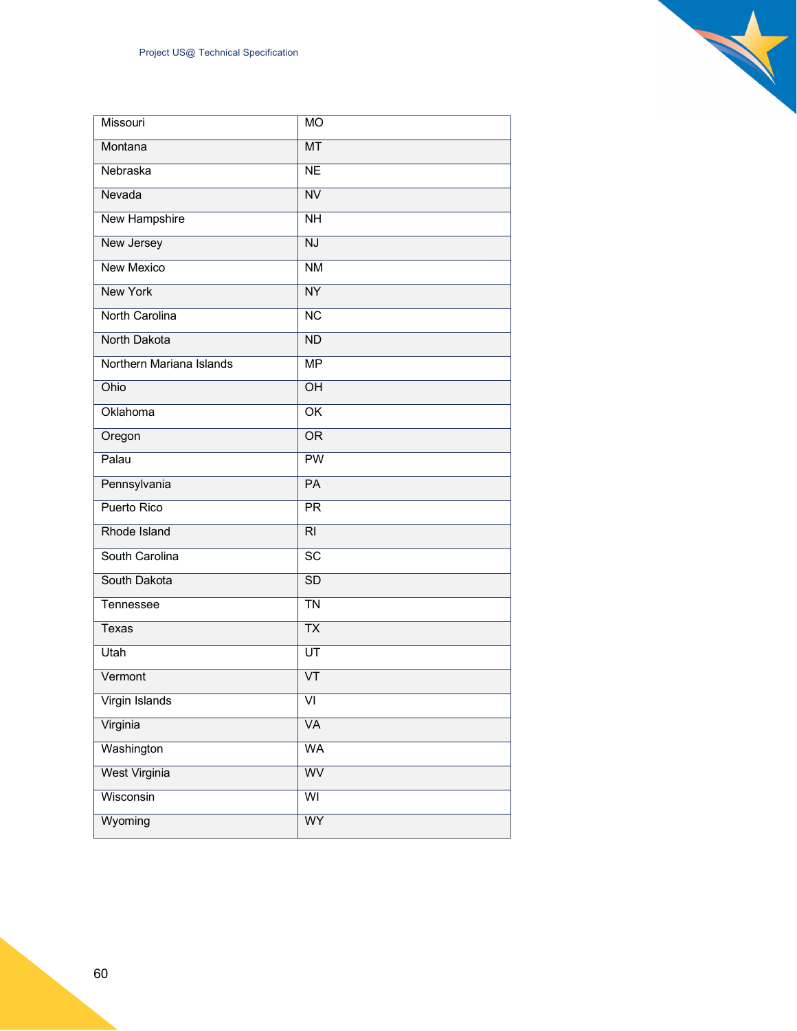| Missouri | MO |
|---|---|
| Montana | MT |
| Nebraska | NE |
| Nevada | NV |
| New Hampshire | NH |
| New Jersey | NJ |
| New Mexico | NM |
| New York | NY |
| North Carolina | NC |
| North Dakota | ND |
| Northern Mariana Islands | MP |
| Ohio | OH |
| Oklahoma | OK |
| Oregon | OR |
| Palau | PW |
| Pennsylvania | PA |
| Puerto Rico | PR |
| Rhode Island | RI |
| South Carolina | SC |
| South Dakota | SD |
| Tennessee | TN |
| Texas | TX |
| Utah | UT |
| Vermont | VT |
| Virgin Islands | VI |
| Virginia | VA |
| Washington | WA |
| West Virginia | WV |
| Wisconsin | WI |
| Wyoming | WY |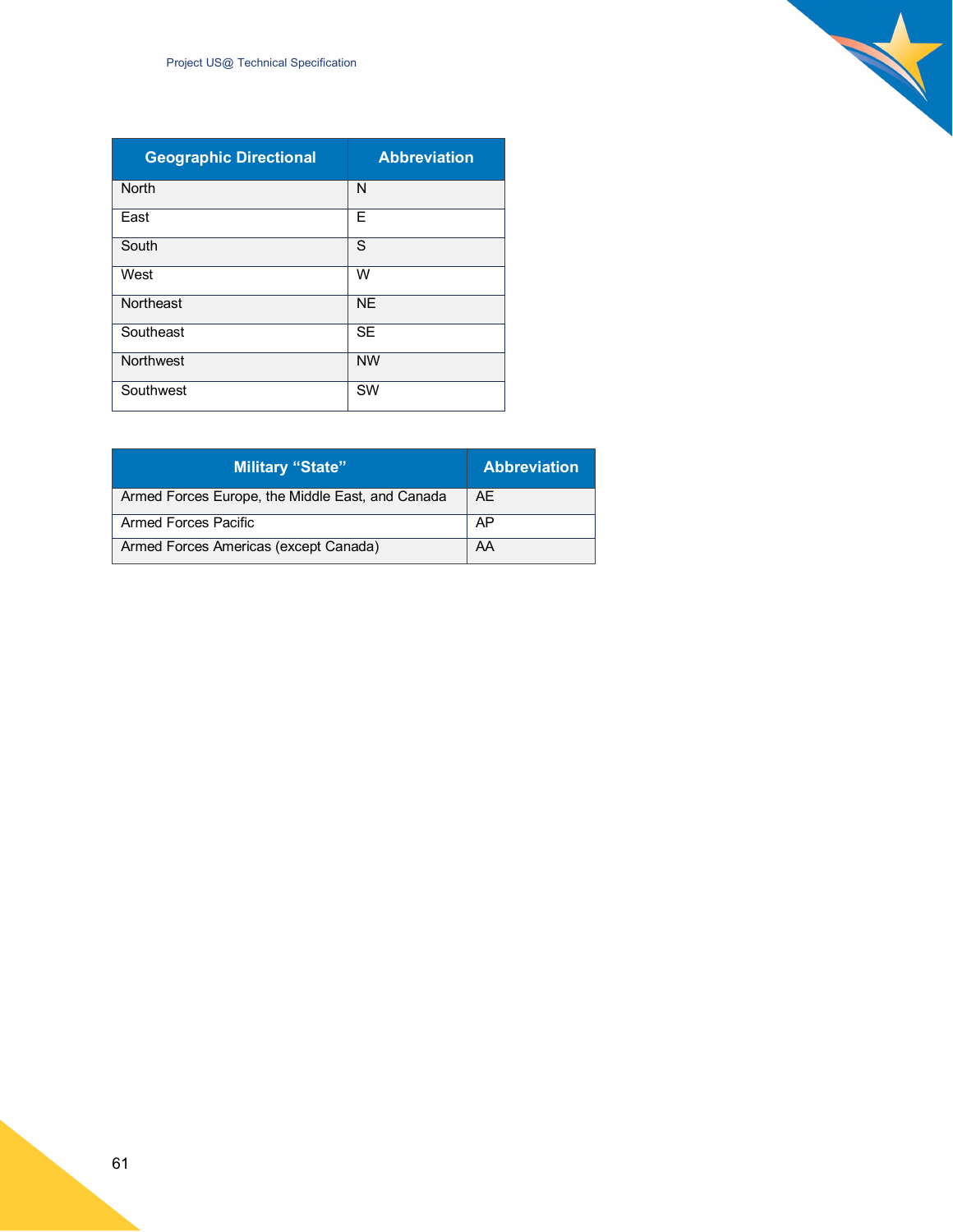| Geographic Directional | Abbreviation |
| --- | --- |
| North | N |
| East | E |
| South | S |
| West | W |
| Northeast | NE |
| Southeast | SE |
| Northwest | NW |
| Southwest | SW |

| Military “State” | Abbreviation |
| --- | --- |
| Armed Forces Europe, the Middle East, and Canada | AE |
| Armed Forces Pacific | AP |
| Armed Forces Americas (except Canada) | AA |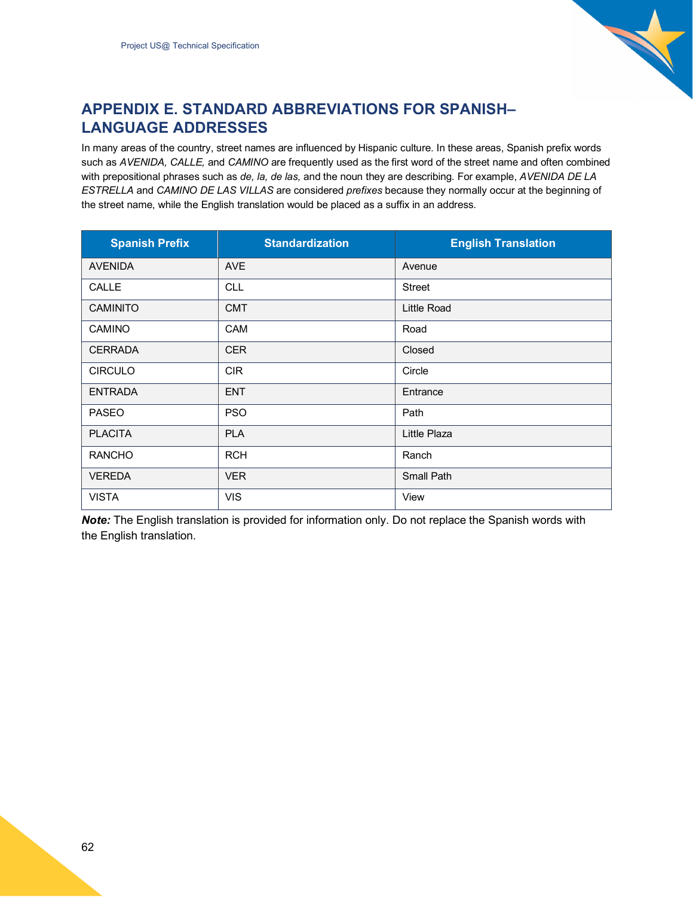# APPENDIX E. STANDARD ABBREVIATIONS FOR SPANISH–LANGUAGE ADDRESSES

In many areas of the country, street names are influenced by Hispanic culture. In these areas, Spanish prefix words such as *AVENIDA, CALLE,* and *CAMINO* are frequently used as the first word of the street name and often combined with prepositional phrases such as *de, la, de las,* and the noun they are describing. For example, *AVENIDA DE LA ESTRELLA* and *CAMINO DE LAS VILLAS* are considered *prefixes* because they normally occur at the beginning of the street name, while the English translation would be placed as a suffix in an address.

| Spanish Prefix | Standardization | English Translation |
|---|---|---|
| AVENIDA | AVE | Avenue |
| CALLE | CLL | Street |
| CAMINITO | CMT | Little Road |
| CAMINO | CAM | Road |
| CERRADA | CER | Closed |
| CIRCULO | CIR | Circle |
| ENTRADA | ENT | Entrance |
| PASEO | PSO | Path |
| PLACITA | PLA | Little Plaza |
| RANCHO | RCH | Ranch |
| VEREDA | VER | Small Path |
| VISTA | VIS | View |

***Note:*** The English translation is provided for information only. Do not replace the Spanish words with the English translation.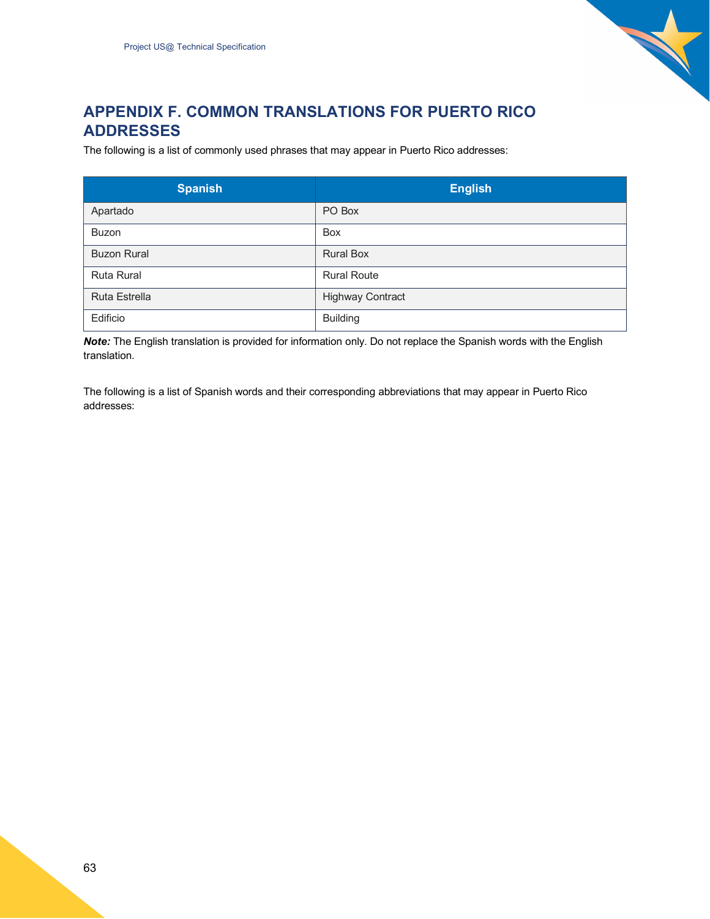# APPENDIX F. COMMON TRANSLATIONS FOR PUERTO RICO ADDRESSES

The following is a list of commonly used phrases that may appear in Puerto Rico addresses:

| Spanish | English |
| --- | --- |
| Apartado | PO Box |
| Buzon | Box |
| Buzon Rural | Rural Box |
| Ruta Rural | Rural Route |
| Ruta Estrella | Highway Contract |
| Edificio | Building |

***Note:*** The English translation is provided for information only. Do not replace the Spanish words with the English translation.

The following is a list of Spanish words and their corresponding abbreviations that may appear in Puerto Rico addresses: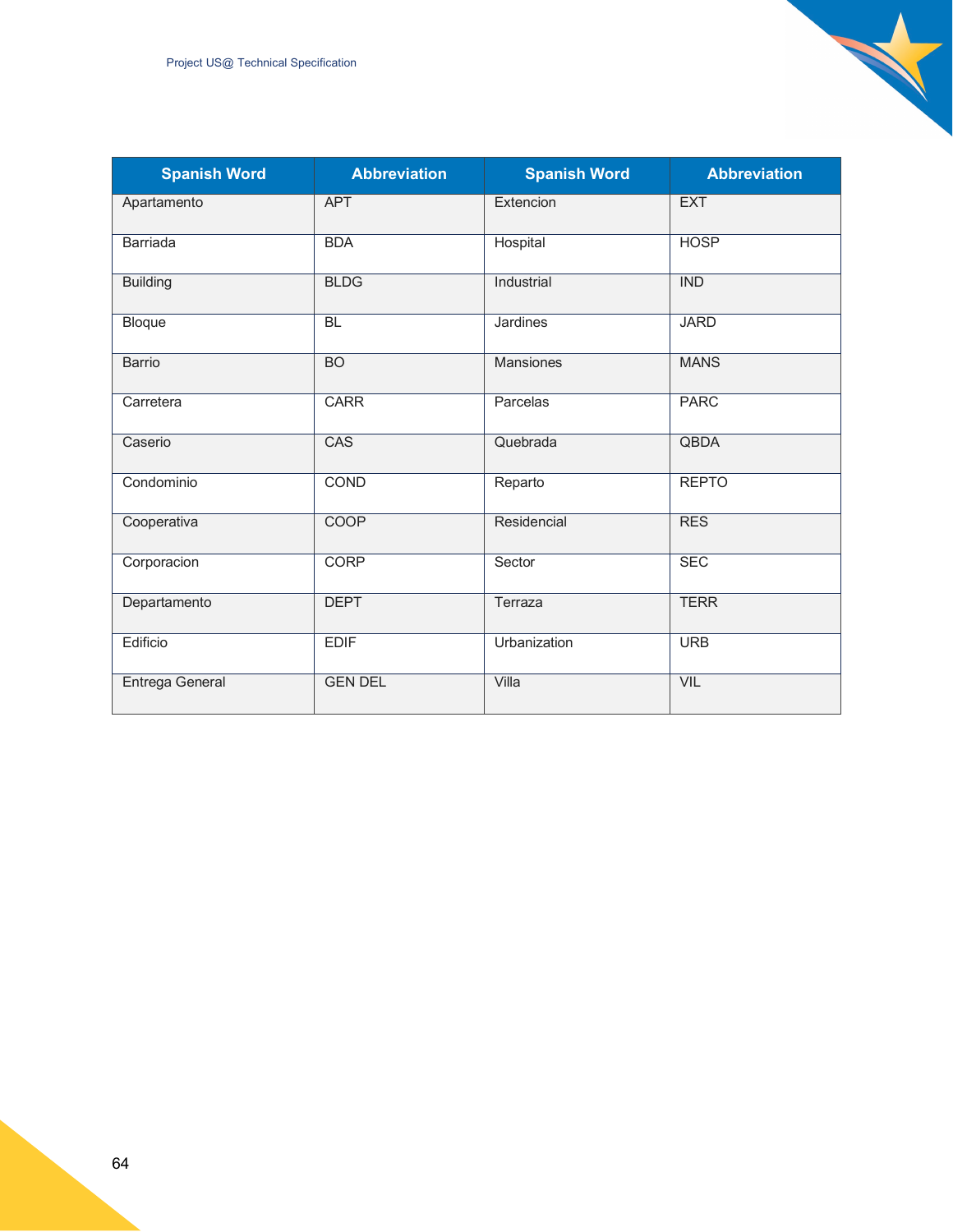| Spanish Word | Abbreviation | Spanish Word | Abbreviation |
|---|---|---|---|
| Apartamento | APT | Extencion | EXT |
| Barriada | BDA | Hospital | HOSP |
| Building | BLDG | Industrial | IND |
| Bloque | BL | Jardines | JARD |
| Barrio | BO | Mansiones | MANS |
| Carretera | CARR | Parcelas | PARC |
| Caserio | CAS | Quebrada | QBDA |
| Condominio | COND | Reparto | REPTO |
| Cooperativa | COOP | Residencial | RES |
| Corporacion | CORP | Sector | SEC |
| Departamento | DEPT | Terraza | TERR |
| Edificio | EDIF | Urbanization | URB |
| Entrega General | GEN DEL | Villa | VIL |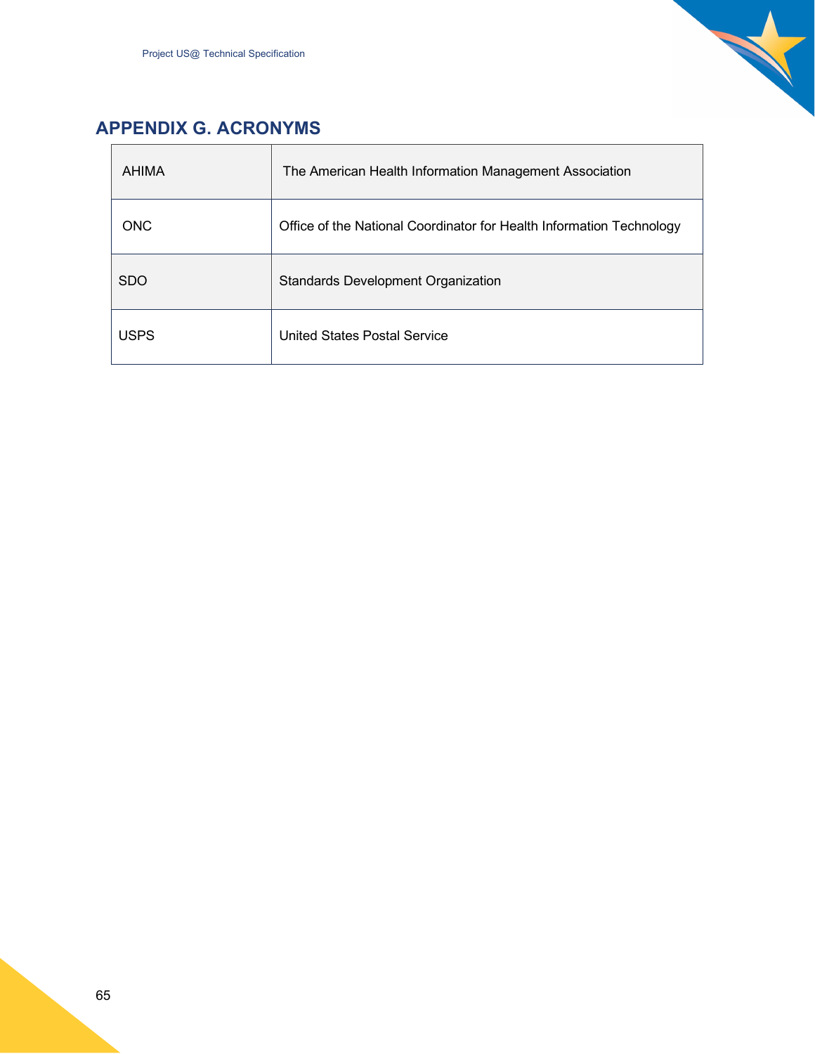## APPENDIX G. ACRONYMS

| | |
|---|---|
| AHIMA | The American Health Information Management Association |
| ONC | Office of the National Coordinator for Health Information Technology |
| SDO | Standards Development Organization |
| USPS | United States Postal Service |